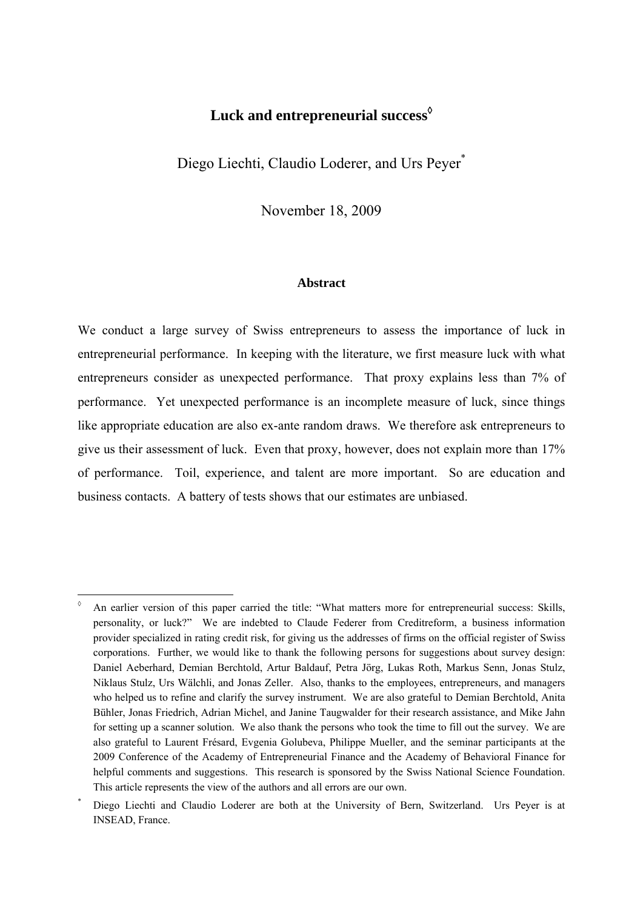# Luck and entrepreneurial success[◊]

Diego Liechti, Claudio Loderer, and Urs Peyer[*]

November 18, 2009

### Abstract

We conduct a large survey of Swiss entrepreneurs to assess the importance of luck in entrepreneurial performance. In keeping with the literature, we first measure luck with what entrepreneurs consider as unexpected performance. That proxy explains less than 7% of performance. Yet unexpected performance is an incomplete measure of luck, since things like appropriate education are also ex-ante random draws. We therefore ask entrepreneurs to give us their assessment of luck. Even that proxy, however, does not explain more than 17% of performance. Toil, experience, and talent are more important. So are education and business contacts. A battery of tests shows that our estimates are unbiased.

---

[◊] An earlier version of this paper carried the title: "What matters more for entrepreneurial success: Skills, personality, or luck?" We are indebted to Claude Federer from Creditreform, a business information provider specialized in rating credit risk, for giving us the addresses of firms on the official register of Swiss corporations. Further, we would like to thank the following persons for suggestions about survey design: Daniel Aeberhard, Demian Berchtold, Artur Baldauf, Petra Jörg, Lukas Roth, Markus Senn, Jonas Stulz, Niklaus Stulz, Urs Wälchli, and Jonas Zeller. Also, thanks to the employees, entrepreneurs, and managers who helped us to refine and clarify the survey instrument. We are also grateful to Demian Berchtold, Anita Bühler, Jonas Friedrich, Adrian Michel, and Janine Taugwalder for their research assistance, and Mike Jahn for setting up a scanner solution. We also thank the persons who took the time to fill out the survey. We are also grateful to Laurent Frésard, Evgenia Golubeva, Philippe Mueller, and the seminar participants at the 2009 Conference of the Academy of Entrepreneurial Finance and the Academy of Behavioral Finance for helpful comments and suggestions. This research is sponsored by the Swiss National Science Foundation. This article represents the view of the authors and all errors are our own.

[*] Diego Liechti and Claudio Loderer are both at the University of Bern, Switzerland. Urs Peyer is at INSEAD, France.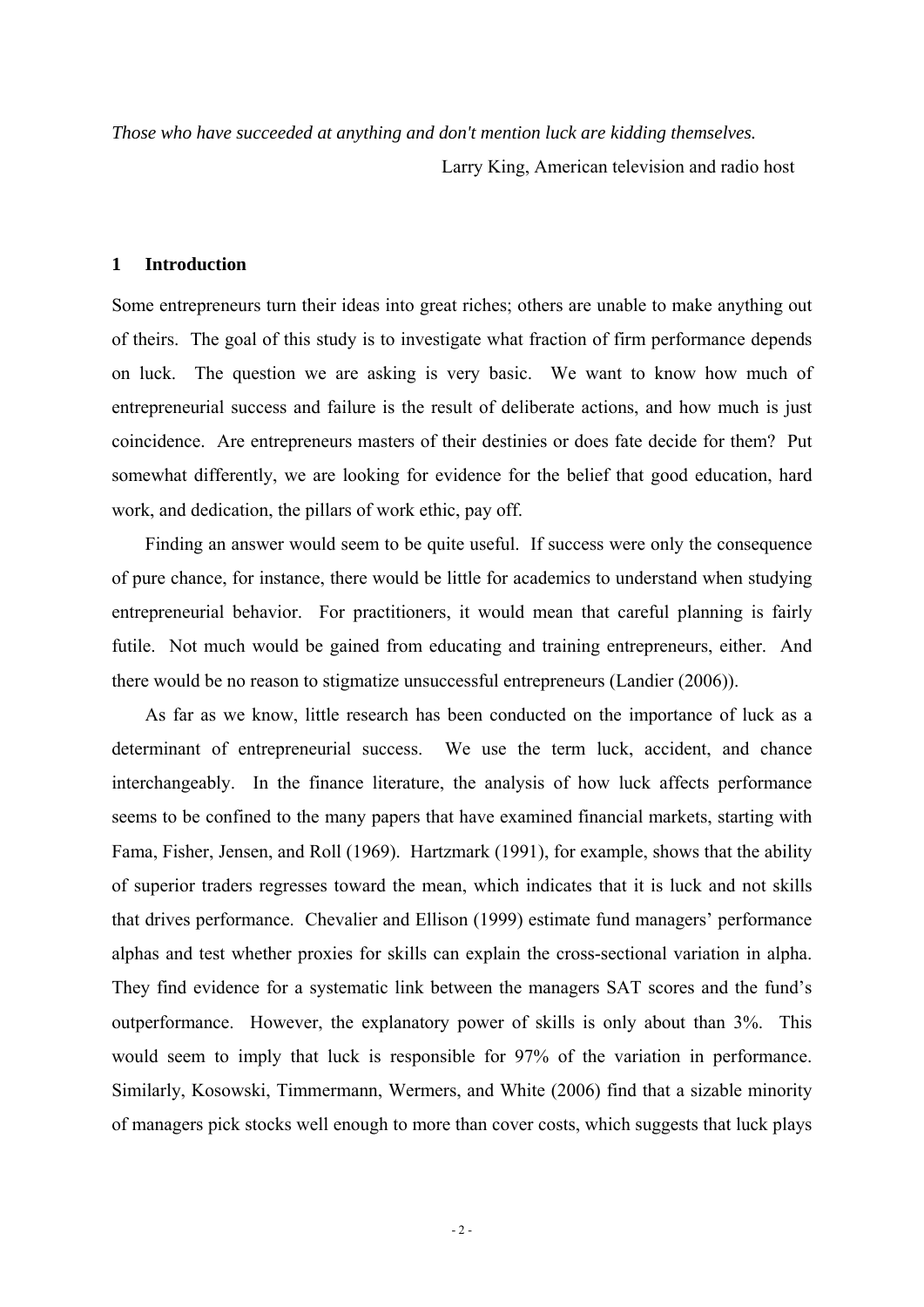*Those who have succeeded at anything and don't mention luck are kidding themselves.*

Larry King, American television and radio host

## 1 Introduction

Some entrepreneurs turn their ideas into great riches; others are unable to make anything out of theirs. The goal of this study is to investigate what fraction of firm performance depends on luck. The question we are asking is very basic. We want to know how much of entrepreneurial success and failure is the result of deliberate actions, and how much is just coincidence. Are entrepreneurs masters of their destinies or does fate decide for them? Put somewhat differently, we are looking for evidence for the belief that good education, hard work, and dedication, the pillars of work ethic, pay off.

Finding an answer would seem to be quite useful. If success were only the consequence of pure chance, for instance, there would be little for academics to understand when studying entrepreneurial behavior. For practitioners, it would mean that careful planning is fairly futile. Not much would be gained from educating and training entrepreneurs, either. And there would be no reason to stigmatize unsuccessful entrepreneurs (Landier (2006)).

As far as we know, little research has been conducted on the importance of luck as a determinant of entrepreneurial success. We use the term luck, accident, and chance interchangeably. In the finance literature, the analysis of how luck affects performance seems to be confined to the many papers that have examined financial markets, starting with Fama, Fisher, Jensen, and Roll (1969). Hartzmark (1991), for example, shows that the ability of superior traders regresses toward the mean, which indicates that it is luck and not skills that drives performance. Chevalier and Ellison (1999) estimate fund managers' performance alphas and test whether proxies for skills can explain the cross-sectional variation in alpha. They find evidence for a systematic link between the managers SAT scores and the fund's outperformance. However, the explanatory power of skills is only about than 3%. This would seem to imply that luck is responsible for 97% of the variation in performance. Similarly, Kosowski, Timmermann, Wermers, and White (2006) find that a sizable minority of managers pick stocks well enough to more than cover costs, which suggests that luck plays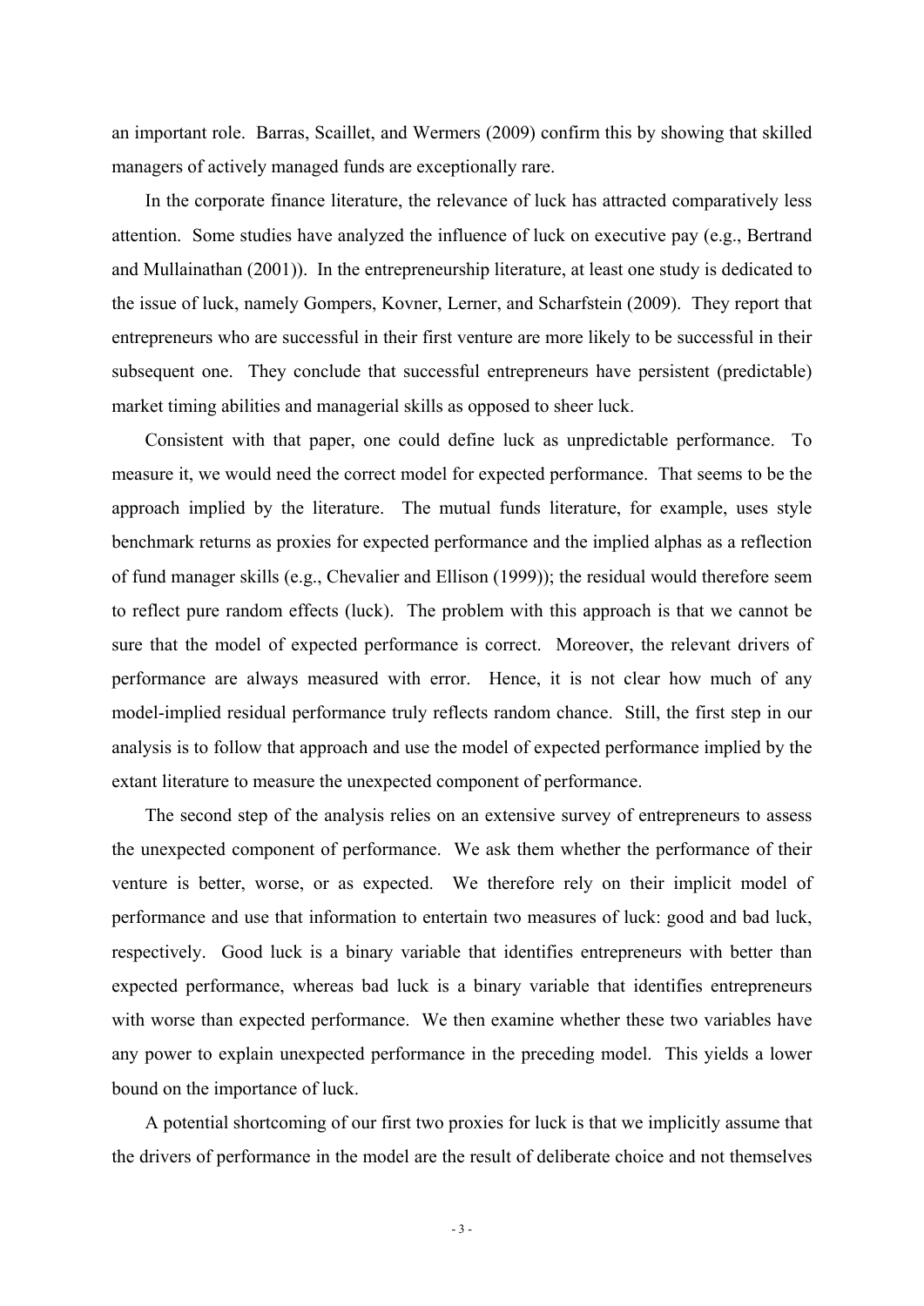an important role. Barras, Scaillet, and Wermers (2009) confirm this by showing that skilled managers of actively managed funds are exceptionally rare.

In the corporate finance literature, the relevance of luck has attracted comparatively less attention. Some studies have analyzed the influence of luck on executive pay (e.g., Bertrand and Mullainathan (2001)). In the entrepreneurship literature, at least one study is dedicated to the issue of luck, namely Gompers, Kovner, Lerner, and Scharfstein (2009). They report that entrepreneurs who are successful in their first venture are more likely to be successful in their subsequent one. They conclude that successful entrepreneurs have persistent (predictable) market timing abilities and managerial skills as opposed to sheer luck.

Consistent with that paper, one could define luck as unpredictable performance. To measure it, we would need the correct model for expected performance. That seems to be the approach implied by the literature. The mutual funds literature, for example, uses style benchmark returns as proxies for expected performance and the implied alphas as a reflection of fund manager skills (e.g., Chevalier and Ellison (1999)); the residual would therefore seem to reflect pure random effects (luck). The problem with this approach is that we cannot be sure that the model of expected performance is correct. Moreover, the relevant drivers of performance are always measured with error. Hence, it is not clear how much of any model-implied residual performance truly reflects random chance. Still, the first step in our analysis is to follow that approach and use the model of expected performance implied by the extant literature to measure the unexpected component of performance.

The second step of the analysis relies on an extensive survey of entrepreneurs to assess the unexpected component of performance. We ask them whether the performance of their venture is better, worse, or as expected. We therefore rely on their implicit model of performance and use that information to entertain two measures of luck: good and bad luck, respectively. Good luck is a binary variable that identifies entrepreneurs with better than expected performance, whereas bad luck is a binary variable that identifies entrepreneurs with worse than expected performance. We then examine whether these two variables have any power to explain unexpected performance in the preceding model. This yields a lower bound on the importance of luck.

A potential shortcoming of our first two proxies for luck is that we implicitly assume that the drivers of performance in the model are the result of deliberate choice and not themselves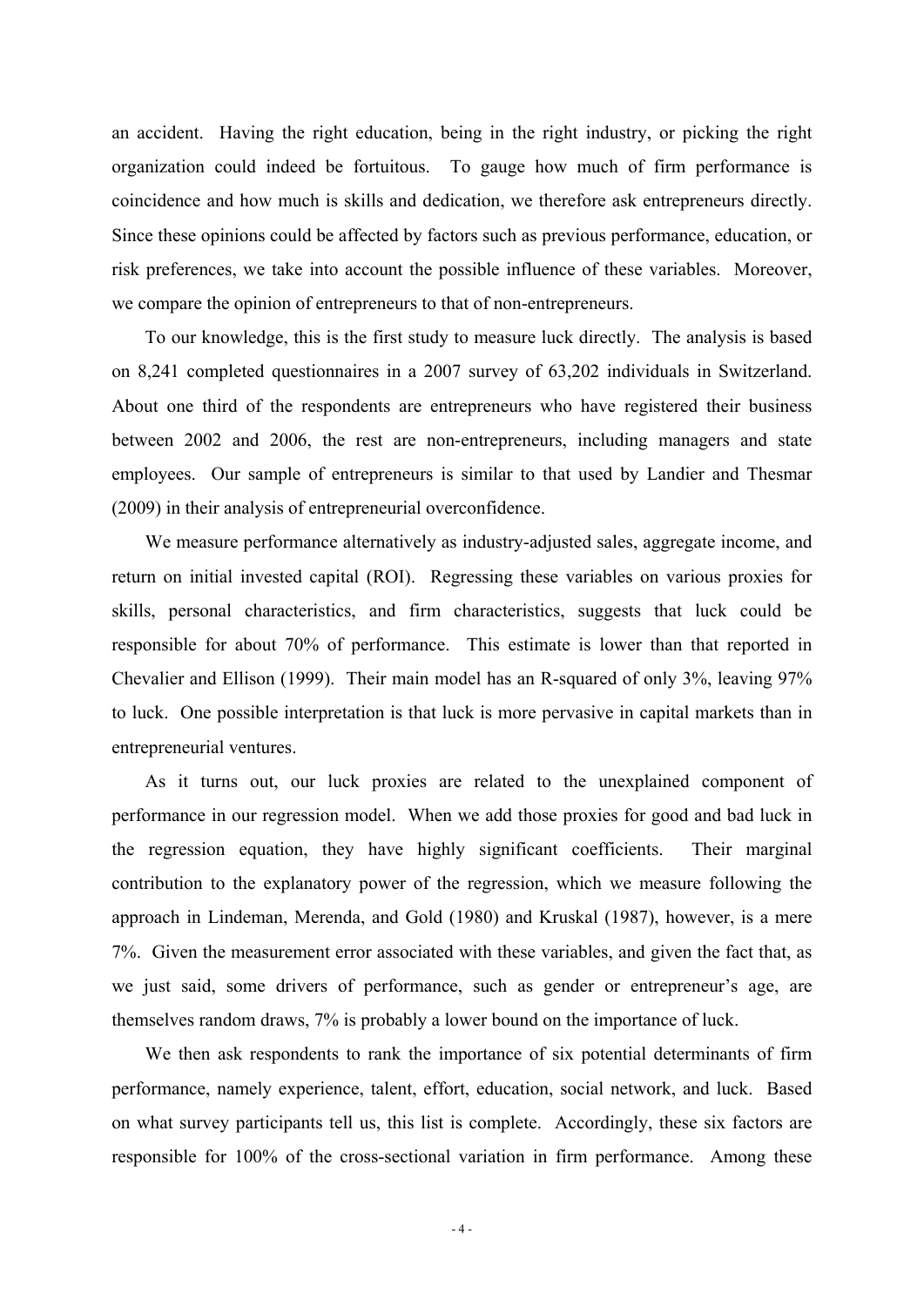an accident. Having the right education, being in the right industry, or picking the right organization could indeed be fortuitous. To gauge how much of firm performance is coincidence and how much is skills and dedication, we therefore ask entrepreneurs directly. Since these opinions could be affected by factors such as previous performance, education, or risk preferences, we take into account the possible influence of these variables. Moreover, we compare the opinion of entrepreneurs to that of non-entrepreneurs.

To our knowledge, this is the first study to measure luck directly. The analysis is based on 8,241 completed questionnaires in a 2007 survey of 63,202 individuals in Switzerland. About one third of the respondents are entrepreneurs who have registered their business between 2002 and 2006, the rest are non-entrepreneurs, including managers and state employees. Our sample of entrepreneurs is similar to that used by Landier and Thesmar (2009) in their analysis of entrepreneurial overconfidence.

We measure performance alternatively as industry-adjusted sales, aggregate income, and return on initial invested capital (ROI). Regressing these variables on various proxies for skills, personal characteristics, and firm characteristics, suggests that luck could be responsible for about 70% of performance. This estimate is lower than that reported in Chevalier and Ellison (1999). Their main model has an R-squared of only 3%, leaving 97% to luck. One possible interpretation is that luck is more pervasive in capital markets than in entrepreneurial ventures.

As it turns out, our luck proxies are related to the unexplained component of performance in our regression model. When we add those proxies for good and bad luck in the regression equation, they have highly significant coefficients. Their marginal contribution to the explanatory power of the regression, which we measure following the approach in Lindeman, Merenda, and Gold (1980) and Kruskal (1987), however, is a mere 7%. Given the measurement error associated with these variables, and given the fact that, as we just said, some drivers of performance, such as gender or entrepreneur's age, are themselves random draws, 7% is probably a lower bound on the importance of luck.

We then ask respondents to rank the importance of six potential determinants of firm performance, namely experience, talent, effort, education, social network, and luck. Based on what survey participants tell us, this list is complete. Accordingly, these six factors are responsible for 100% of the cross-sectional variation in firm performance. Among these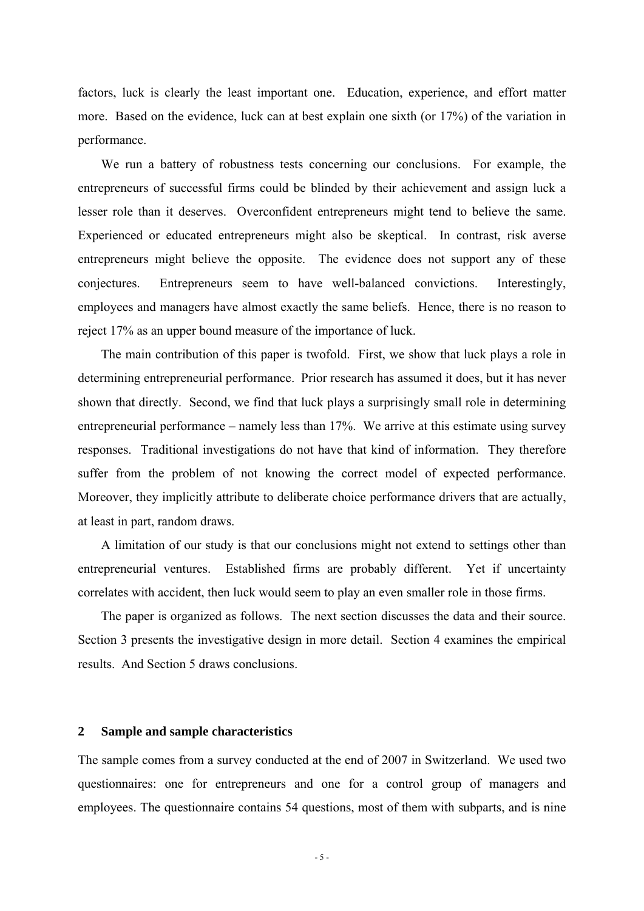factors, luck is clearly the least important one. Education, experience, and effort matter more. Based on the evidence, luck can at best explain one sixth (or 17%) of the variation in performance.

We run a battery of robustness tests concerning our conclusions. For example, the entrepreneurs of successful firms could be blinded by their achievement and assign luck a lesser role than it deserves. Overconfident entrepreneurs might tend to believe the same. Experienced or educated entrepreneurs might also be skeptical. In contrast, risk averse entrepreneurs might believe the opposite. The evidence does not support any of these conjectures. Entrepreneurs seem to have well-balanced convictions. Interestingly, employees and managers have almost exactly the same beliefs. Hence, there is no reason to reject 17% as an upper bound measure of the importance of luck.

The main contribution of this paper is twofold. First, we show that luck plays a role in determining entrepreneurial performance. Prior research has assumed it does, but it has never shown that directly. Second, we find that luck plays a surprisingly small role in determining entrepreneurial performance – namely less than 17%. We arrive at this estimate using survey responses. Traditional investigations do not have that kind of information. They therefore suffer from the problem of not knowing the correct model of expected performance. Moreover, they implicitly attribute to deliberate choice performance drivers that are actually, at least in part, random draws.

A limitation of our study is that our conclusions might not extend to settings other than entrepreneurial ventures. Established firms are probably different. Yet if uncertainty correlates with accident, then luck would seem to play an even smaller role in those firms.

The paper is organized as follows. The next section discusses the data and their source. Section 3 presents the investigative design in more detail. Section 4 examines the empirical results. And Section 5 draws conclusions.

## 2 Sample and sample characteristics

The sample comes from a survey conducted at the end of 2007 in Switzerland. We used two questionnaires: one for entrepreneurs and one for a control group of managers and employees. The questionnaire contains 54 questions, most of them with subparts, and is nine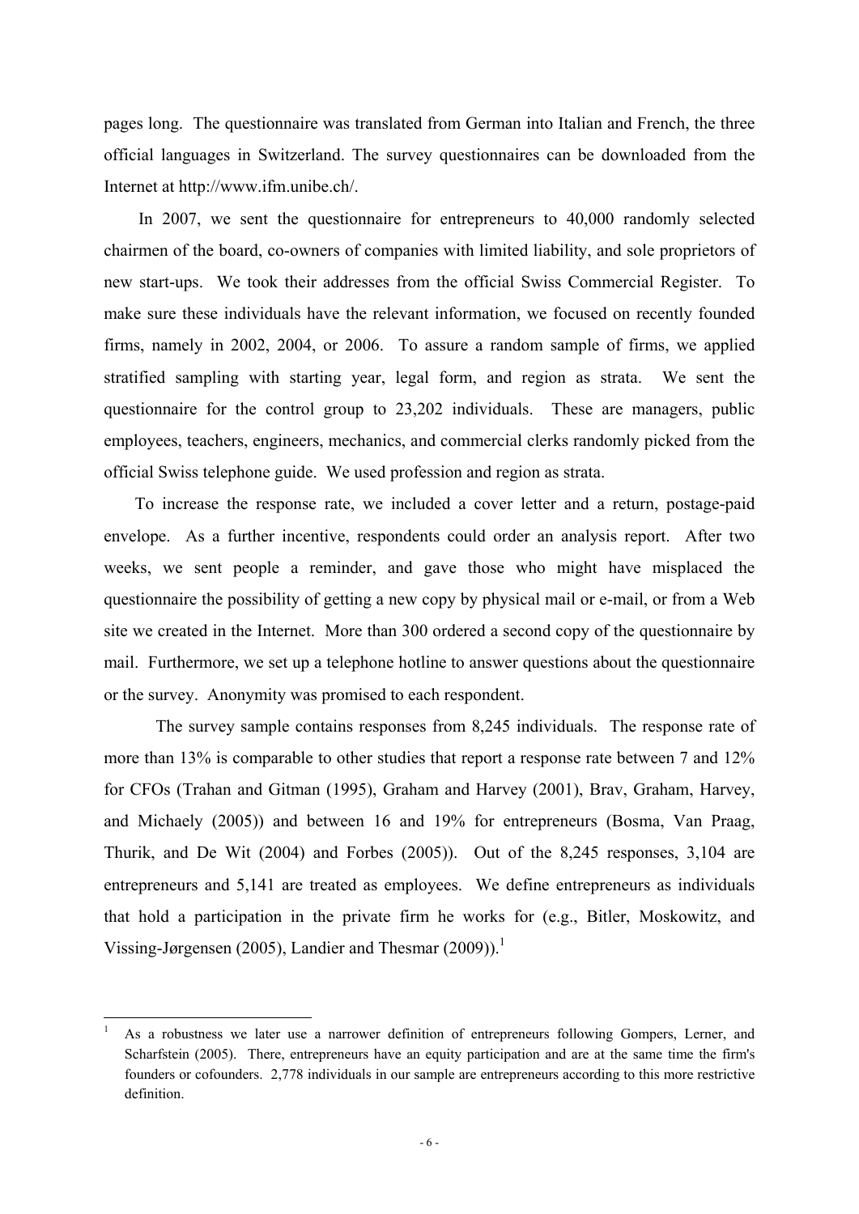pages long. The questionnaire was translated from German into Italian and French, the three official languages in Switzerland. The survey questionnaires can be downloaded from the Internet at http://www.ifm.unibe.ch/.

In 2007, we sent the questionnaire for entrepreneurs to 40,000 randomly selected chairmen of the board, co-owners of companies with limited liability, and sole proprietors of new start-ups. We took their addresses from the official Swiss Commercial Register. To make sure these individuals have the relevant information, we focused on recently founded firms, namely in 2002, 2004, or 2006. To assure a random sample of firms, we applied stratified sampling with starting year, legal form, and region as strata. We sent the questionnaire for the control group to 23,202 individuals. These are managers, public employees, teachers, engineers, mechanics, and commercial clerks randomly picked from the official Swiss telephone guide. We used profession and region as strata.

To increase the response rate, we included a cover letter and a return, postage-paid envelope. As a further incentive, respondents could order an analysis report. After two weeks, we sent people a reminder, and gave those who might have misplaced the questionnaire the possibility of getting a new copy by physical mail or e-mail, or from a Web site we created in the Internet. More than 300 ordered a second copy of the questionnaire by mail. Furthermore, we set up a telephone hotline to answer questions about the questionnaire or the survey. Anonymity was promised to each respondent.

The survey sample contains responses from 8,245 individuals. The response rate of more than 13% is comparable to other studies that report a response rate between 7 and 12% for CFOs (Trahan and Gitman (1995), Graham and Harvey (2001), Brav, Graham, Harvey, and Michaely (2005)) and between 16 and 19% for entrepreneurs (Bosma, Van Praag, Thurik, and De Wit (2004) and Forbes (2005)). Out of the 8,245 responses, 3,104 are entrepreneurs and 5,141 are treated as employees. We define entrepreneurs as individuals that hold a participation in the private firm he works for (e.g., Bitler, Moskowitz, and Vissing-Jørgensen (2005), Landier and Thesmar (2009)).[1]

[1] As a robustness we later use a narrower definition of entrepreneurs following Gompers, Lerner, and Scharfstein (2005). There, entrepreneurs have an equity participation and are at the same time the firm's founders or cofounders. 2,778 individuals in our sample are entrepreneurs according to this more restrictive definition.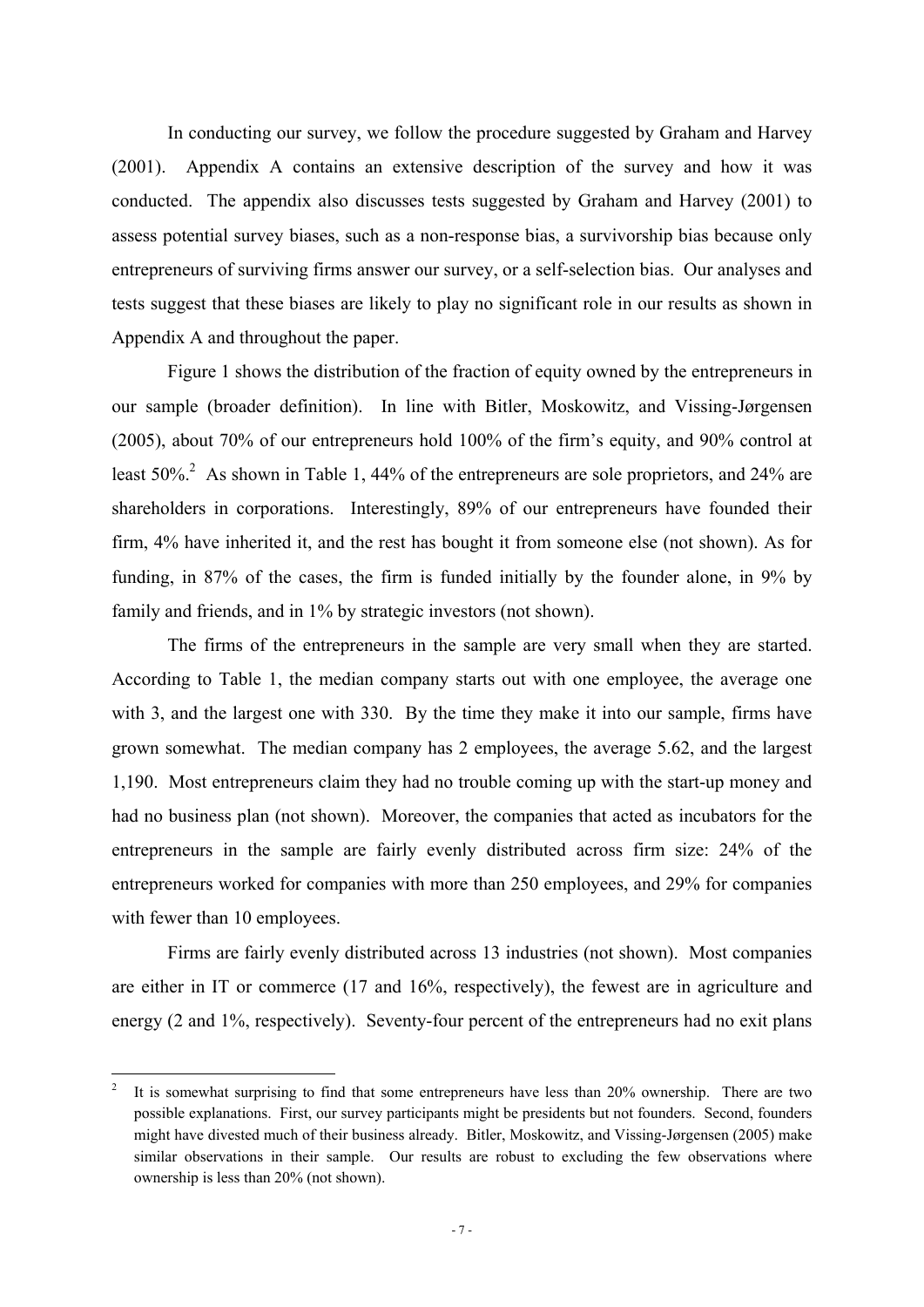In conducting our survey, we follow the procedure suggested by Graham and Harvey (2001). Appendix A contains an extensive description of the survey and how it was conducted. The appendix also discusses tests suggested by Graham and Harvey (2001) to assess potential survey biases, such as a non-response bias, a survivorship bias because only entrepreneurs of surviving firms answer our survey, or a self-selection bias. Our analyses and tests suggest that these biases are likely to play no significant role in our results as shown in Appendix A and throughout the paper.

Figure 1 shows the distribution of the fraction of equity owned by the entrepreneurs in our sample (broader definition). In line with Bitler, Moskowitz, and Vissing-Jørgensen (2005), about 70% of our entrepreneurs hold 100% of the firm's equity, and 90% control at least 50%.[2] As shown in Table 1, 44% of the entrepreneurs are sole proprietors, and 24% are shareholders in corporations. Interestingly, 89% of our entrepreneurs have founded their firm, 4% have inherited it, and the rest has bought it from someone else (not shown). As for funding, in 87% of the cases, the firm is funded initially by the founder alone, in 9% by family and friends, and in 1% by strategic investors (not shown).

The firms of the entrepreneurs in the sample are very small when they are started. According to Table 1, the median company starts out with one employee, the average one with 3, and the largest one with 330. By the time they make it into our sample, firms have grown somewhat. The median company has 2 employees, the average 5.62, and the largest 1,190. Most entrepreneurs claim they had no trouble coming up with the start-up money and had no business plan (not shown). Moreover, the companies that acted as incubators for the entrepreneurs in the sample are fairly evenly distributed across firm size: 24% of the entrepreneurs worked for companies with more than 250 employees, and 29% for companies with fewer than 10 employees.

Firms are fairly evenly distributed across 13 industries (not shown). Most companies are either in IT or commerce (17 and 16%, respectively), the fewest are in agriculture and energy (2 and 1%, respectively). Seventy-four percent of the entrepreneurs had no exit plans

---

[2] It is somewhat surprising to find that some entrepreneurs have less than 20% ownership. There are two possible explanations. First, our survey participants might be presidents but not founders. Second, founders might have divested much of their business already. Bitler, Moskowitz, and Vissing-Jørgensen (2005) make similar observations in their sample. Our results are robust to excluding the few observations where ownership is less than 20% (not shown).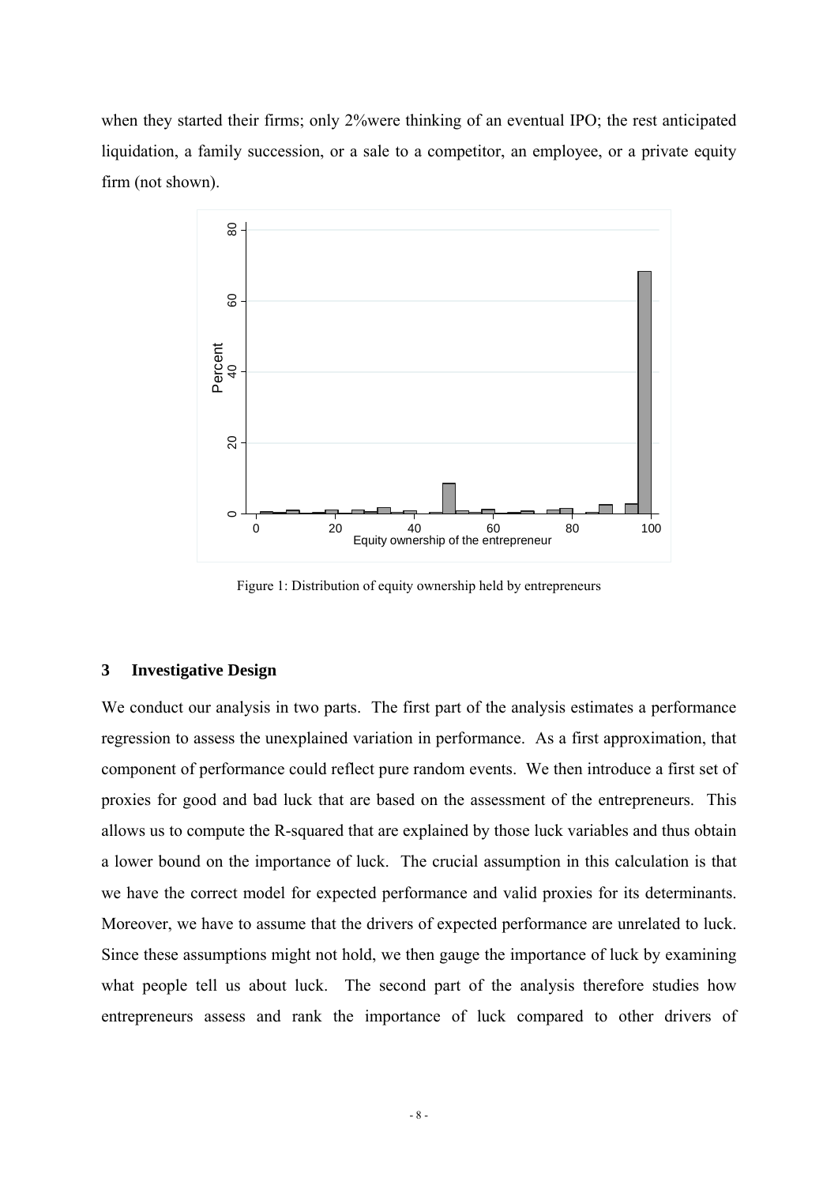when they started their firms; only 2%were thinking of an eventual IPO; the rest anticipated liquidation, a family succession, or a sale to a competitor, an employee, or a private equity firm (not shown).

Figure 1: Distribution of equity ownership held by entrepreneurs

## 3 Investigative Design

We conduct our analysis in two parts. The first part of the analysis estimates a performance regression to assess the unexplained variation in performance. As a first approximation, that component of performance could reflect pure random events. We then introduce a first set of proxies for good and bad luck that are based on the assessment of the entrepreneurs. This allows us to compute the R-squared that are explained by those luck variables and thus obtain a lower bound on the importance of luck. The crucial assumption in this calculation is that we have the correct model for expected performance and valid proxies for its determinants. Moreover, we have to assume that the drivers of expected performance are unrelated to luck. Since these assumptions might not hold, we then gauge the importance of luck by examining what people tell us about luck. The second part of the analysis therefore studies how entrepreneurs assess and rank the importance of luck compared to other drivers of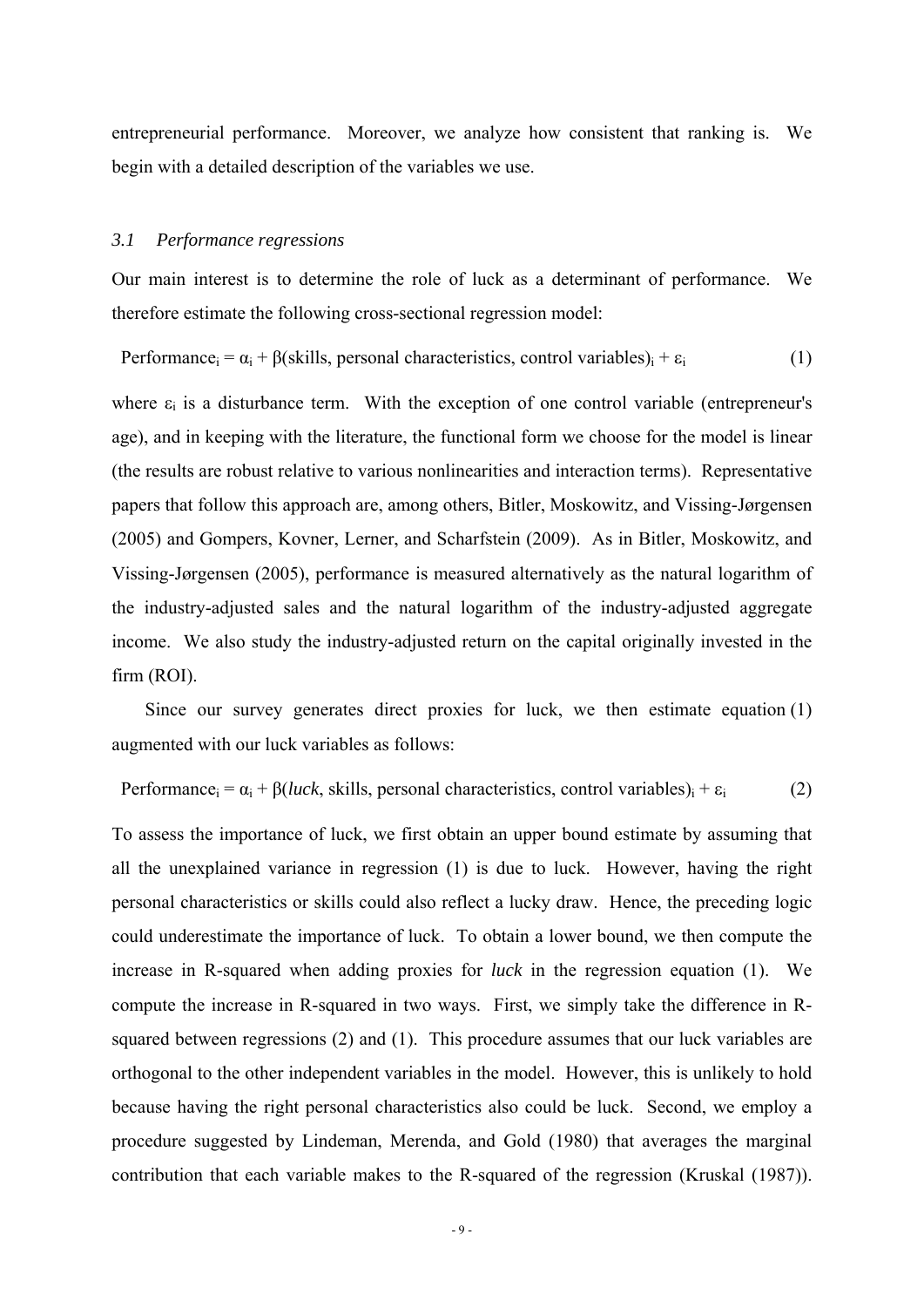entrepreneurial performance. Moreover, we analyze how consistent that ranking is. We begin with a detailed description of the variables we use.

### *3.1 Performance regressions*

Our main interest is to determine the role of luck as a determinant of performance. We therefore estimate the following cross-sectional regression model:

$$\text{Performance}_i = \alpha_i + \beta(\text{skills, personal characteristics, control variables})_i + \varepsilon_i \qquad (1)$$

where $\varepsilon_i$ is a disturbance term. With the exception of one control variable (entrepreneur's age), and in keeping with the literature, the functional form we choose for the model is linear (the results are robust relative to various nonlinearities and interaction terms). Representative papers that follow this approach are, among others, Bitler, Moskowitz, and Vissing-Jørgensen (2005) and Gompers, Kovner, Lerner, and Scharfstein (2009). As in Bitler, Moskowitz, and Vissing-Jørgensen (2005), performance is measured alternatively as the natural logarithm of the industry-adjusted sales and the natural logarithm of the industry-adjusted aggregate income. We also study the industry-adjusted return on the capital originally invested in the firm (ROI).

Since our survey generates direct proxies for luck, we then estimate equation (1) augmented with our luck variables as follows:

$$\text{Performance}_i = \alpha_i + \beta(\textit{luck}, \text{skills, personal characteristics, control variables})_i + \varepsilon_i \qquad (2)$$

To assess the importance of luck, we first obtain an upper bound estimate by assuming that all the unexplained variance in regression (1) is due to luck. However, having the right personal characteristics or skills could also reflect a lucky draw. Hence, the preceding logic could underestimate the importance of luck. To obtain a lower bound, we then compute the increase in R-squared when adding proxies for *luck* in the regression equation (1). We compute the increase in R-squared in two ways. First, we simply take the difference in R-squared between regressions (2) and (1). This procedure assumes that our luck variables are orthogonal to the other independent variables in the model. However, this is unlikely to hold because having the right personal characteristics also could be luck. Second, we employ a procedure suggested by Lindeman, Merenda, and Gold (1980) that averages the marginal contribution that each variable makes to the R-squared of the regression (Kruskal (1987)).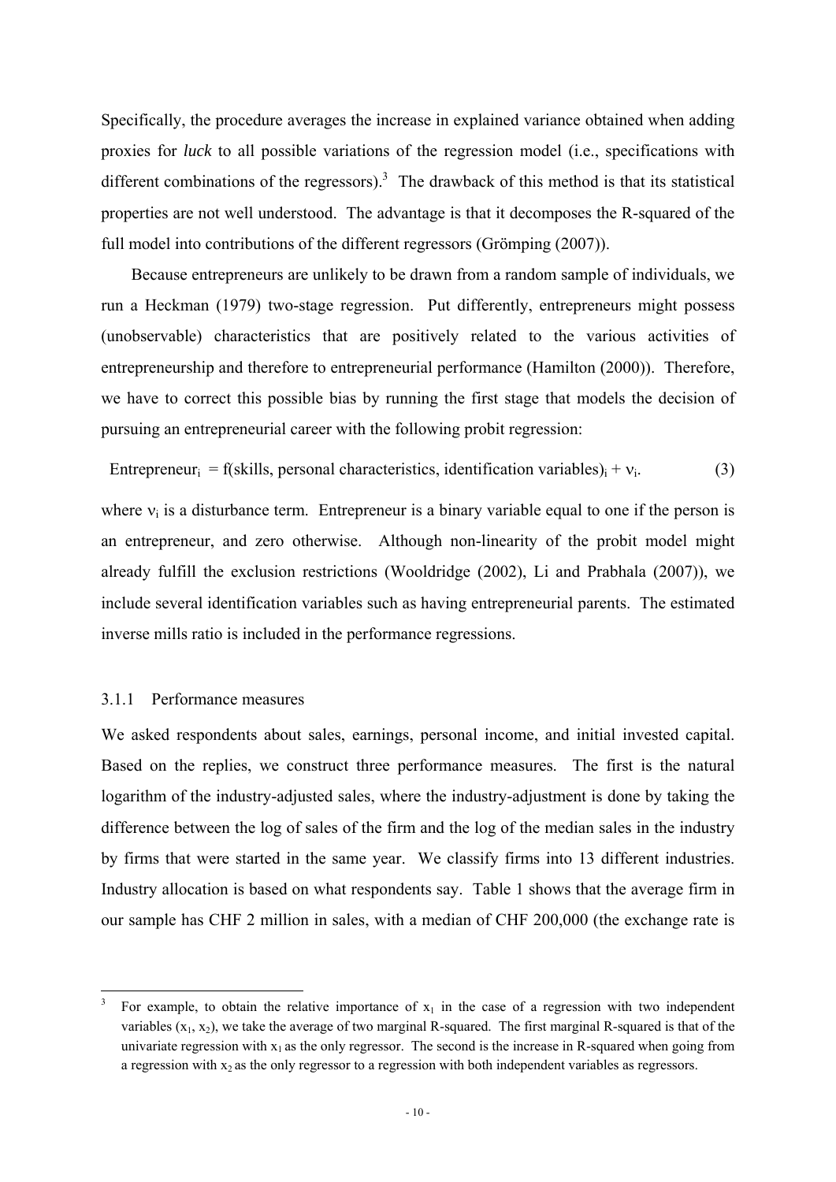Specifically, the procedure averages the increase in explained variance obtained when adding proxies for *luck* to all possible variations of the regression model (i.e., specifications with different combinations of the regressors).[3] The drawback of this method is that its statistical properties are not well understood. The advantage is that it decomposes the R-squared of the full model into contributions of the different regressors (Grömping (2007)).

Because entrepreneurs are unlikely to be drawn from a random sample of individuals, we run a Heckman (1979) two-stage regression. Put differently, entrepreneurs might possess (unobservable) characteristics that are positively related to the various activities of entrepreneurship and therefore to entrepreneurial performance (Hamilton (2000)). Therefore, we have to correct this possible bias by running the first stage that models the decision of pursuing an entrepreneurial career with the following probit regression:

$$\text{Entrepreneur}_i = f(\text{skills, personal characteristics, identification variables})_i + \nu_i. \quad (3)$$

where $\nu_i$ is a disturbance term. Entrepreneur is a binary variable equal to one if the person is an entrepreneur, and zero otherwise. Although non-linearity of the probit model might already fulfill the exclusion restrictions (Wooldridge (2002), Li and Prabhala (2007)), we include several identification variables such as having entrepreneurial parents. The estimated inverse mills ratio is included in the performance regressions.

### 3.1.1 Performance measures

We asked respondents about sales, earnings, personal income, and initial invested capital. Based on the replies, we construct three performance measures. The first is the natural logarithm of the industry-adjusted sales, where the industry-adjustment is done by taking the difference between the log of sales of the firm and the log of the median sales in the industry by firms that were started in the same year. We classify firms into 13 different industries. Industry allocation is based on what respondents say. Table 1 shows that the average firm in our sample has CHF 2 million in sales, with a median of CHF 200,000 (the exchange rate is

[3] For example, to obtain the relative importance of $x_1$ in the case of a regression with two independent variables ($x_1$, $x_2$), we take the average of two marginal R-squared. The first marginal R-squared is that of the univariate regression with $x_1$ as the only regressor. The second is the increase in R-squared when going from a regression with $x_2$ as the only regressor to a regression with both independent variables as regressors.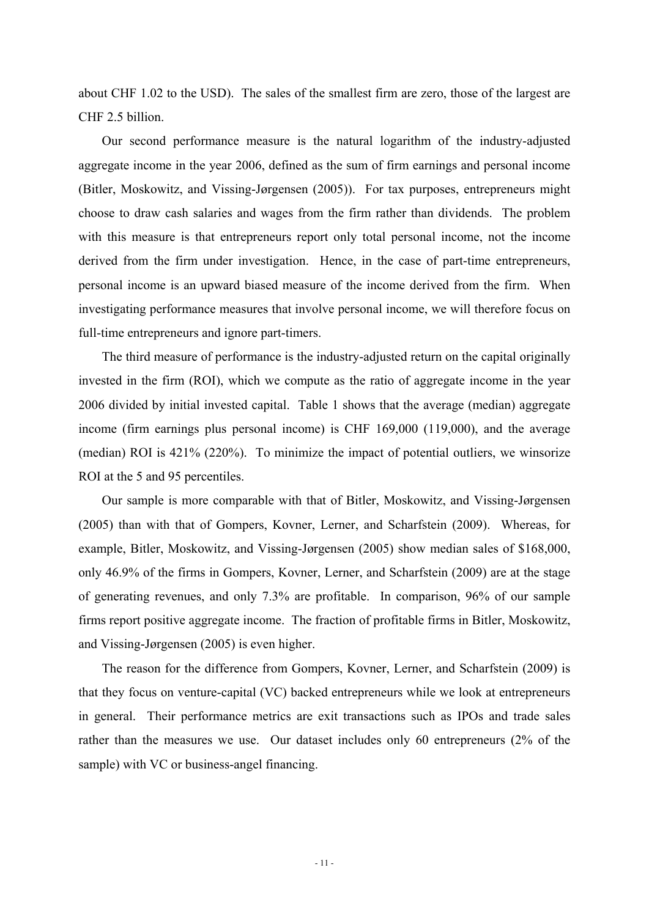about CHF 1.02 to the USD). The sales of the smallest firm are zero, those of the largest are CHF 2.5 billion.

Our second performance measure is the natural logarithm of the industry-adjusted aggregate income in the year 2006, defined as the sum of firm earnings and personal income (Bitler, Moskowitz, and Vissing-Jørgensen (2005)). For tax purposes, entrepreneurs might choose to draw cash salaries and wages from the firm rather than dividends. The problem with this measure is that entrepreneurs report only total personal income, not the income derived from the firm under investigation. Hence, in the case of part-time entrepreneurs, personal income is an upward biased measure of the income derived from the firm. When investigating performance measures that involve personal income, we will therefore focus on full-time entrepreneurs and ignore part-timers.

The third measure of performance is the industry-adjusted return on the capital originally invested in the firm (ROI), which we compute as the ratio of aggregate income in the year 2006 divided by initial invested capital. Table 1 shows that the average (median) aggregate income (firm earnings plus personal income) is CHF 169,000 (119,000), and the average (median) ROI is 421% (220%). To minimize the impact of potential outliers, we winsorize ROI at the 5 and 95 percentiles.

Our sample is more comparable with that of Bitler, Moskowitz, and Vissing-Jørgensen (2005) than with that of Gompers, Kovner, Lerner, and Scharfstein (2009). Whereas, for example, Bitler, Moskowitz, and Vissing-Jørgensen (2005) show median sales of $168,000, only 46.9% of the firms in Gompers, Kovner, Lerner, and Scharfstein (2009) are at the stage of generating revenues, and only 7.3% are profitable. In comparison, 96% of our sample firms report positive aggregate income. The fraction of profitable firms in Bitler, Moskowitz, and Vissing-Jørgensen (2005) is even higher.

The reason for the difference from Gompers, Kovner, Lerner, and Scharfstein (2009) is that they focus on venture-capital (VC) backed entrepreneurs while we look at entrepreneurs in general. Their performance metrics are exit transactions such as IPOs and trade sales rather than the measures we use. Our dataset includes only 60 entrepreneurs (2% of the sample) with VC or business-angel financing.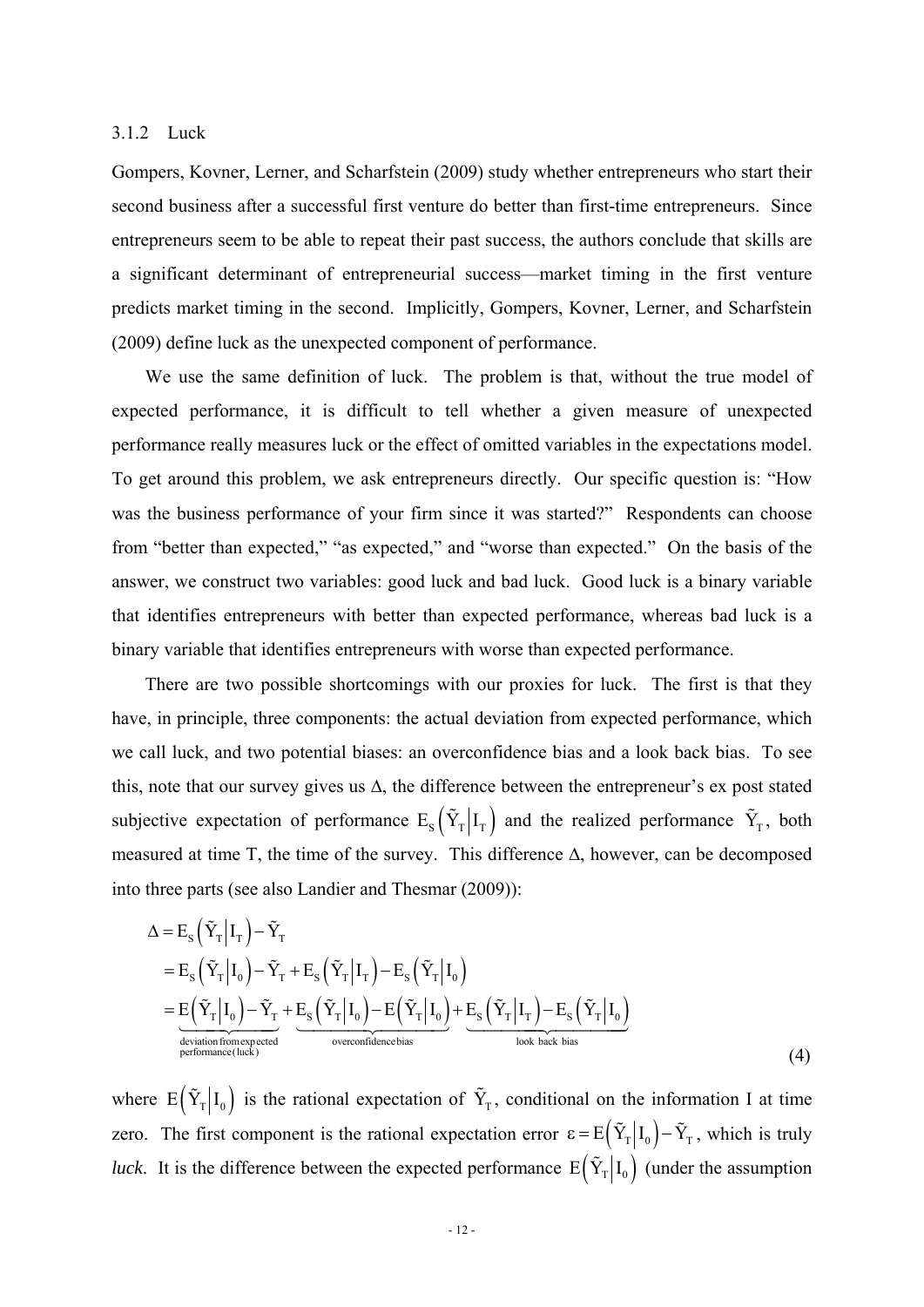### 3.1.2 Luck

Gompers, Kovner, Lerner, and Scharfstein (2009) study whether entrepreneurs who start their second business after a successful first venture do better than first-time entrepreneurs. Since entrepreneurs seem to be able to repeat their past success, the authors conclude that skills are a significant determinant of entrepreneurial success—market timing in the first venture predicts market timing in the second. Implicitly, Gompers, Kovner, Lerner, and Scharfstein (2009) define luck as the unexpected component of performance.

We use the same definition of luck. The problem is that, without the true model of expected performance, it is difficult to tell whether a given measure of unexpected performance really measures luck or the effect of omitted variables in the expectations model. To get around this problem, we ask entrepreneurs directly. Our specific question is: "How was the business performance of your firm since it was started?" Respondents can choose from "better than expected," "as expected," and "worse than expected." On the basis of the answer, we construct two variables: good luck and bad luck. Good luck is a binary variable that identifies entrepreneurs with better than expected performance, whereas bad luck is a binary variable that identifies entrepreneurs with worse than expected performance.

There are two possible shortcomings with our proxies for luck. The first is that they have, in principle, three components: the actual deviation from expected performance, which we call luck, and two potential biases: an overconfidence bias and a look back bias. To see this, note that our survey gives us $\Delta$, the difference between the entrepreneur's ex post stated subjective expectation of performance $E_S\left(\tilde{Y}_T \middle| I_T\right)$ and the realized performance $\tilde{Y}_T$, both measured at time T, the time of the survey. This difference $\Delta$, however, can be decomposed into three parts (see also Landier and Thesmar (2009)):

$$
\begin{aligned}
\Delta &= E_S\left(\tilde{Y}_T \middle| I_T\right) - \tilde{Y}_T \\
&= E_S\left(\tilde{Y}_T \middle| I_0\right) - \tilde{Y}_T + E_S\left(\tilde{Y}_T \middle| I_T\right) - E_S\left(\tilde{Y}_T \middle| I_0\right) \\
&= \underbrace{E\left(\tilde{Y}_T \middle| I_0\right) - \tilde{Y}_T}_{\substack{\text{deviation from expected} \\ \text{performance (luck)}}} + \underbrace{E_S\left(\tilde{Y}_T \middle| I_0\right) - E\left(\tilde{Y}_T \middle| I_0\right)}_{\text{overconfidence bias}} + \underbrace{E_S\left(\tilde{Y}_T \middle| I_T\right) - E_S\left(\tilde{Y}_T \middle| I_0\right)}_{\text{look back bias}}
\end{aligned} \tag{4}
$$

where $E\left(\tilde{Y}_T \middle| I_0\right)$ is the rational expectation of $\tilde{Y}_T$, conditional on the information I at time zero. The first component is the rational expectation error $\varepsilon = E\left(\tilde{Y}_T \middle| I_0\right) - \tilde{Y}_T$, which is truly *luck*. It is the difference between the expected performance $E\left(\tilde{Y}_T \middle| I_0\right)$ (under the assumption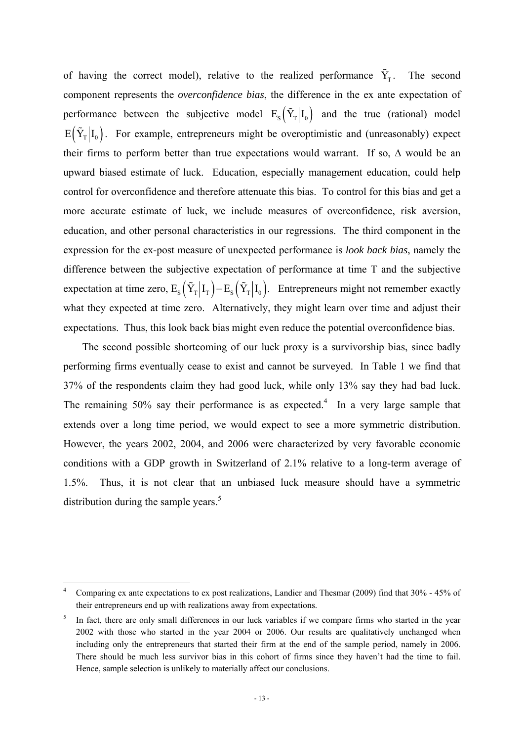of having the correct model), relative to the realized performance $\tilde{Y}_T$. The second component represents the *overconfidence bias*, the difference in the ex ante expectation of performance between the subjective model $E_S\left(\tilde{Y}_T \middle| I_0\right)$ and the true (rational) model $E\left(\tilde{Y}_T \middle| I_0\right)$. For example, entrepreneurs might be overoptimistic and (unreasonably) expect their firms to perform better than true expectations would warrant. If so, $\Delta$ would be an upward biased estimate of luck. Education, especially management education, could help control for overconfidence and therefore attenuate this bias. To control for this bias and get a more accurate estimate of luck, we include measures of overconfidence, risk aversion, education, and other personal characteristics in our regressions. The third component in the expression for the ex-post measure of unexpected performance is *look back bias*, namely the difference between the subjective expectation of performance at time T and the subjective expectation at time zero, $E_S\left(\tilde{Y}_T \middle| I_T\right) - E_S\left(\tilde{Y}_T \middle| I_0\right)$. Entrepreneurs might not remember exactly what they expected at time zero. Alternatively, they might learn over time and adjust their expectations. Thus, this look back bias might even reduce the potential overconfidence bias.

The second possible shortcoming of our luck proxy is a survivorship bias, since badly performing firms eventually cease to exist and cannot be surveyed. In Table 1 we find that 37% of the respondents claim they had good luck, while only 13% say they had bad luck. The remaining 50% say their performance is as expected.[4] In a very large sample that extends over a long time period, we would expect to see a more symmetric distribution. However, the years 2002, 2004, and 2006 were characterized by very favorable economic conditions with a GDP growth in Switzerland of 2.1% relative to a long-term average of 1.5%. Thus, it is not clear that an unbiased luck measure should have a symmetric distribution during the sample years.[5]

---

[4] Comparing ex ante expectations to ex post realizations, Landier and Thesmar (2009) find that 30% - 45% of their entrepreneurs end up with realizations away from expectations.

[5] In fact, there are only small differences in our luck variables if we compare firms who started in the year 2002 with those who started in the year 2004 or 2006. Our results are qualitatively unchanged when including only the entrepreneurs that started their firm at the end of the sample period, namely in 2006. There should be much less survivor bias in this cohort of firms since they haven't had the time to fail. Hence, sample selection is unlikely to materially affect our conclusions.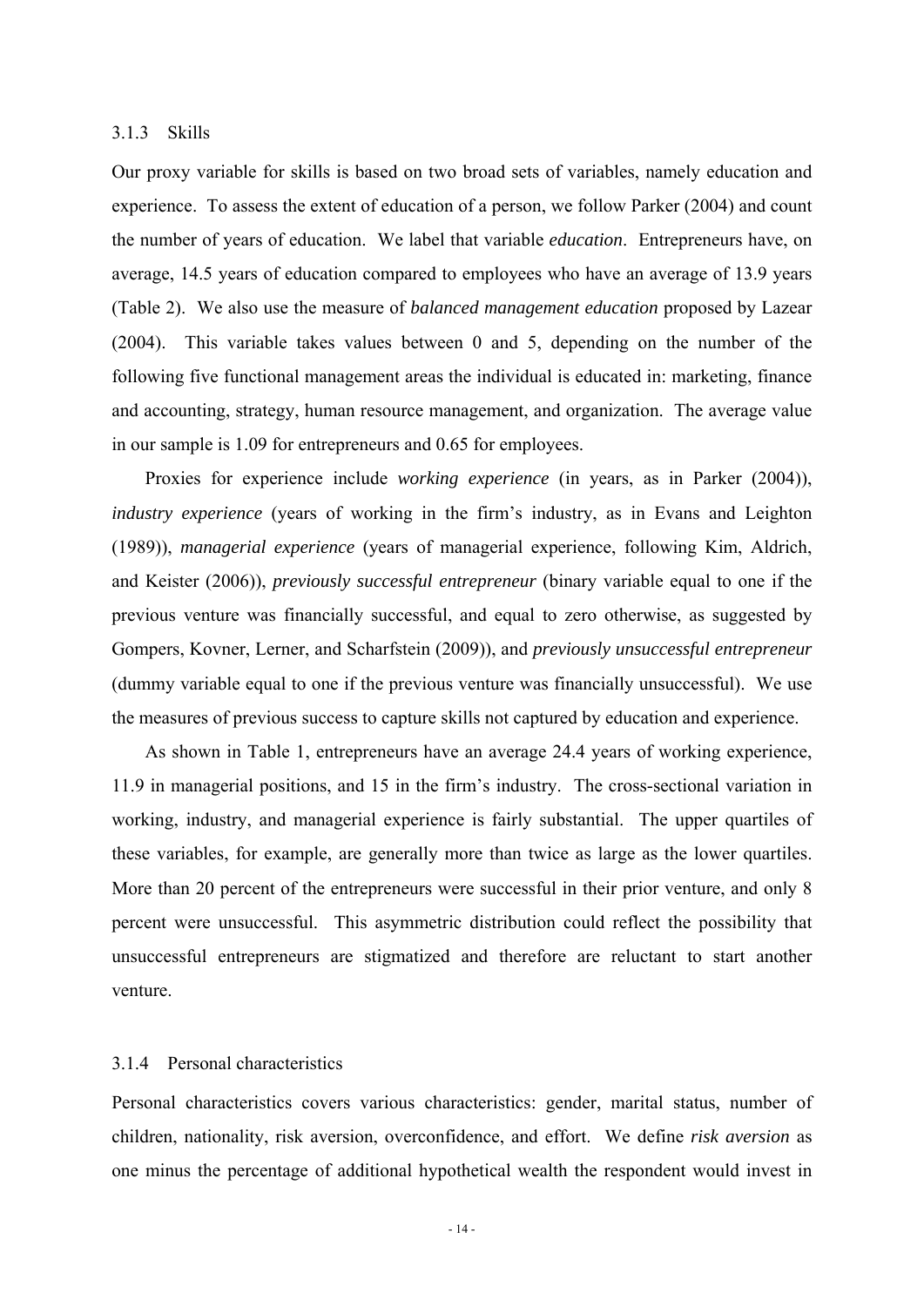### 3.1.3 Skills

Our proxy variable for skills is based on two broad sets of variables, namely education and experience. To assess the extent of education of a person, we follow Parker (2004) and count the number of years of education. We label that variable *education*. Entrepreneurs have, on average, 14.5 years of education compared to employees who have an average of 13.9 years (Table 2). We also use the measure of *balanced management education* proposed by Lazear (2004). This variable takes values between 0 and 5, depending on the number of the following five functional management areas the individual is educated in: marketing, finance and accounting, strategy, human resource management, and organization. The average value in our sample is 1.09 for entrepreneurs and 0.65 for employees.

Proxies for experience include *working experience* (in years, as in Parker (2004)), *industry experience* (years of working in the firm's industry, as in Evans and Leighton (1989)), *managerial experience* (years of managerial experience, following Kim, Aldrich, and Keister (2006)), *previously successful entrepreneur* (binary variable equal to one if the previous venture was financially successful, and equal to zero otherwise, as suggested by Gompers, Kovner, Lerner, and Scharfstein (2009)), and *previously unsuccessful entrepreneur* (dummy variable equal to one if the previous venture was financially unsuccessful). We use the measures of previous success to capture skills not captured by education and experience.

As shown in Table 1, entrepreneurs have an average 24.4 years of working experience, 11.9 in managerial positions, and 15 in the firm's industry. The cross-sectional variation in working, industry, and managerial experience is fairly substantial. The upper quartiles of these variables, for example, are generally more than twice as large as the lower quartiles. More than 20 percent of the entrepreneurs were successful in their prior venture, and only 8 percent were unsuccessful. This asymmetric distribution could reflect the possibility that unsuccessful entrepreneurs are stigmatized and therefore are reluctant to start another venture.

### 3.1.4 Personal characteristics

Personal characteristics covers various characteristics: gender, marital status, number of children, nationality, risk aversion, overconfidence, and effort. We define *risk aversion* as one minus the percentage of additional hypothetical wealth the respondent would invest in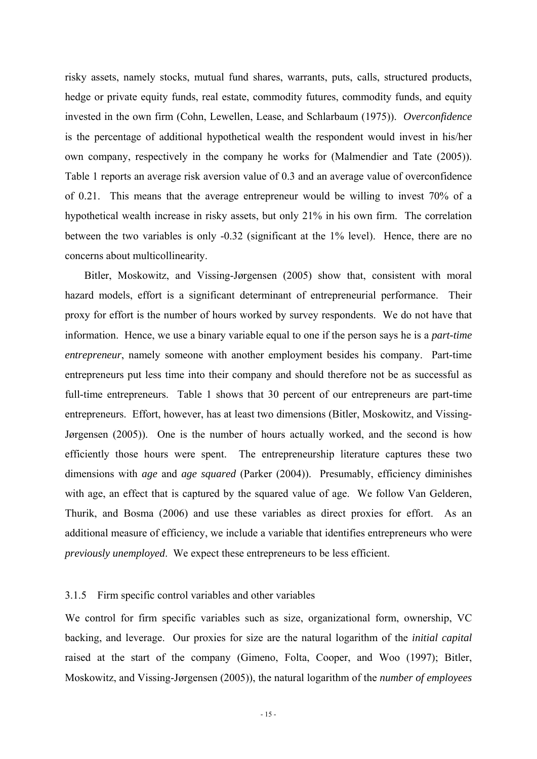risky assets, namely stocks, mutual fund shares, warrants, puts, calls, structured products, hedge or private equity funds, real estate, commodity futures, commodity funds, and equity invested in the own firm (Cohn, Lewellen, Lease, and Schlarbaum (1975)). *Overconfidence* is the percentage of additional hypothetical wealth the respondent would invest in his/her own company, respectively in the company he works for (Malmendier and Tate (2005)). Table 1 reports an average risk aversion value of 0.3 and an average value of overconfidence of 0.21. This means that the average entrepreneur would be willing to invest 70% of a hypothetical wealth increase in risky assets, but only 21% in his own firm. The correlation between the two variables is only -0.32 (significant at the 1% level). Hence, there are no concerns about multicollinearity.

Bitler, Moskowitz, and Vissing-Jørgensen (2005) show that, consistent with moral hazard models, effort is a significant determinant of entrepreneurial performance. Their proxy for effort is the number of hours worked by survey respondents. We do not have that information. Hence, we use a binary variable equal to one if the person says he is a *part-time entrepreneur*, namely someone with another employment besides his company. Part-time entrepreneurs put less time into their company and should therefore not be as successful as full-time entrepreneurs. Table 1 shows that 30 percent of our entrepreneurs are part-time entrepreneurs. Effort, however, has at least two dimensions (Bitler, Moskowitz, and Vissing-Jørgensen (2005)). One is the number of hours actually worked, and the second is how efficiently those hours were spent. The entrepreneurship literature captures these two dimensions with *age* and *age squared* (Parker (2004)). Presumably, efficiency diminishes with age, an effect that is captured by the squared value of age. We follow Van Gelderen, Thurik, and Bosma (2006) and use these variables as direct proxies for effort. As an additional measure of efficiency, we include a variable that identifies entrepreneurs who were *previously unemployed*. We expect these entrepreneurs to be less efficient.

### 3.1.5 Firm specific control variables and other variables

We control for firm specific variables such as size, organizational form, ownership, VC backing, and leverage. Our proxies for size are the natural logarithm of the *initial capital* raised at the start of the company (Gimeno, Folta, Cooper, and Woo (1997); Bitler, Moskowitz, and Vissing-Jørgensen (2005)), the natural logarithm of the *number of employees*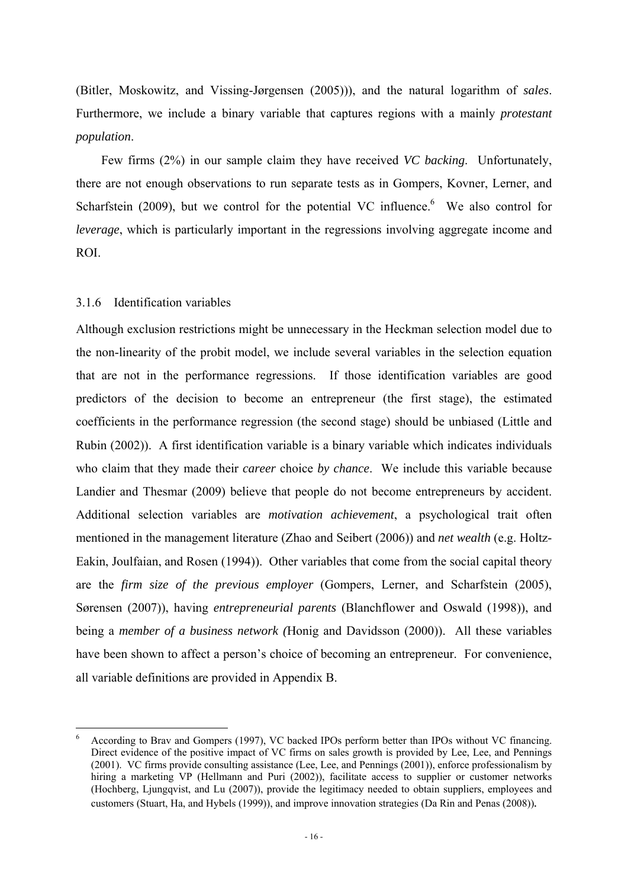(Bitler, Moskowitz, and Vissing-Jørgensen (2005))), and the natural logarithm of *sales*. Furthermore, we include a binary variable that captures regions with a mainly *protestant population*.

Few firms (2%) in our sample claim they have received *VC backing*. Unfortunately, there are not enough observations to run separate tests as in Gompers, Kovner, Lerner, and Scharfstein (2009), but we control for the potential VC influence.[6] We also control for *leverage*, which is particularly important in the regressions involving aggregate income and ROI.

### 3.1.6 Identification variables

Although exclusion restrictions might be unnecessary in the Heckman selection model due to the non-linearity of the probit model, we include several variables in the selection equation that are not in the performance regressions. If those identification variables are good predictors of the decision to become an entrepreneur (the first stage), the estimated coefficients in the performance regression (the second stage) should be unbiased (Little and Rubin (2002)). A first identification variable is a binary variable which indicates individuals who claim that they made their *career* choice *by chance*. We include this variable because Landier and Thesmar (2009) believe that people do not become entrepreneurs by accident. Additional selection variables are *motivation achievement*, a psychological trait often mentioned in the management literature (Zhao and Seibert (2006)) and *net wealth* (e.g. Holtz-Eakin, Joulfaian, and Rosen (1994)). Other variables that come from the social capital theory are the *firm size of the previous employer* (Gompers, Lerner, and Scharfstein (2005), Sørensen (2007)), having *entrepreneurial parents* (Blanchflower and Oswald (1998)), and being a *member of a business network (*Honig and Davidsson (2000)). All these variables have been shown to affect a person's choice of becoming an entrepreneur. For convenience, all variable definitions are provided in Appendix B.

---

[6] According to Brav and Gompers (1997), VC backed IPOs perform better than IPOs without VC financing. Direct evidence of the positive impact of VC firms on sales growth is provided by Lee, Lee, and Pennings (2001). VC firms provide consulting assistance (Lee, Lee, and Pennings (2001)), enforce professionalism by hiring a marketing VP (Hellmann and Puri (2002)), facilitate access to supplier or customer networks (Hochberg, Ljungqvist, and Lu (2007)), provide the legitimacy needed to obtain suppliers, employees and customers (Stuart, Ha, and Hybels (1999)), and improve innovation strategies (Da Rin and Penas (2008)).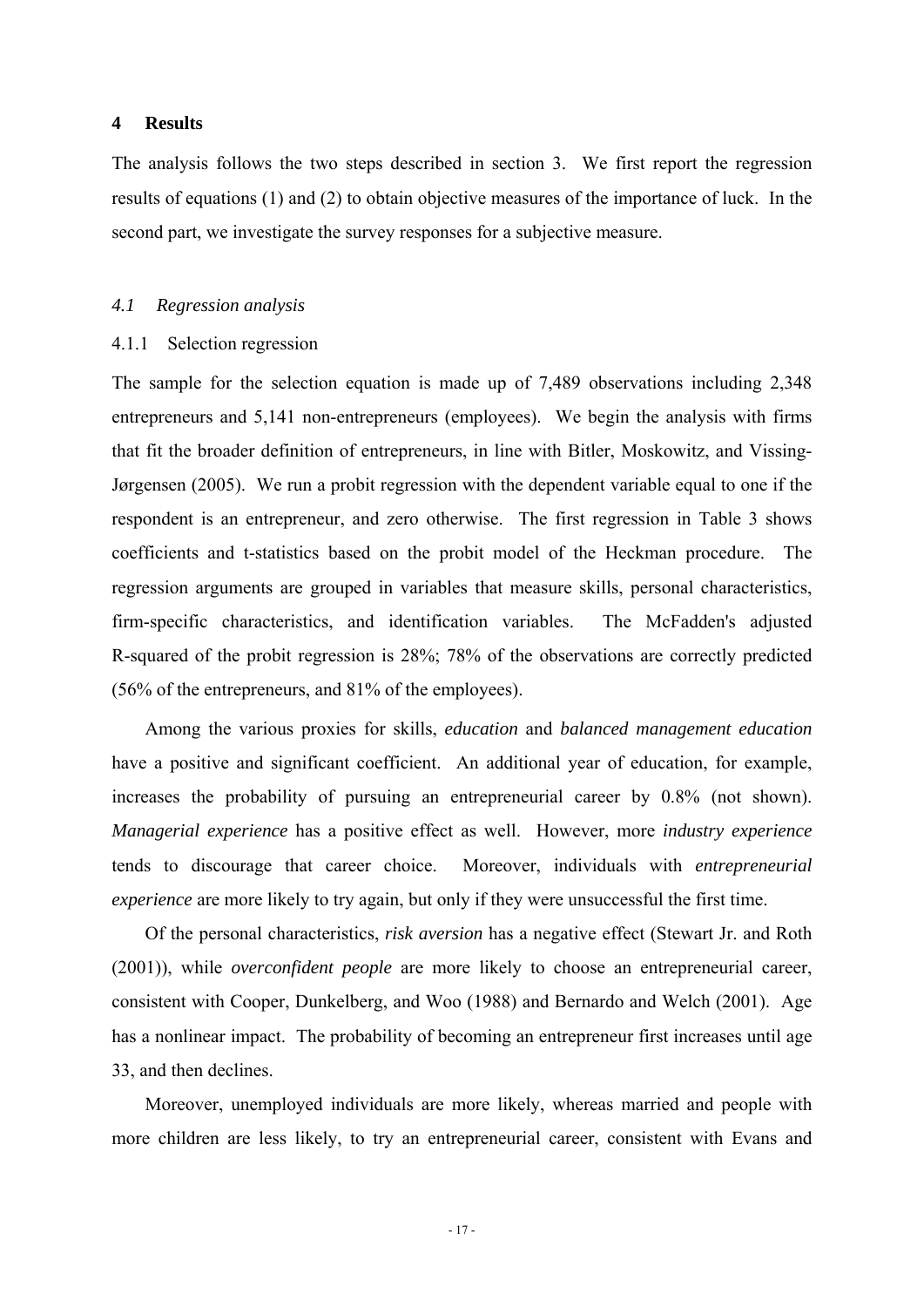# 4 Results

The analysis follows the two steps described in section 3. We first report the regression results of equations (1) and (2) to obtain objective measures of the importance of luck. In the second part, we investigate the survey responses for a subjective measure.

## *4.1 Regression analysis*

### 4.1.1 Selection regression

The sample for the selection equation is made up of 7,489 observations including 2,348 entrepreneurs and 5,141 non-entrepreneurs (employees). We begin the analysis with firms that fit the broader definition of entrepreneurs, in line with Bitler, Moskowitz, and Vissing-Jørgensen (2005). We run a probit regression with the dependent variable equal to one if the respondent is an entrepreneur, and zero otherwise. The first regression in Table 3 shows coefficients and t-statistics based on the probit model of the Heckman procedure. The regression arguments are grouped in variables that measure skills, personal characteristics, firm-specific characteristics, and identification variables. The McFadden's adjusted R-squared of the probit regression is 28%; 78% of the observations are correctly predicted (56% of the entrepreneurs, and 81% of the employees).

Among the various proxies for skills, *education* and *balanced management education* have a positive and significant coefficient. An additional year of education, for example, increases the probability of pursuing an entrepreneurial career by 0.8% (not shown). *Managerial experience* has a positive effect as well. However, more *industry experience* tends to discourage that career choice. Moreover, individuals with *entrepreneurial experience* are more likely to try again, but only if they were unsuccessful the first time.

Of the personal characteristics, *risk aversion* has a negative effect (Stewart Jr. and Roth (2001)), while *overconfident people* are more likely to choose an entrepreneurial career, consistent with Cooper, Dunkelberg, and Woo (1988) and Bernardo and Welch (2001). Age has a nonlinear impact. The probability of becoming an entrepreneur first increases until age 33, and then declines.

Moreover, unemployed individuals are more likely, whereas married and people with more children are less likely, to try an entrepreneurial career, consistent with Evans and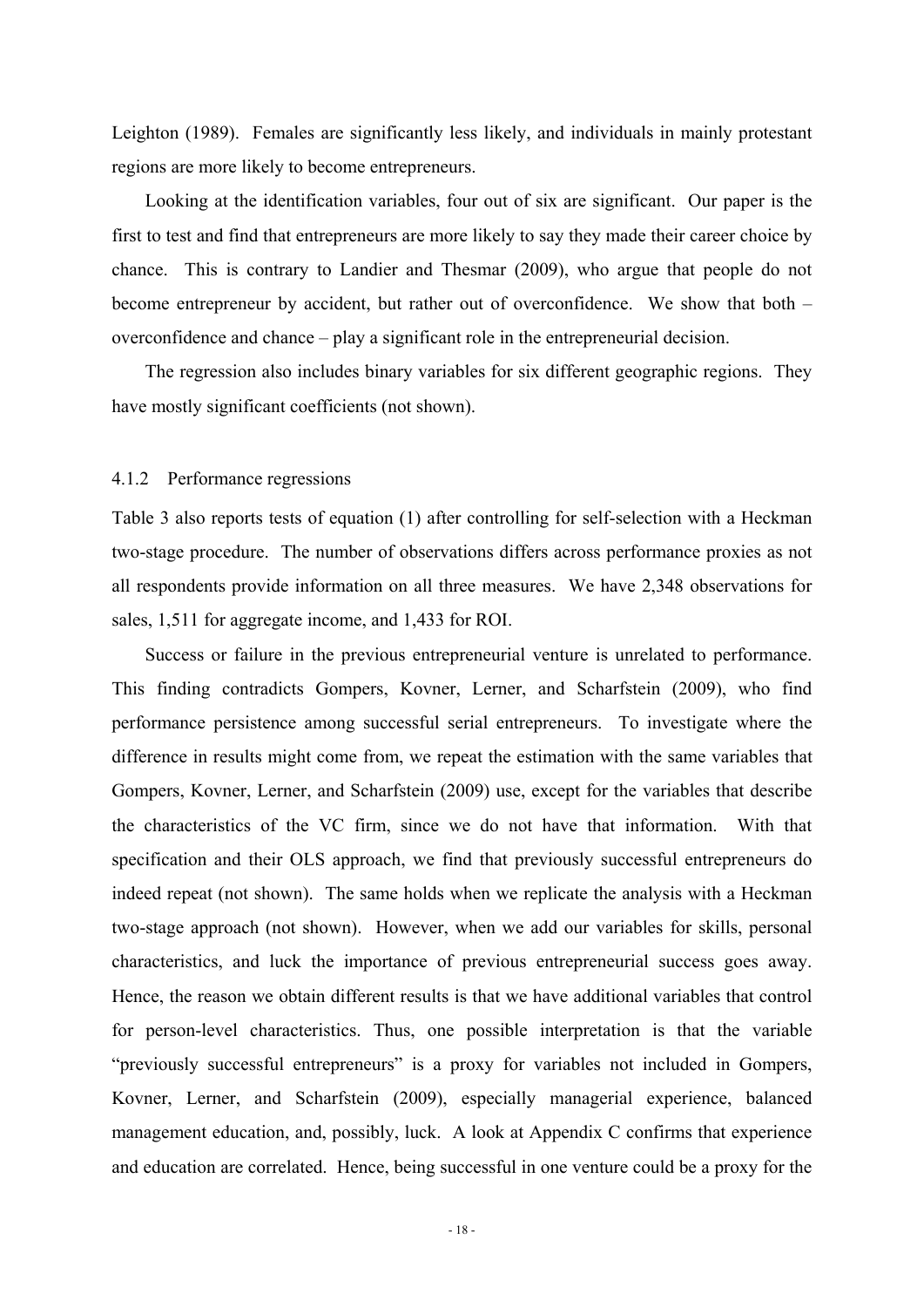Leighton (1989). Females are significantly less likely, and individuals in mainly protestant regions are more likely to become entrepreneurs.

Looking at the identification variables, four out of six are significant. Our paper is the first to test and find that entrepreneurs are more likely to say they made their career choice by chance. This is contrary to Landier and Thesmar (2009), who argue that people do not become entrepreneur by accident, but rather out of overconfidence. We show that both – overconfidence and chance – play a significant role in the entrepreneurial decision.

The regression also includes binary variables for six different geographic regions. They have mostly significant coefficients (not shown).

#### 4.1.2 Performance regressions

Table 3 also reports tests of equation (1) after controlling for self-selection with a Heckman two-stage procedure. The number of observations differs across performance proxies as not all respondents provide information on all three measures. We have 2,348 observations for sales, 1,511 for aggregate income, and 1,433 for ROI.

Success or failure in the previous entrepreneurial venture is unrelated to performance. This finding contradicts Gompers, Kovner, Lerner, and Scharfstein (2009), who find performance persistence among successful serial entrepreneurs. To investigate where the difference in results might come from, we repeat the estimation with the same variables that Gompers, Kovner, Lerner, and Scharfstein (2009) use, except for the variables that describe the characteristics of the VC firm, since we do not have that information. With that specification and their OLS approach, we find that previously successful entrepreneurs do indeed repeat (not shown). The same holds when we replicate the analysis with a Heckman two-stage approach (not shown). However, when we add our variables for skills, personal characteristics, and luck the importance of previous entrepreneurial success goes away. Hence, the reason we obtain different results is that we have additional variables that control for person-level characteristics. Thus, one possible interpretation is that the variable "previously successful entrepreneurs" is a proxy for variables not included in Gompers, Kovner, Lerner, and Scharfstein (2009), especially managerial experience, balanced management education, and, possibly, luck. A look at Appendix C confirms that experience and education are correlated. Hence, being successful in one venture could be a proxy for the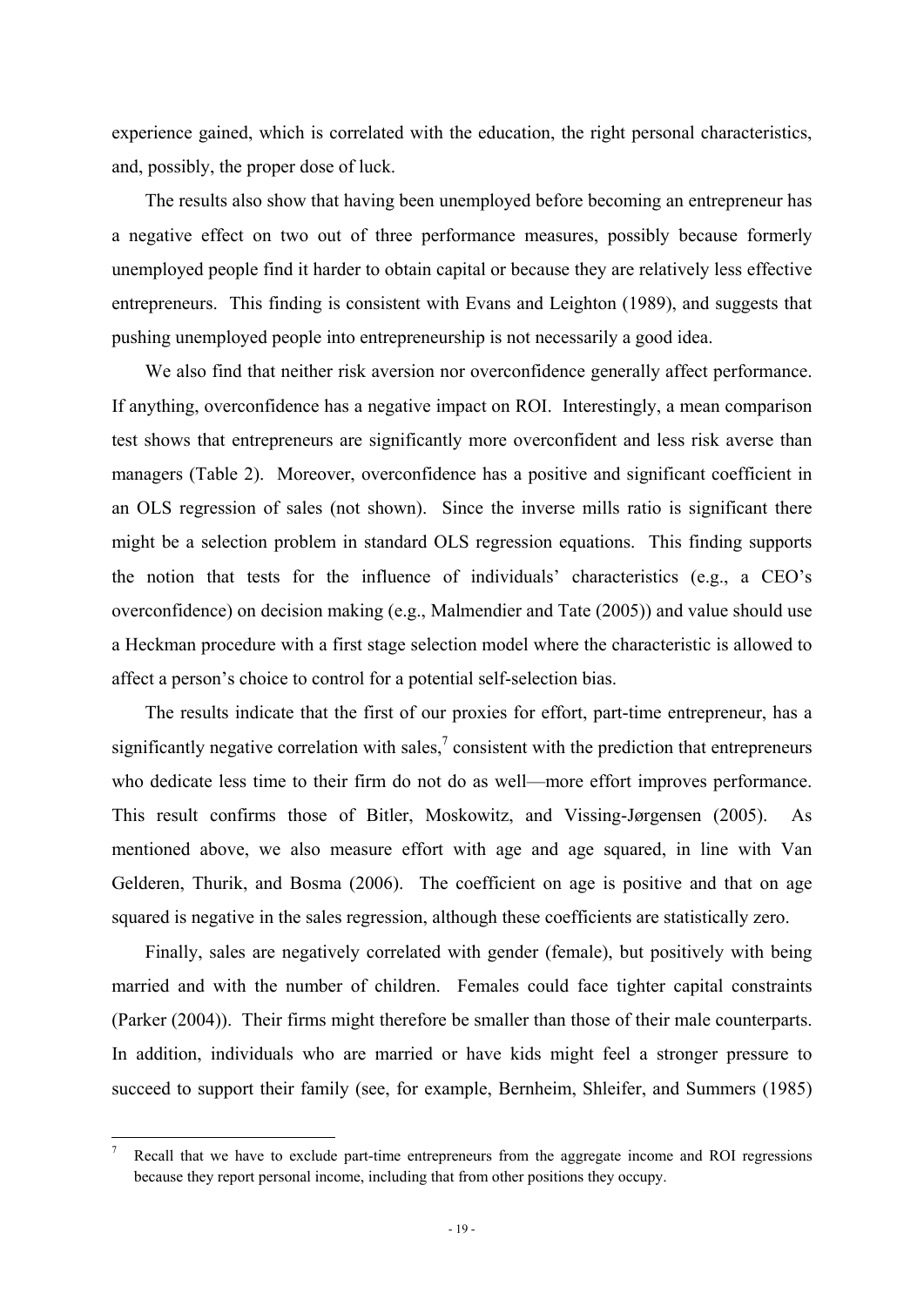experience gained, which is correlated with the education, the right personal characteristics, and, possibly, the proper dose of luck.

The results also show that having been unemployed before becoming an entrepreneur has a negative effect on two out of three performance measures, possibly because formerly unemployed people find it harder to obtain capital or because they are relatively less effective entrepreneurs. This finding is consistent with Evans and Leighton (1989), and suggests that pushing unemployed people into entrepreneurship is not necessarily a good idea.

We also find that neither risk aversion nor overconfidence generally affect performance. If anything, overconfidence has a negative impact on ROI. Interestingly, a mean comparison test shows that entrepreneurs are significantly more overconfident and less risk averse than managers (Table 2). Moreover, overconfidence has a positive and significant coefficient in an OLS regression of sales (not shown). Since the inverse mills ratio is significant there might be a selection problem in standard OLS regression equations. This finding supports the notion that tests for the influence of individuals' characteristics (e.g., a CEO's overconfidence) on decision making (e.g., Malmendier and Tate (2005)) and value should use a Heckman procedure with a first stage selection model where the characteristic is allowed to affect a person's choice to control for a potential self-selection bias.

The results indicate that the first of our proxies for effort, part-time entrepreneur, has a significantly negative correlation with sales,[7] consistent with the prediction that entrepreneurs who dedicate less time to their firm do not do as well—more effort improves performance. This result confirms those of Bitler, Moskowitz, and Vissing-Jørgensen (2005). As mentioned above, we also measure effort with age and age squared, in line with Van Gelderen, Thurik, and Bosma (2006). The coefficient on age is positive and that on age squared is negative in the sales regression, although these coefficients are statistically zero.

Finally, sales are negatively correlated with gender (female), but positively with being married and with the number of children. Females could face tighter capital constraints (Parker (2004)). Their firms might therefore be smaller than those of their male counterparts. In addition, individuals who are married or have kids might feel a stronger pressure to succeed to support their family (see, for example, Bernheim, Shleifer, and Summers (1985)

---

[7] Recall that we have to exclude part-time entrepreneurs from the aggregate income and ROI regressions because they report personal income, including that from other positions they occupy.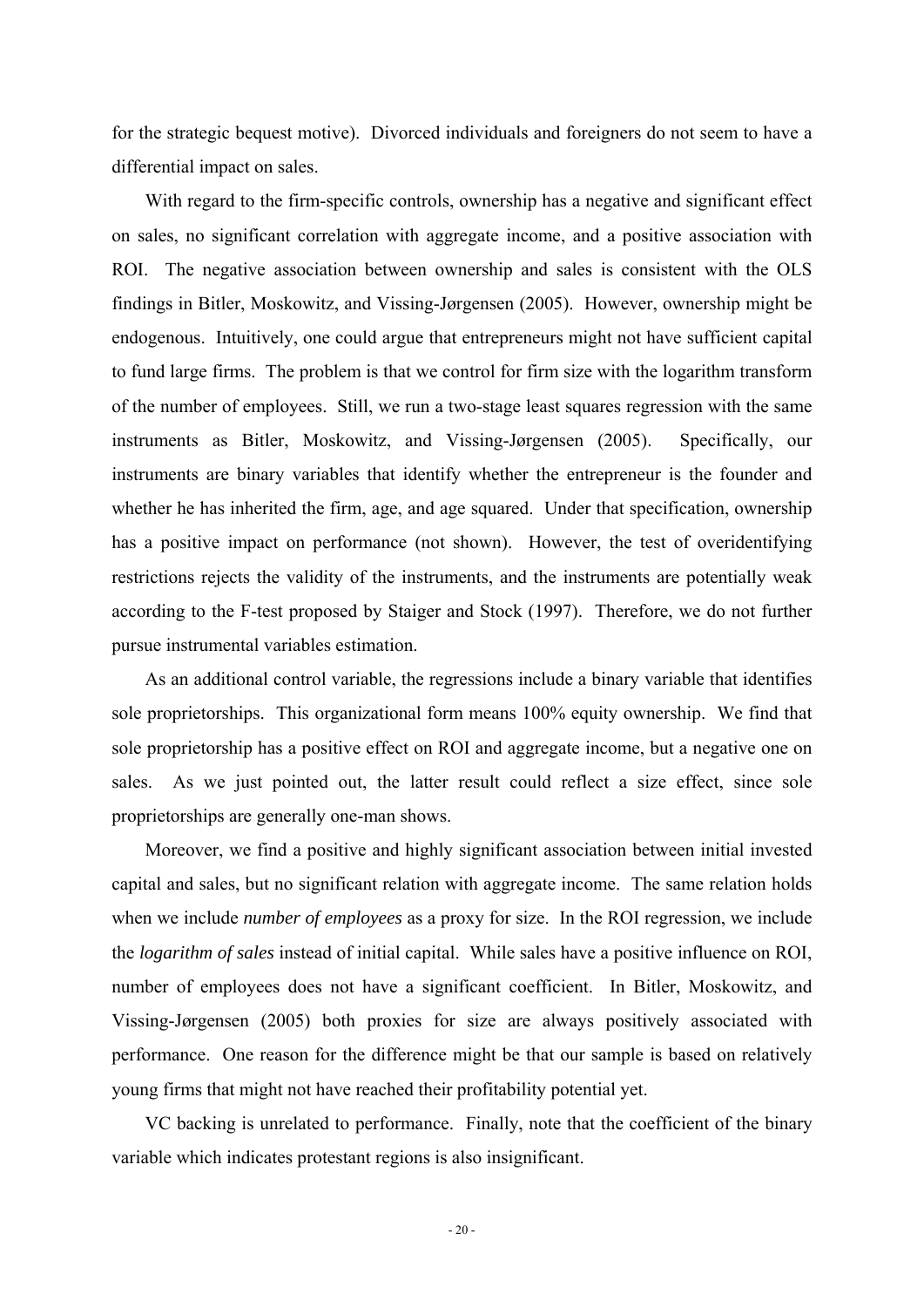for the strategic bequest motive). Divorced individuals and foreigners do not seem to have a differential impact on sales.

With regard to the firm-specific controls, ownership has a negative and significant effect on sales, no significant correlation with aggregate income, and a positive association with ROI. The negative association between ownership and sales is consistent with the OLS findings in Bitler, Moskowitz, and Vissing-Jørgensen (2005). However, ownership might be endogenous. Intuitively, one could argue that entrepreneurs might not have sufficient capital to fund large firms. The problem is that we control for firm size with the logarithm transform of the number of employees. Still, we run a two-stage least squares regression with the same instruments as Bitler, Moskowitz, and Vissing-Jørgensen (2005). Specifically, our instruments are binary variables that identify whether the entrepreneur is the founder and whether he has inherited the firm, age, and age squared. Under that specification, ownership has a positive impact on performance (not shown). However, the test of overidentifying restrictions rejects the validity of the instruments, and the instruments are potentially weak according to the F-test proposed by Staiger and Stock (1997). Therefore, we do not further pursue instrumental variables estimation.

As an additional control variable, the regressions include a binary variable that identifies sole proprietorships. This organizational form means 100% equity ownership. We find that sole proprietorship has a positive effect on ROI and aggregate income, but a negative one on sales. As we just pointed out, the latter result could reflect a size effect, since sole proprietorships are generally one-man shows.

Moreover, we find a positive and highly significant association between initial invested capital and sales, but no significant relation with aggregate income. The same relation holds when we include *number of employees* as a proxy for size. In the ROI regression, we include the *logarithm of sales* instead of initial capital. While sales have a positive influence on ROI, number of employees does not have a significant coefficient. In Bitler, Moskowitz, and Vissing-Jørgensen (2005) both proxies for size are always positively associated with performance. One reason for the difference might be that our sample is based on relatively young firms that might not have reached their profitability potential yet.

VC backing is unrelated to performance. Finally, note that the coefficient of the binary variable which indicates protestant regions is also insignificant.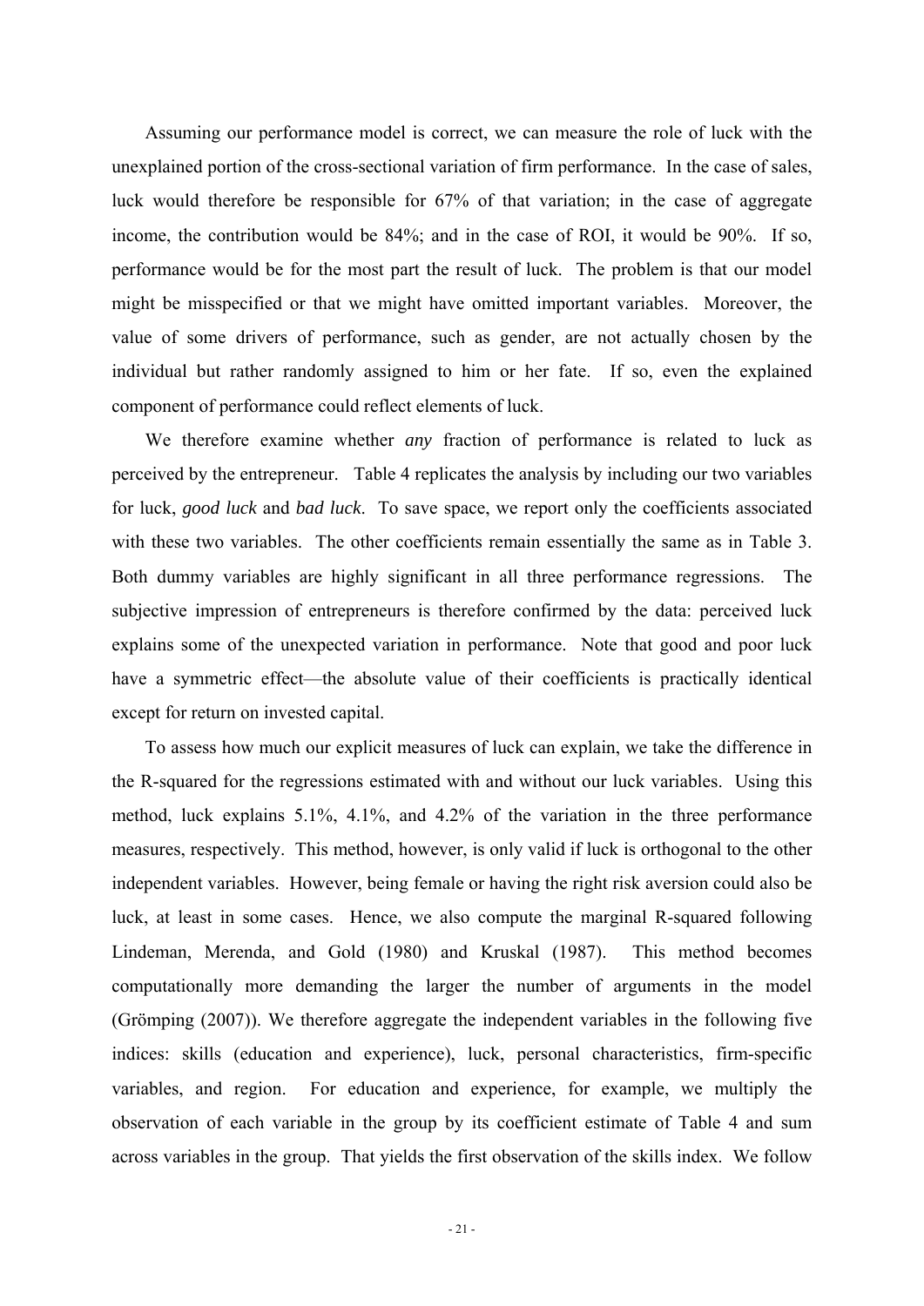Assuming our performance model is correct, we can measure the role of luck with the unexplained portion of the cross-sectional variation of firm performance. In the case of sales, luck would therefore be responsible for 67% of that variation; in the case of aggregate income, the contribution would be 84%; and in the case of ROI, it would be 90%. If so, performance would be for the most part the result of luck. The problem is that our model might be misspecified or that we might have omitted important variables. Moreover, the value of some drivers of performance, such as gender, are not actually chosen by the individual but rather randomly assigned to him or her fate. If so, even the explained component of performance could reflect elements of luck.

We therefore examine whether *any* fraction of performance is related to luck as perceived by the entrepreneur. Table 4 replicates the analysis by including our two variables for luck, *good luck* and *bad luck*. To save space, we report only the coefficients associated with these two variables. The other coefficients remain essentially the same as in Table 3. Both dummy variables are highly significant in all three performance regressions. The subjective impression of entrepreneurs is therefore confirmed by the data: perceived luck explains some of the unexpected variation in performance. Note that good and poor luck have a symmetric effect—the absolute value of their coefficients is practically identical except for return on invested capital.

To assess how much our explicit measures of luck can explain, we take the difference in the R-squared for the regressions estimated with and without our luck variables. Using this method, luck explains 5.1%, 4.1%, and 4.2% of the variation in the three performance measures, respectively. This method, however, is only valid if luck is orthogonal to the other independent variables. However, being female or having the right risk aversion could also be luck, at least in some cases. Hence, we also compute the marginal R-squared following Lindeman, Merenda, and Gold (1980) and Kruskal (1987). This method becomes computationally more demanding the larger the number of arguments in the model (Grömping (2007)). We therefore aggregate the independent variables in the following five indices: skills (education and experience), luck, personal characteristics, firm-specific variables, and region. For education and experience, for example, we multiply the observation of each variable in the group by its coefficient estimate of Table 4 and sum across variables in the group. That yields the first observation of the skills index. We follow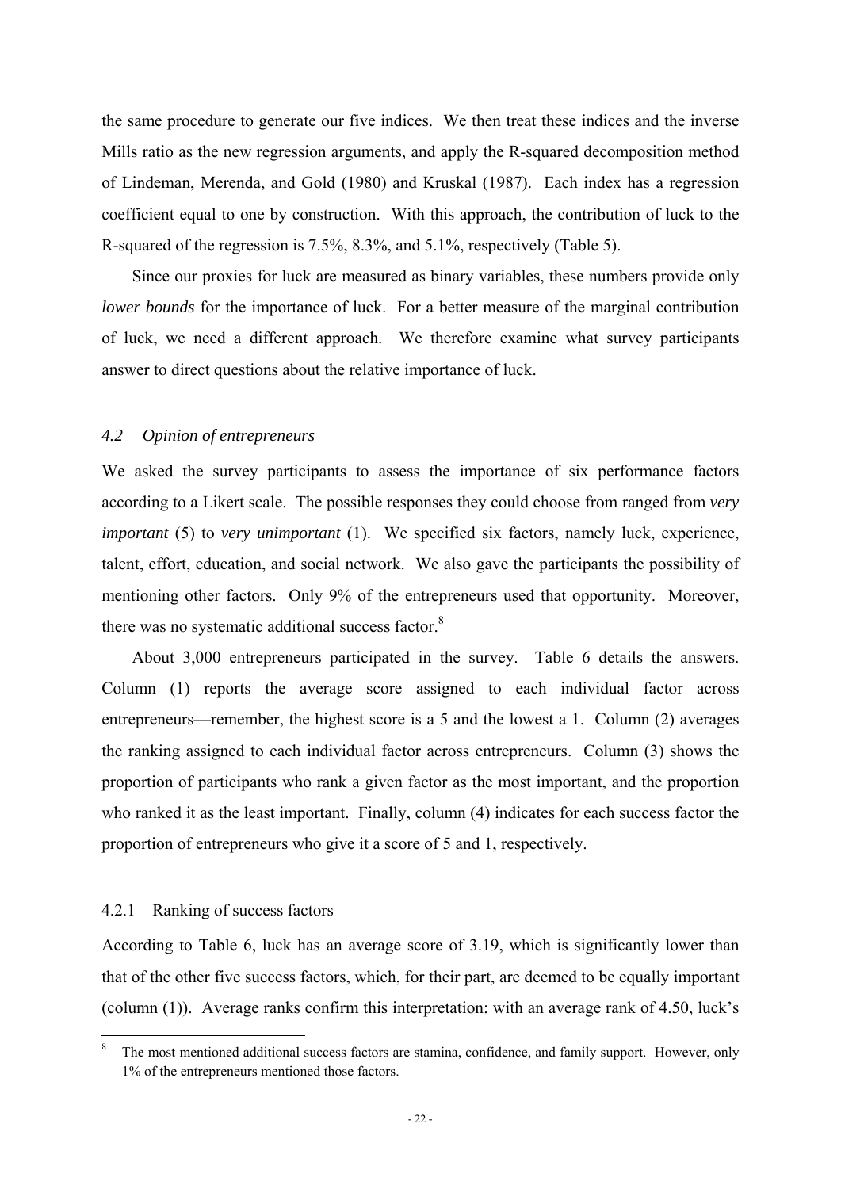the same procedure to generate our five indices. We then treat these indices and the inverse Mills ratio as the new regression arguments, and apply the R-squared decomposition method of Lindeman, Merenda, and Gold (1980) and Kruskal (1987). Each index has a regression coefficient equal to one by construction. With this approach, the contribution of luck to the R-squared of the regression is 7.5%, 8.3%, and 5.1%, respectively (Table 5).

Since our proxies for luck are measured as binary variables, these numbers provide only *lower bounds* for the importance of luck. For a better measure of the marginal contribution of luck, we need a different approach. We therefore examine what survey participants answer to direct questions about the relative importance of luck.

### *4.2 Opinion of entrepreneurs*

We asked the survey participants to assess the importance of six performance factors according to a Likert scale. The possible responses they could choose from ranged from *very important* (5) to *very unimportant* (1). We specified six factors, namely luck, experience, talent, effort, education, and social network. We also gave the participants the possibility of mentioning other factors. Only 9% of the entrepreneurs used that opportunity. Moreover, there was no systematic additional success factor.[8]

About 3,000 entrepreneurs participated in the survey. Table 6 details the answers. Column (1) reports the average score assigned to each individual factor across entrepreneurs—remember, the highest score is a 5 and the lowest a 1. Column (2) averages the ranking assigned to each individual factor across entrepreneurs. Column (3) shows the proportion of participants who rank a given factor as the most important, and the proportion who ranked it as the least important. Finally, column (4) indicates for each success factor the proportion of entrepreneurs who give it a score of 5 and 1, respectively.

#### 4.2.1 Ranking of success factors

According to Table 6, luck has an average score of 3.19, which is significantly lower than that of the other five success factors, which, for their part, are deemed to be equally important (column (1)). Average ranks confirm this interpretation: with an average rank of 4.50, luck's

[8] The most mentioned additional success factors are stamina, confidence, and family support. However, only 1% of the entrepreneurs mentioned those factors.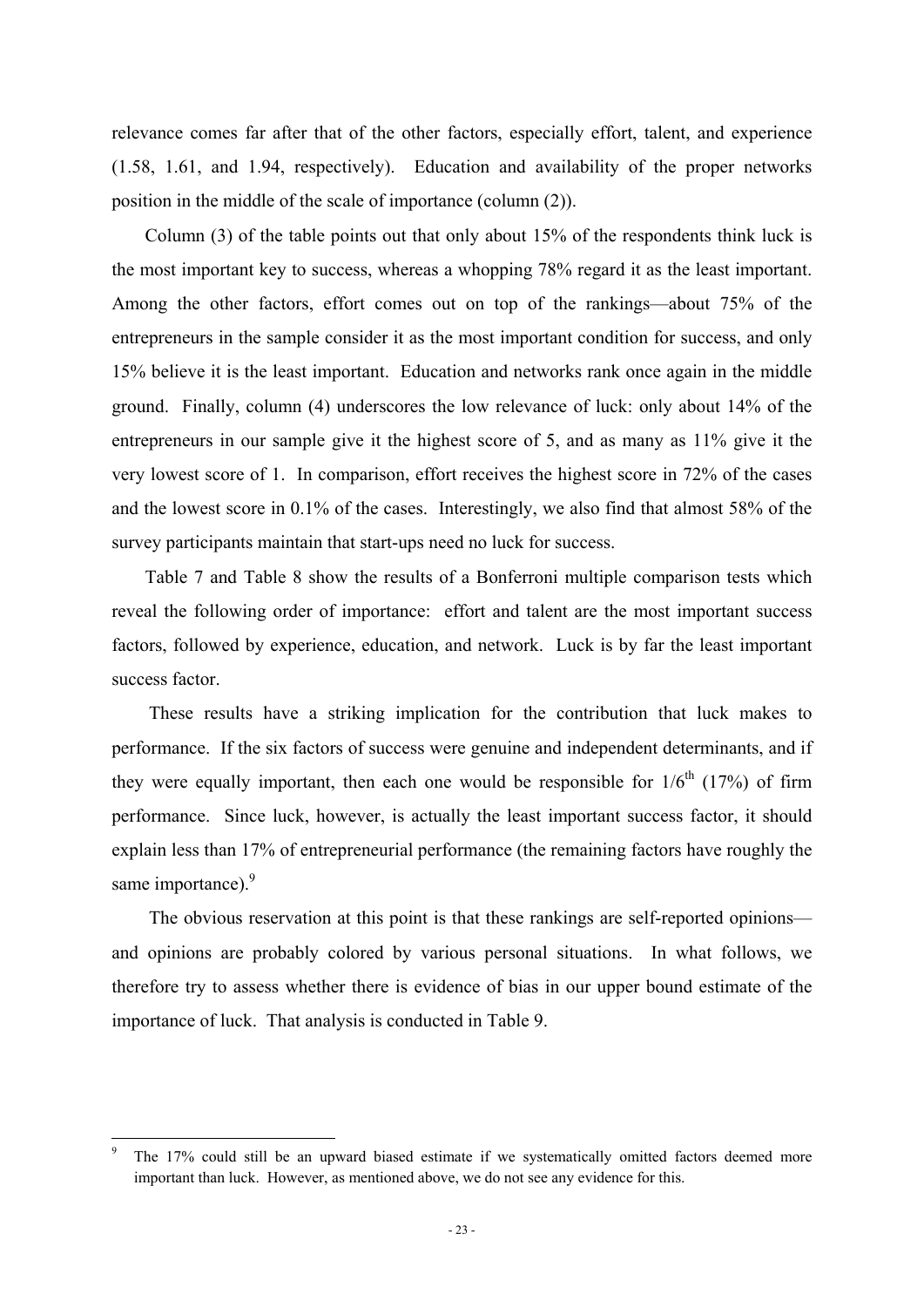relevance comes far after that of the other factors, especially effort, talent, and experience (1.58, 1.61, and 1.94, respectively). Education and availability of the proper networks position in the middle of the scale of importance (column (2)).

Column (3) of the table points out that only about 15% of the respondents think luck is the most important key to success, whereas a whopping 78% regard it as the least important. Among the other factors, effort comes out on top of the rankings—about 75% of the entrepreneurs in the sample consider it as the most important condition for success, and only 15% believe it is the least important. Education and networks rank once again in the middle ground. Finally, column (4) underscores the low relevance of luck: only about 14% of the entrepreneurs in our sample give it the highest score of 5, and as many as 11% give it the very lowest score of 1. In comparison, effort receives the highest score in 72% of the cases and the lowest score in 0.1% of the cases. Interestingly, we also find that almost 58% of the survey participants maintain that start-ups need no luck for success.

Table 7 and Table 8 show the results of a Bonferroni multiple comparison tests which reveal the following order of importance: effort and talent are the most important success factors, followed by experience, education, and network. Luck is by far the least important success factor.

These results have a striking implication for the contribution that luck makes to performance. If the six factors of success were genuine and independent determinants, and if they were equally important, then each one would be responsible for $1/6^{th}$ (17%) of firm performance. Since luck, however, is actually the least important success factor, it should explain less than 17% of entrepreneurial performance (the remaining factors have roughly the same importance).[9]

The obvious reservation at this point is that these rankings are self-reported opinions—and opinions are probably colored by various personal situations. In what follows, we therefore try to assess whether there is evidence of bias in our upper bound estimate of the importance of luck. That analysis is conducted in Table 9.

[9] The 17% could still be an upward biased estimate if we systematically omitted factors deemed more important than luck. However, as mentioned above, we do not see any evidence for this.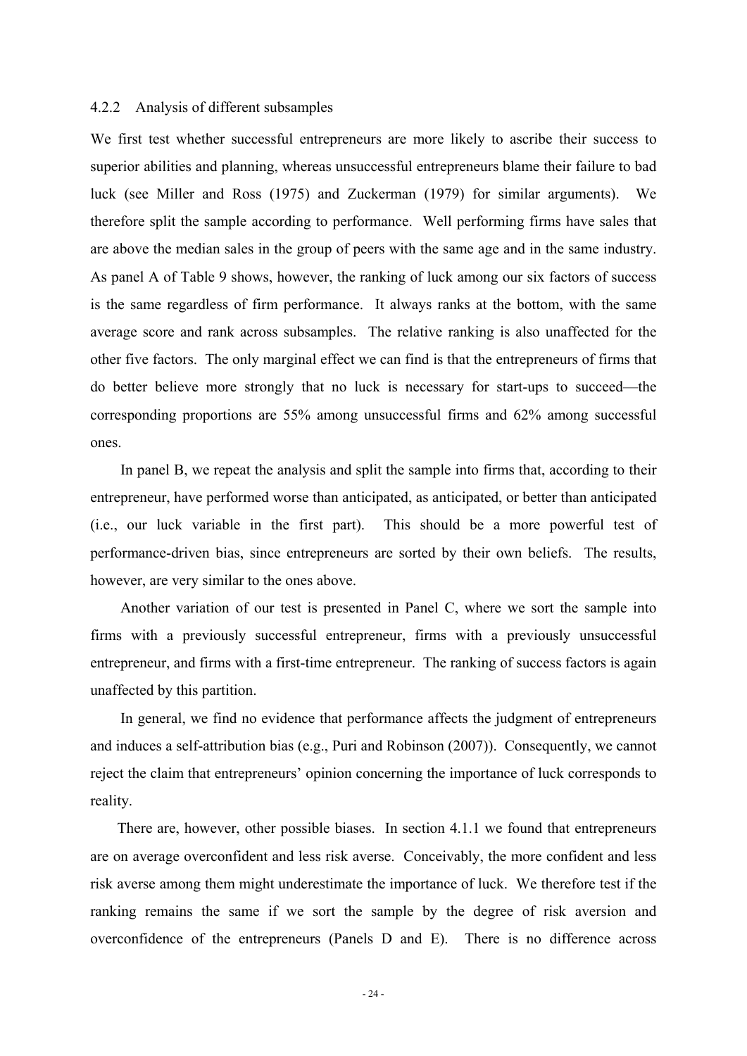### 4.2.2 Analysis of different subsamples

We first test whether successful entrepreneurs are more likely to ascribe their success to superior abilities and planning, whereas unsuccessful entrepreneurs blame their failure to bad luck (see Miller and Ross (1975) and Zuckerman (1979) for similar arguments). We therefore split the sample according to performance. Well performing firms have sales that are above the median sales in the group of peers with the same age and in the same industry. As panel A of Table 9 shows, however, the ranking of luck among our six factors of success is the same regardless of firm performance. It always ranks at the bottom, with the same average score and rank across subsamples. The relative ranking is also unaffected for the other five factors. The only marginal effect we can find is that the entrepreneurs of firms that do better believe more strongly that no luck is necessary for start-ups to succeed—the corresponding proportions are 55% among unsuccessful firms and 62% among successful ones.

In panel B, we repeat the analysis and split the sample into firms that, according to their entrepreneur, have performed worse than anticipated, as anticipated, or better than anticipated (i.e., our luck variable in the first part). This should be a more powerful test of performance-driven bias, since entrepreneurs are sorted by their own beliefs. The results, however, are very similar to the ones above.

Another variation of our test is presented in Panel C, where we sort the sample into firms with a previously successful entrepreneur, firms with a previously unsuccessful entrepreneur, and firms with a first-time entrepreneur. The ranking of success factors is again unaffected by this partition.

In general, we find no evidence that performance affects the judgment of entrepreneurs and induces a self-attribution bias (e.g., Puri and Robinson (2007)). Consequently, we cannot reject the claim that entrepreneurs' opinion concerning the importance of luck corresponds to reality.

There are, however, other possible biases. In section 4.1.1 we found that entrepreneurs are on average overconfident and less risk averse. Conceivably, the more confident and less risk averse among them might underestimate the importance of luck. We therefore test if the ranking remains the same if we sort the sample by the degree of risk aversion and overconfidence of the entrepreneurs (Panels D and E). There is no difference across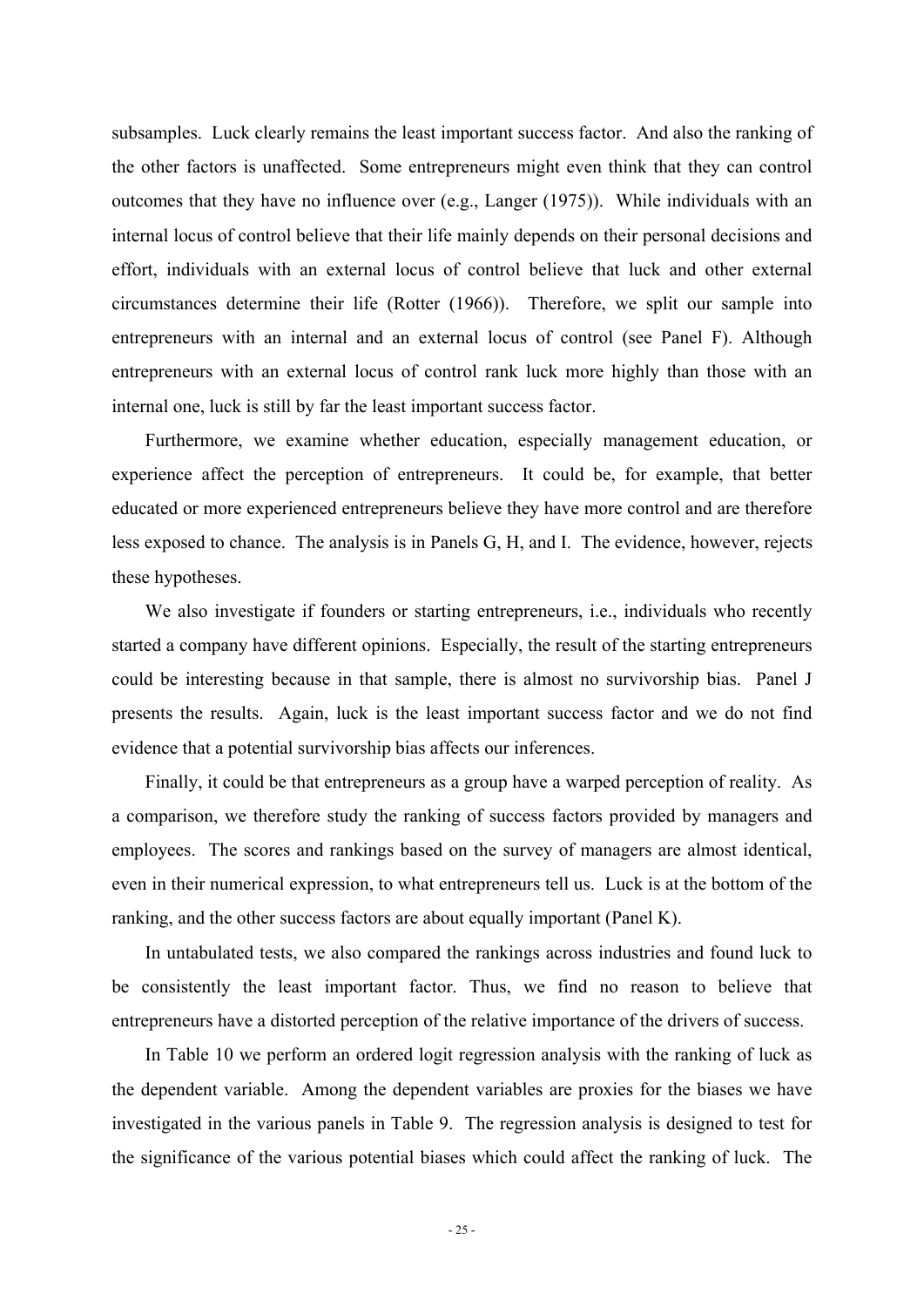subsamples. Luck clearly remains the least important success factor. And also the ranking of the other factors is unaffected. Some entrepreneurs might even think that they can control outcomes that they have no influence over (e.g., Langer (1975)). While individuals with an internal locus of control believe that their life mainly depends on their personal decisions and effort, individuals with an external locus of control believe that luck and other external circumstances determine their life (Rotter (1966)). Therefore, we split our sample into entrepreneurs with an internal and an external locus of control (see Panel F). Although entrepreneurs with an external locus of control rank luck more highly than those with an internal one, luck is still by far the least important success factor.

Furthermore, we examine whether education, especially management education, or experience affect the perception of entrepreneurs. It could be, for example, that better educated or more experienced entrepreneurs believe they have more control and are therefore less exposed to chance. The analysis is in Panels G, H, and I. The evidence, however, rejects these hypotheses.

We also investigate if founders or starting entrepreneurs, i.e., individuals who recently started a company have different opinions. Especially, the result of the starting entrepreneurs could be interesting because in that sample, there is almost no survivorship bias. Panel J presents the results. Again, luck is the least important success factor and we do not find evidence that a potential survivorship bias affects our inferences.

Finally, it could be that entrepreneurs as a group have a warped perception of reality. As a comparison, we therefore study the ranking of success factors provided by managers and employees. The scores and rankings based on the survey of managers are almost identical, even in their numerical expression, to what entrepreneurs tell us. Luck is at the bottom of the ranking, and the other success factors are about equally important (Panel K).

In untabulated tests, we also compared the rankings across industries and found luck to be consistently the least important factor. Thus, we find no reason to believe that entrepreneurs have a distorted perception of the relative importance of the drivers of success.

In Table 10 we perform an ordered logit regression analysis with the ranking of luck as the dependent variable. Among the dependent variables are proxies for the biases we have investigated in the various panels in Table 9. The regression analysis is designed to test for the significance of the various potential biases which could affect the ranking of luck. The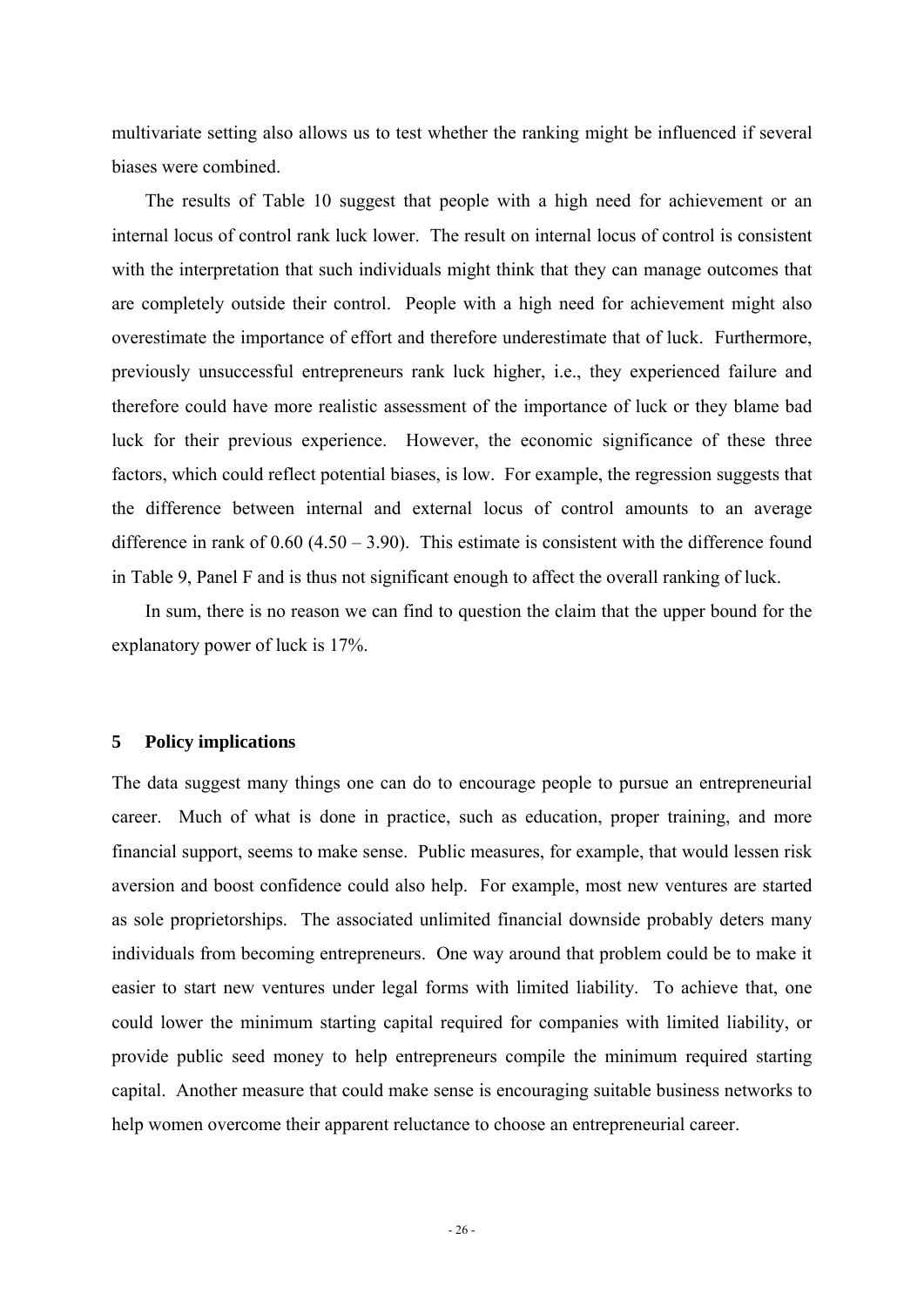multivariate setting also allows us to test whether the ranking might be influenced if several biases were combined.

The results of Table 10 suggest that people with a high need for achievement or an internal locus of control rank luck lower. The result on internal locus of control is consistent with the interpretation that such individuals might think that they can manage outcomes that are completely outside their control. People with a high need for achievement might also overestimate the importance of effort and therefore underestimate that of luck. Furthermore, previously unsuccessful entrepreneurs rank luck higher, i.e., they experienced failure and therefore could have more realistic assessment of the importance of luck or they blame bad luck for their previous experience. However, the economic significance of these three factors, which could reflect potential biases, is low. For example, the regression suggests that the difference between internal and external locus of control amounts to an average difference in rank of 0.60 (4.50 – 3.90). This estimate is consistent with the difference found in Table 9, Panel F and is thus not significant enough to affect the overall ranking of luck.

In sum, there is no reason we can find to question the claim that the upper bound for the explanatory power of luck is 17%.

## 5 Policy implications

The data suggest many things one can do to encourage people to pursue an entrepreneurial career. Much of what is done in practice, such as education, proper training, and more financial support, seems to make sense. Public measures, for example, that would lessen risk aversion and boost confidence could also help. For example, most new ventures are started as sole proprietorships. The associated unlimited financial downside probably deters many individuals from becoming entrepreneurs. One way around that problem could be to make it easier to start new ventures under legal forms with limited liability. To achieve that, one could lower the minimum starting capital required for companies with limited liability, or provide public seed money to help entrepreneurs compile the minimum required starting capital. Another measure that could make sense is encouraging suitable business networks to help women overcome their apparent reluctance to choose an entrepreneurial career.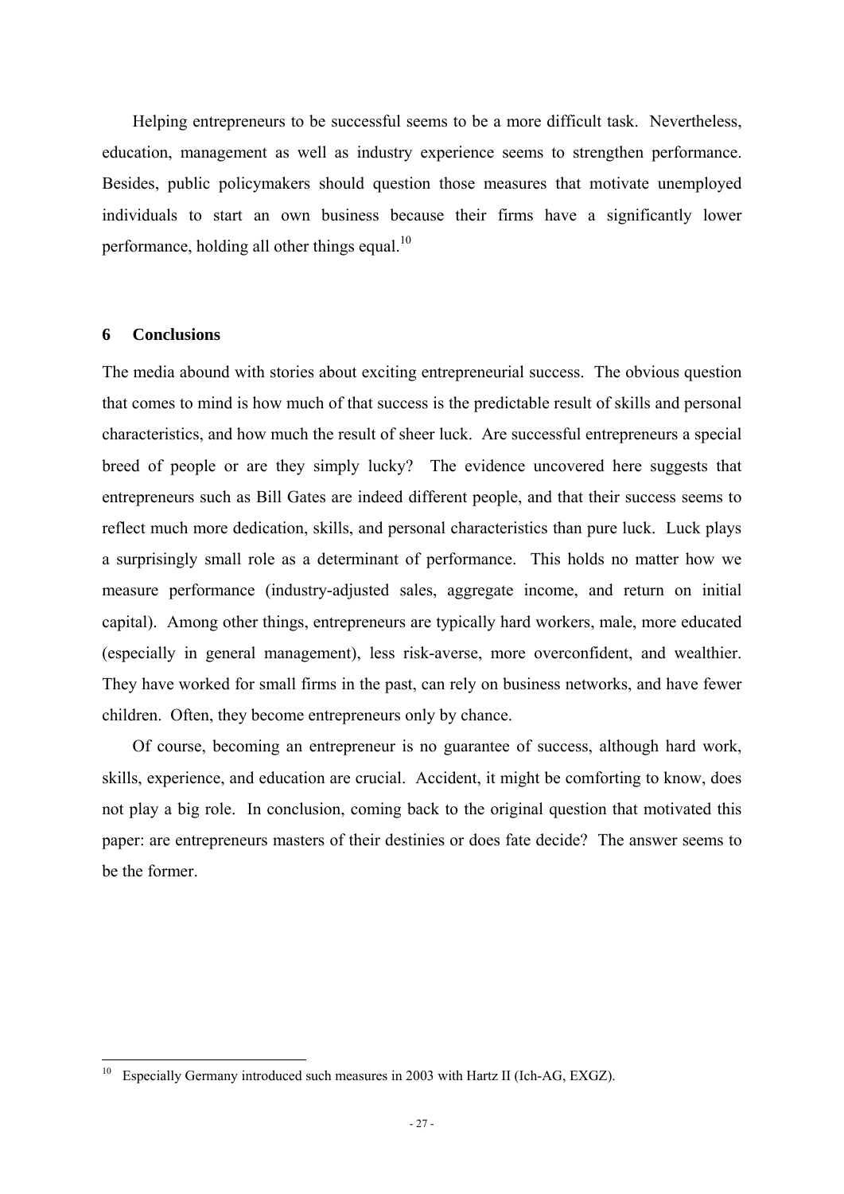Helping entrepreneurs to be successful seems to be a more difficult task. Nevertheless, education, management as well as industry experience seems to strengthen performance. Besides, public policymakers should question those measures that motivate unemployed individuals to start an own business because their firms have a significantly lower performance, holding all other things equal.[10]

## 6 Conclusions

The media abound with stories about exciting entrepreneurial success. The obvious question that comes to mind is how much of that success is the predictable result of skills and personal characteristics, and how much the result of sheer luck. Are successful entrepreneurs a special breed of people or are they simply lucky? The evidence uncovered here suggests that entrepreneurs such as Bill Gates are indeed different people, and that their success seems to reflect much more dedication, skills, and personal characteristics than pure luck. Luck plays a surprisingly small role as a determinant of performance. This holds no matter how we measure performance (industry-adjusted sales, aggregate income, and return on initial capital). Among other things, entrepreneurs are typically hard workers, male, more educated (especially in general management), less risk-averse, more overconfident, and wealthier. They have worked for small firms in the past, can rely on business networks, and have fewer children. Often, they become entrepreneurs only by chance.

Of course, becoming an entrepreneur is no guarantee of success, although hard work, skills, experience, and education are crucial. Accident, it might be comforting to know, does not play a big role. In conclusion, coming back to the original question that motivated this paper: are entrepreneurs masters of their destinies or does fate decide? The answer seems to be the former.

[10] Especially Germany introduced such measures in 2003 with Hartz II (Ich-AG, EXGZ).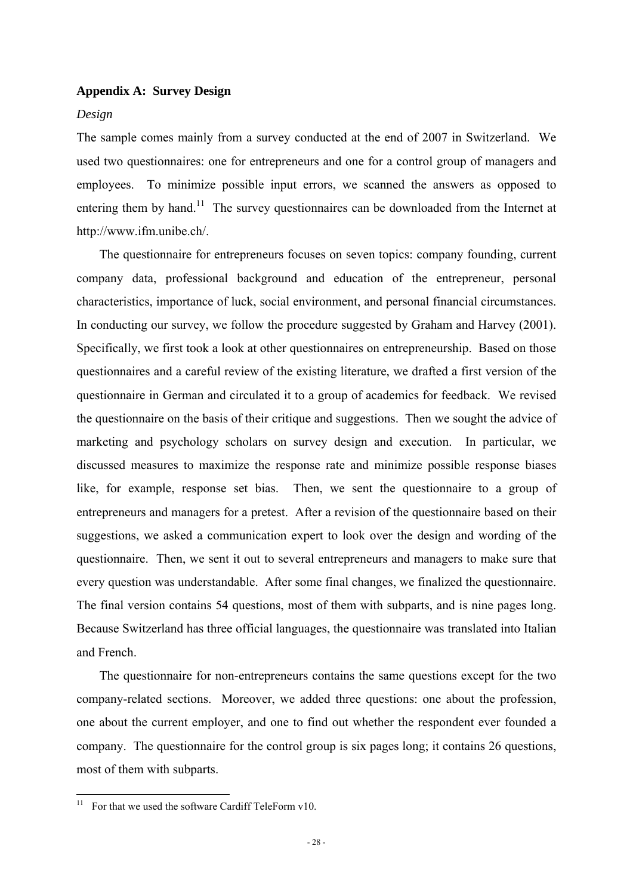**Appendix A: Survey Design**

*Design*

The sample comes mainly from a survey conducted at the end of 2007 in Switzerland. We used two questionnaires: one for entrepreneurs and one for a control group of managers and employees. To minimize possible input errors, we scanned the answers as opposed to entering them by hand.[11] The survey questionnaires can be downloaded from the Internet at http://www.ifm.unibe.ch/.

The questionnaire for entrepreneurs focuses on seven topics: company founding, current company data, professional background and education of the entrepreneur, personal characteristics, importance of luck, social environment, and personal financial circumstances. In conducting our survey, we follow the procedure suggested by Graham and Harvey (2001). Specifically, we first took a look at other questionnaires on entrepreneurship. Based on those questionnaires and a careful review of the existing literature, we drafted a first version of the questionnaire in German and circulated it to a group of academics for feedback. We revised the questionnaire on the basis of their critique and suggestions. Then we sought the advice of marketing and psychology scholars on survey design and execution. In particular, we discussed measures to maximize the response rate and minimize possible response biases like, for example, response set bias. Then, we sent the questionnaire to a group of entrepreneurs and managers for a pretest. After a revision of the questionnaire based on their suggestions, we asked a communication expert to look over the design and wording of the questionnaire. Then, we sent it out to several entrepreneurs and managers to make sure that every question was understandable. After some final changes, we finalized the questionnaire. The final version contains 54 questions, most of them with subparts, and is nine pages long. Because Switzerland has three official languages, the questionnaire was translated into Italian and French.

The questionnaire for non-entrepreneurs contains the same questions except for the two company-related sections. Moreover, we added three questions: one about the profession, one about the current employer, and one to find out whether the respondent ever founded a company. The questionnaire for the control group is six pages long; it contains 26 questions, most of them with subparts.

---

[11] For that we used the software Cardiff TeleForm v10.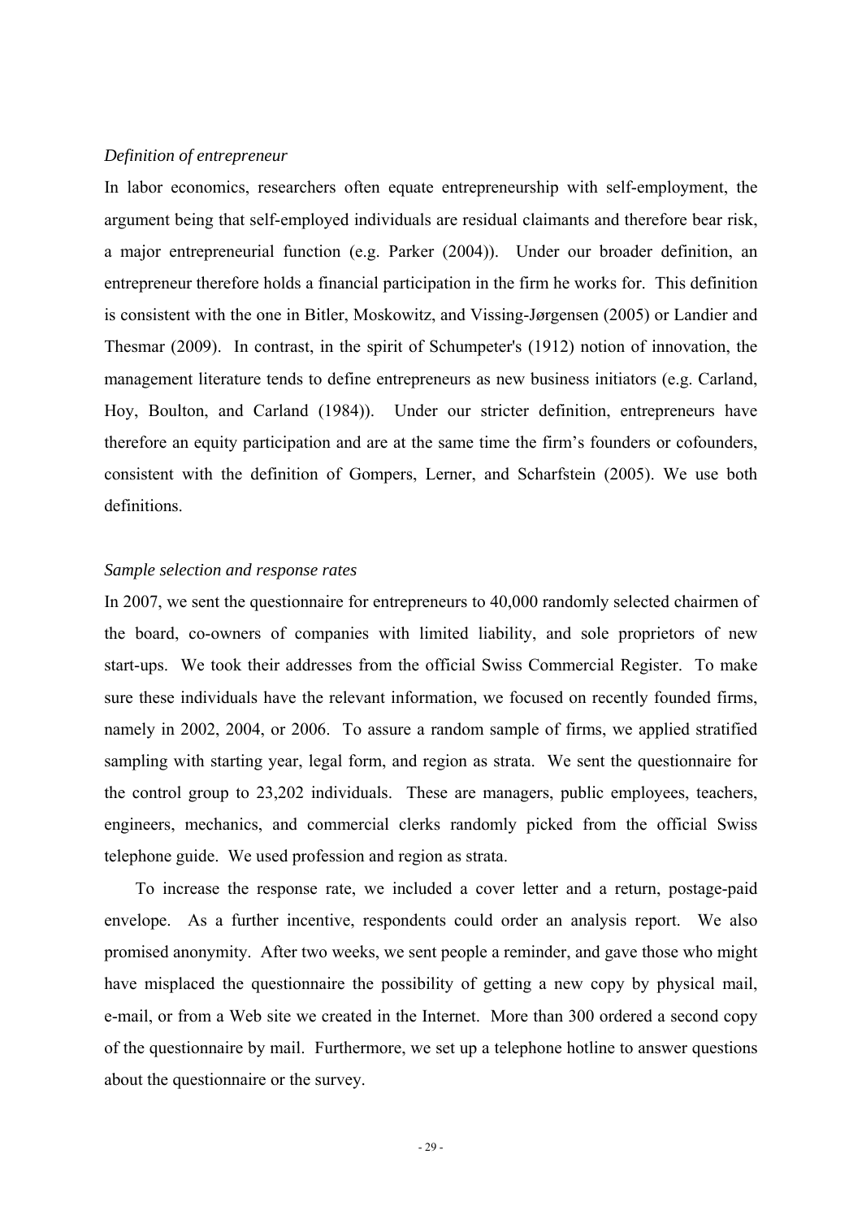*Definition of entrepreneur*

In labor economics, researchers often equate entrepreneurship with self-employment, the argument being that self-employed individuals are residual claimants and therefore bear risk, a major entrepreneurial function (e.g. Parker (2004)). Under our broader definition, an entrepreneur therefore holds a financial participation in the firm he works for. This definition is consistent with the one in Bitler, Moskowitz, and Vissing-Jørgensen (2005) or Landier and Thesmar (2009). In contrast, in the spirit of Schumpeter's (1912) notion of innovation, the management literature tends to define entrepreneurs as new business initiators (e.g. Carland, Hoy, Boulton, and Carland (1984)). Under our stricter definition, entrepreneurs have therefore an equity participation and are at the same time the firm's founders or cofounders, consistent with the definition of Gompers, Lerner, and Scharfstein (2005). We use both definitions.

*Sample selection and response rates*

In 2007, we sent the questionnaire for entrepreneurs to 40,000 randomly selected chairmen of the board, co-owners of companies with limited liability, and sole proprietors of new start-ups. We took their addresses from the official Swiss Commercial Register. To make sure these individuals have the relevant information, we focused on recently founded firms, namely in 2002, 2004, or 2006. To assure a random sample of firms, we applied stratified sampling with starting year, legal form, and region as strata. We sent the questionnaire for the control group to 23,202 individuals. These are managers, public employees, teachers, engineers, mechanics, and commercial clerks randomly picked from the official Swiss telephone guide. We used profession and region as strata.

To increase the response rate, we included a cover letter and a return, postage-paid envelope. As a further incentive, respondents could order an analysis report. We also promised anonymity. After two weeks, we sent people a reminder, and gave those who might have misplaced the questionnaire the possibility of getting a new copy by physical mail, e-mail, or from a Web site we created in the Internet. More than 300 ordered a second copy of the questionnaire by mail. Furthermore, we set up a telephone hotline to answer questions about the questionnaire or the survey.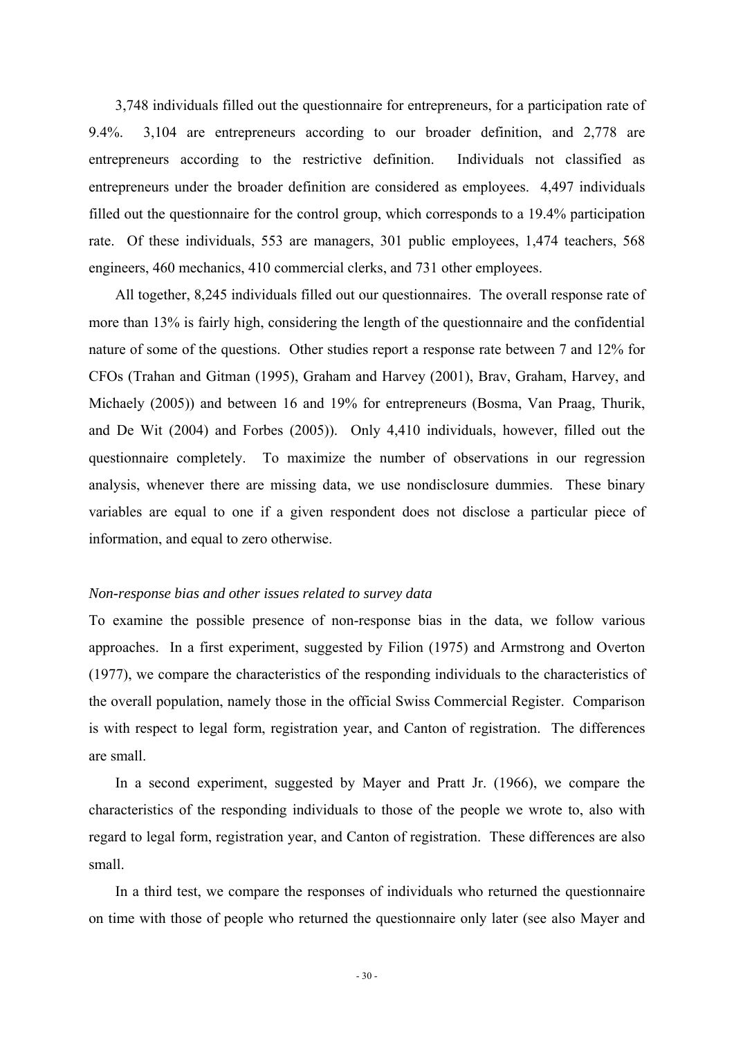3,748 individuals filled out the questionnaire for entrepreneurs, for a participation rate of 9.4%. 3,104 are entrepreneurs according to our broader definition, and 2,778 are entrepreneurs according to the restrictive definition. Individuals not classified as entrepreneurs under the broader definition are considered as employees. 4,497 individuals filled out the questionnaire for the control group, which corresponds to a 19.4% participation rate. Of these individuals, 553 are managers, 301 public employees, 1,474 teachers, 568 engineers, 460 mechanics, 410 commercial clerks, and 731 other employees.

All together, 8,245 individuals filled out our questionnaires. The overall response rate of more than 13% is fairly high, considering the length of the questionnaire and the confidential nature of some of the questions. Other studies report a response rate between 7 and 12% for CFOs (Trahan and Gitman (1995), Graham and Harvey (2001), Brav, Graham, Harvey, and Michaely (2005)) and between 16 and 19% for entrepreneurs (Bosma, Van Praag, Thurik, and De Wit (2004) and Forbes (2005)). Only 4,410 individuals, however, filled out the questionnaire completely. To maximize the number of observations in our regression analysis, whenever there are missing data, we use nondisclosure dummies. These binary variables are equal to one if a given respondent does not disclose a particular piece of information, and equal to zero otherwise.

*Non-response bias and other issues related to survey data*

To examine the possible presence of non-response bias in the data, we follow various approaches. In a first experiment, suggested by Filion (1975) and Armstrong and Overton (1977), we compare the characteristics of the responding individuals to the characteristics of the overall population, namely those in the official Swiss Commercial Register. Comparison is with respect to legal form, registration year, and Canton of registration. The differences are small.

In a second experiment, suggested by Mayer and Pratt Jr. (1966), we compare the characteristics of the responding individuals to those of the people we wrote to, also with regard to legal form, registration year, and Canton of registration. These differences are also small.

In a third test, we compare the responses of individuals who returned the questionnaire on time with those of people who returned the questionnaire only later (see also Mayer and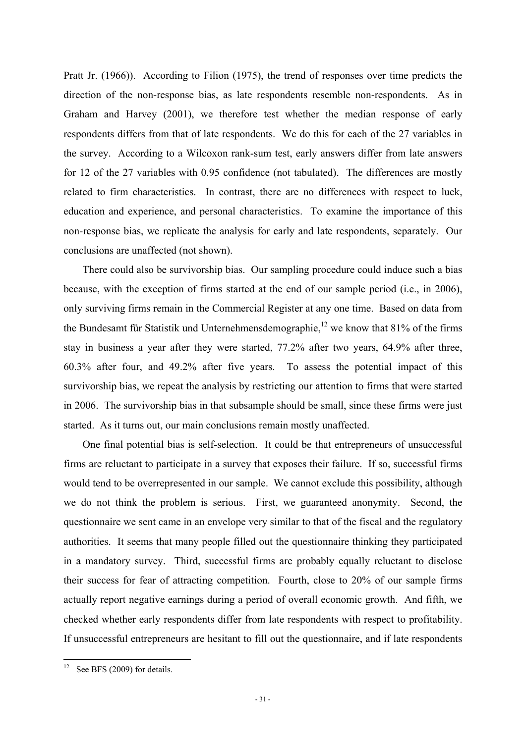Pratt Jr. (1966)). According to Filion (1975), the trend of responses over time predicts the direction of the non-response bias, as late respondents resemble non-respondents. As in Graham and Harvey (2001), we therefore test whether the median response of early respondents differs from that of late respondents. We do this for each of the 27 variables in the survey. According to a Wilcoxon rank-sum test, early answers differ from late answers for 12 of the 27 variables with 0.95 confidence (not tabulated). The differences are mostly related to firm characteristics. In contrast, there are no differences with respect to luck, education and experience, and personal characteristics. To examine the importance of this non-response bias, we replicate the analysis for early and late respondents, separately. Our conclusions are unaffected (not shown).

There could also be survivorship bias. Our sampling procedure could induce such a bias because, with the exception of firms started at the end of our sample period (i.e., in 2006), only surviving firms remain in the Commercial Register at any one time. Based on data from the Bundesamt für Statistik und Unternehmensdemographie,[12] we know that 81% of the firms stay in business a year after they were started, 77.2% after two years, 64.9% after three, 60.3% after four, and 49.2% after five years. To assess the potential impact of this survivorship bias, we repeat the analysis by restricting our attention to firms that were started in 2006. The survivorship bias in that subsample should be small, since these firms were just started. As it turns out, our main conclusions remain mostly unaffected.

One final potential bias is self-selection. It could be that entrepreneurs of unsuccessful firms are reluctant to participate in a survey that exposes their failure. If so, successful firms would tend to be overrepresented in our sample. We cannot exclude this possibility, although we do not think the problem is serious. First, we guaranteed anonymity. Second, the questionnaire we sent came in an envelope very similar to that of the fiscal and the regulatory authorities. It seems that many people filled out the questionnaire thinking they participated in a mandatory survey. Third, successful firms are probably equally reluctant to disclose their success for fear of attracting competition. Fourth, close to 20% of our sample firms actually report negative earnings during a period of overall economic growth. And fifth, we checked whether early respondents differ from late respondents with respect to profitability. If unsuccessful entrepreneurs are hesitant to fill out the questionnaire, and if late respondents

[12] See BFS (2009) for details.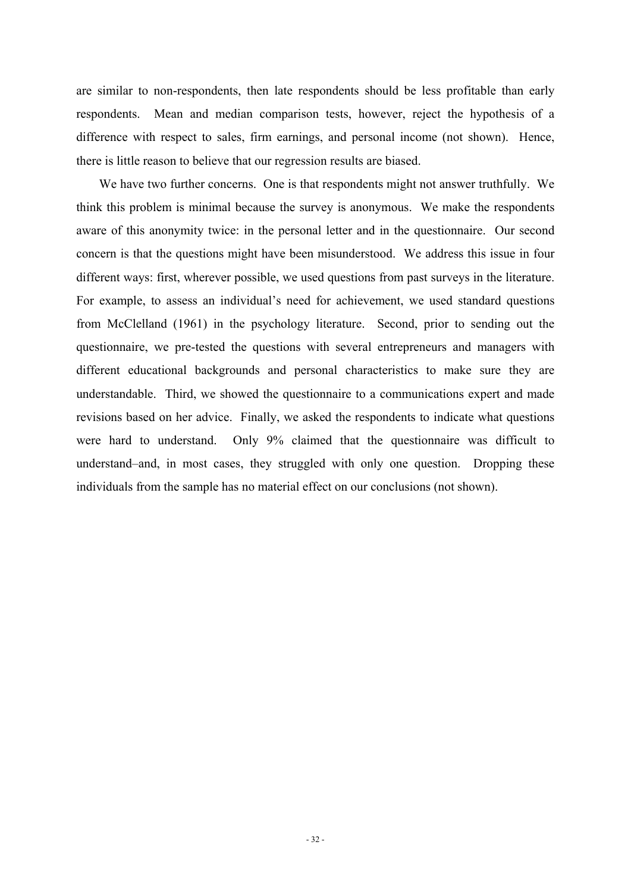are similar to non-respondents, then late respondents should be less profitable than early respondents. Mean and median comparison tests, however, reject the hypothesis of a difference with respect to sales, firm earnings, and personal income (not shown). Hence, there is little reason to believe that our regression results are biased.

We have two further concerns. One is that respondents might not answer truthfully. We think this problem is minimal because the survey is anonymous. We make the respondents aware of this anonymity twice: in the personal letter and in the questionnaire. Our second concern is that the questions might have been misunderstood. We address this issue in four different ways: first, wherever possible, we used questions from past surveys in the literature. For example, to assess an individual's need for achievement, we used standard questions from McClelland (1961) in the psychology literature. Second, prior to sending out the questionnaire, we pre-tested the questions with several entrepreneurs and managers with different educational backgrounds and personal characteristics to make sure they are understandable. Third, we showed the questionnaire to a communications expert and made revisions based on her advice. Finally, we asked the respondents to indicate what questions were hard to understand. Only 9% claimed that the questionnaire was difficult to understand–and, in most cases, they struggled with only one question. Dropping these individuals from the sample has no material effect on our conclusions (not shown).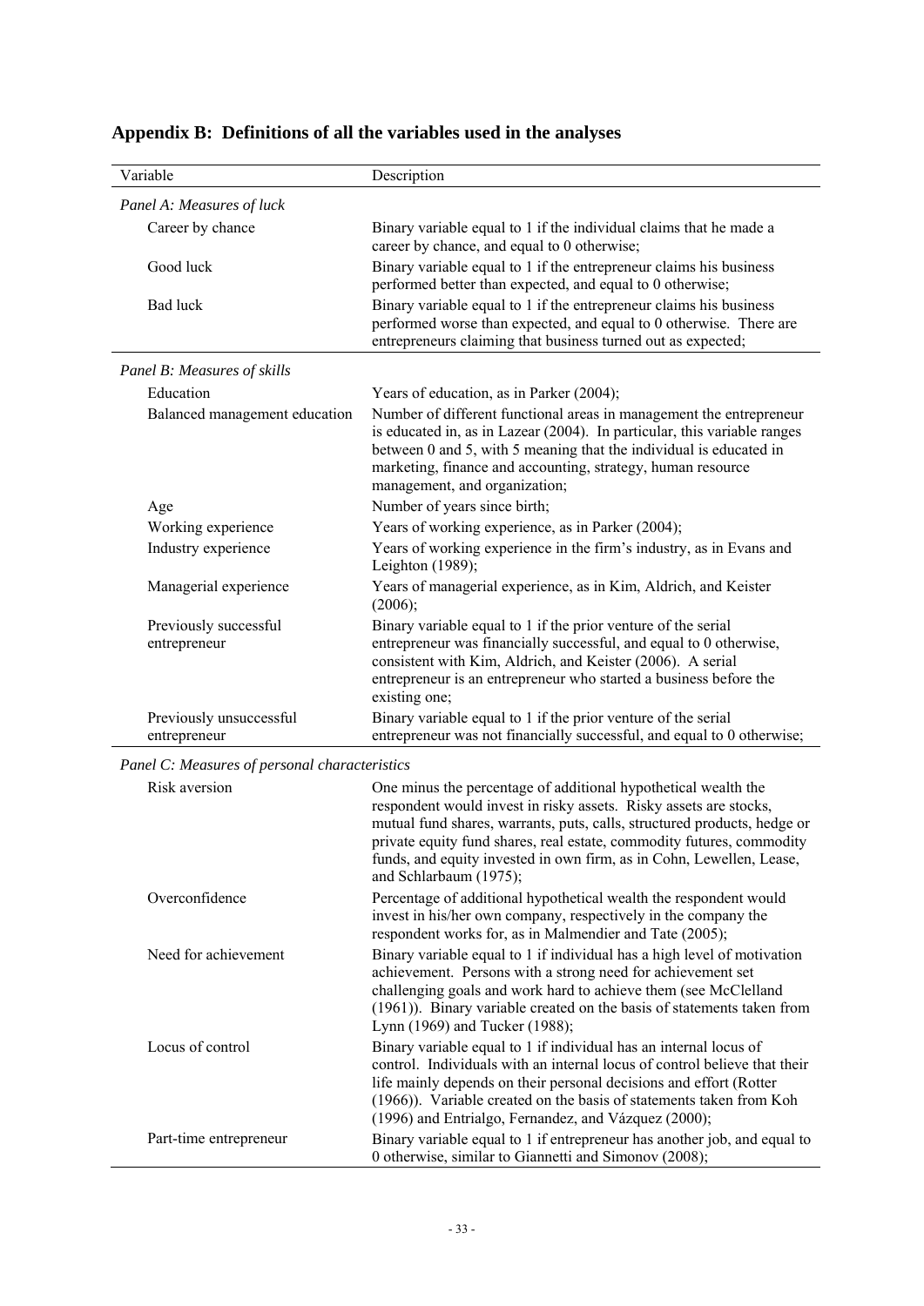## Appendix B: Definitions of all the variables used in the analyses

| Variable | Description |
|---|---|
| *Panel A: Measures of luck* | |
| Career by chance | Binary variable equal to 1 if the individual claims that he made a career by chance, and equal to 0 otherwise; |
| Good luck | Binary variable equal to 1 if the entrepreneur claims his business performed better than expected, and equal to 0 otherwise; |
| Bad luck | Binary variable equal to 1 if the entrepreneur claims his business performed worse than expected, and equal to 0 otherwise. There are entrepreneurs claiming that business turned out as expected; |
| *Panel B: Measures of skills* | |
| Education | Years of education, as in Parker (2004); |
| Balanced management education | Number of different functional areas in management the entrepreneur is educated in, as in Lazear (2004). In particular, this variable ranges between 0 and 5, with 5 meaning that the individual is educated in marketing, finance and accounting, strategy, human resource management, and organization; |
| Age | Number of years since birth; |
| Working experience | Years of working experience, as in Parker (2004); |
| Industry experience | Years of working experience in the firm's industry, as in Evans and Leighton (1989); |
| Managerial experience | Years of managerial experience, as in Kim, Aldrich, and Keister (2006); |
| Previously successful entrepreneur | Binary variable equal to 1 if the prior venture of the serial entrepreneur was financially successful, and equal to 0 otherwise, consistent with Kim, Aldrich, and Keister (2006). A serial entrepreneur is an entrepreneur who started a business before the existing one; |
| Previously unsuccessful entrepreneur | Binary variable equal to 1 if the prior venture of the serial entrepreneur was not financially successful, and equal to 0 otherwise; |
| *Panel C: Measures of personal characteristics* | |
| Risk aversion | One minus the percentage of additional hypothetical wealth the respondent would invest in risky assets. Risky assets are stocks, mutual fund shares, warrants, puts, calls, structured products, hedge or private equity fund shares, real estate, commodity futures, commodity funds, and equity invested in own firm, as in Cohn, Lewellen, Lease, and Schlarbaum (1975); |
| Overconfidence | Percentage of additional hypothetical wealth the respondent would invest in his/her own company, respectively in the company the respondent works for, as in Malmendier and Tate (2005); |
| Need for achievement | Binary variable equal to 1 if individual has a high level of motivation achievement. Persons with a strong need for achievement set challenging goals and work hard to achieve them (see McClelland (1961)). Binary variable created on the basis of statements taken from Lynn (1969) and Tucker (1988); |
| Locus of control | Binary variable equal to 1 if individual has an internal locus of control. Individuals with an internal locus of control believe that their life mainly depends on their personal decisions and effort (Rotter (1966)). Variable created on the basis of statements taken from Koh (1996) and Entrialgo, Fernandez, and Vázquez (2000); |
| Part-time entrepreneur | Binary variable equal to 1 if entrepreneur has another job, and equal to 0 otherwise, similar to Giannetti and Simonov (2008); |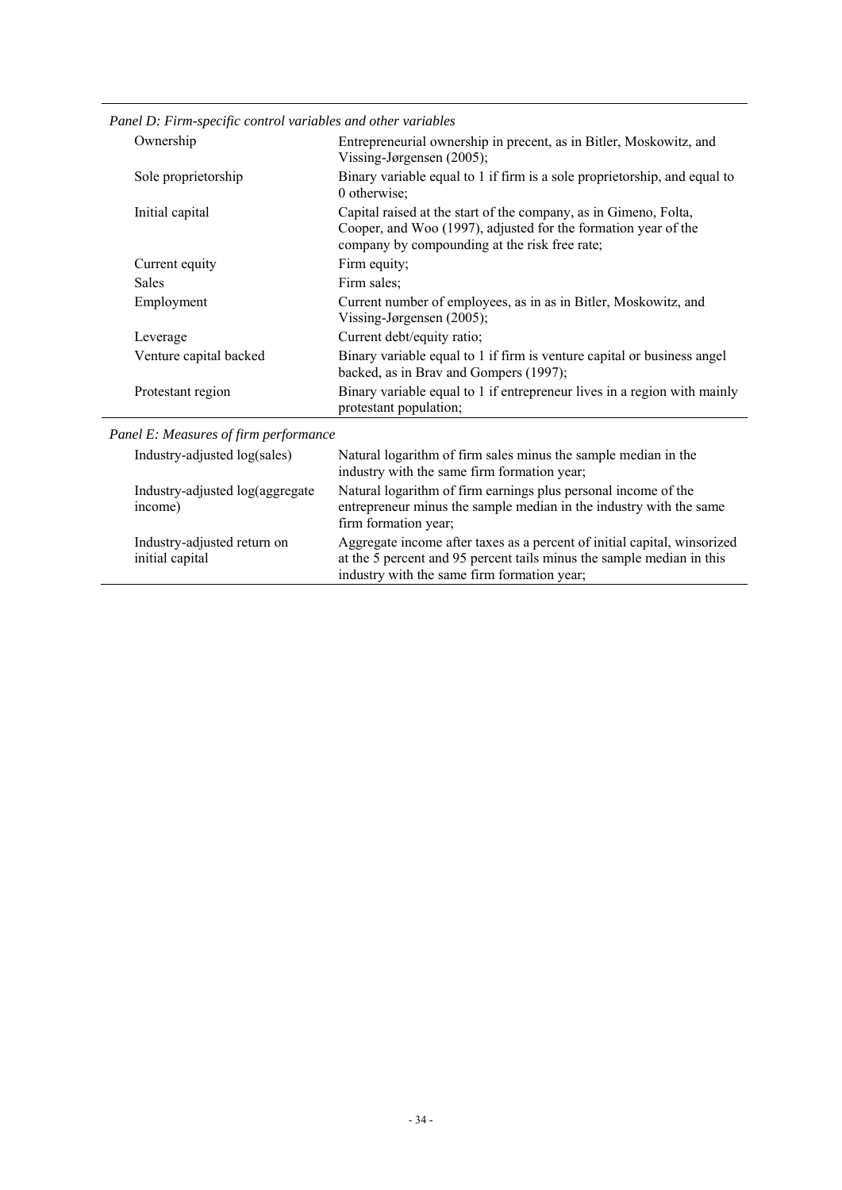| *Panel D: Firm-specific control variables and other variables* | |
|---|---|
| Ownership | Entrepreneurial ownership in precent, as in Bitler, Moskowitz, and Vissing-Jørgensen (2005); |
| Sole proprietorship | Binary variable equal to 1 if firm is a sole proprietorship, and equal to 0 otherwise; |
| Initial capital | Capital raised at the start of the company, as in Gimeno, Folta, Cooper, and Woo (1997), adjusted for the formation year of the company by compounding at the risk free rate; |
| Current equity | Firm equity; |
| Sales | Firm sales; |
| Employment | Current number of employees, as in as in Bitler, Moskowitz, and Vissing-Jørgensen (2005); |
| Leverage | Current debt/equity ratio; |
| Venture capital backed | Binary variable equal to 1 if firm is venture capital or business angel backed, as in Brav and Gompers (1997); |
| Protestant region | Binary variable equal to 1 if entrepreneur lives in a region with mainly protestant population; |
| *Panel E: Measures of firm performance* | |
| Industry-adjusted log(sales) | Natural logarithm of firm sales minus the sample median in the industry with the same firm formation year; |
| Industry-adjusted log(aggregate income) | Natural logarithm of firm earnings plus personal income of the entrepreneur minus the sample median in the industry with the same firm formation year; |
| Industry-adjusted return on initial capital | Aggregate income after taxes as a percent of initial capital, winsorized at the 5 percent and 95 percent tails minus the sample median in this industry with the same firm formation year; |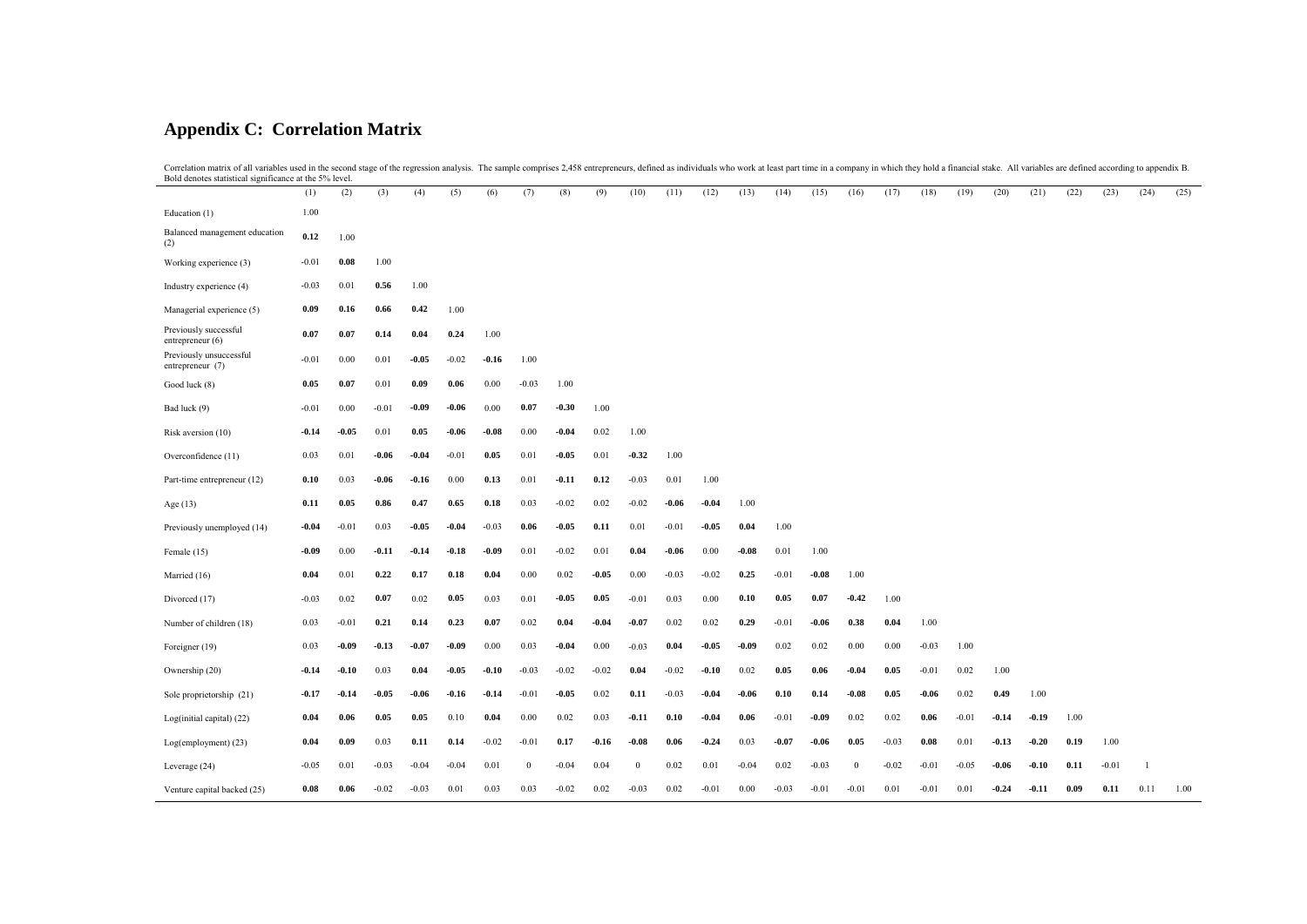## Appendix C: Correlation Matrix

Correlation matrix of all variables used in the second stage of the regression analysis. The sample comprises 2,458 entrepreneurs, defined as individuals who work at least part time in a company in which they hold a financial stake. All variables are defined according to appendix B. Bold denotes statistical significance at the 5% level.

| | (1) | (2) | (3) | (4) | (5) | (6) | (7) | (8) | (9) | (10) | (11) | (12) | (13) | (14) | (15) | (16) | (17) | (18) | (19) | (20) | (21) | (22) | (23) | (24) | (25) |
|---|---|---|---|---|---|---|---|---|---|---|---|---|---|---|---|---|---|---|---|---|---|---|---|---|---|
| Education (1) | 1.00 | | | | | | | | | | | | | | | | | | | | | | | | |
| Balanced management education (2) | **0.12** | 1.00 | | | | | | | | | | | | | | | | | | | | | | | |
| Working experience (3) | -0.01 | **0.08** | 1.00 | | | | | | | | | | | | | | | | | | | | | | |
| Industry experience (4) | -0.03 | 0.01 | **0.56** | 1.00 | | | | | | | | | | | | | | | | | | | | | |
| Managerial experience (5) | **0.09** | **0.16** | **0.66** | **0.42** | 1.00 | | | | | | | | | | | | | | | | | | | | |
| Previously successful entrepreneur (6) | **0.07** | **0.07** | **0.14** | **0.04** | **0.24** | 1.00 | | | | | | | | | | | | | | | | | | | |
| Previously unsuccessful entrepreneur (7) | -0.01 | 0.00 | 0.01 | **-0.05** | -0.02 | **-0.16** | 1.00 | | | | | | | | | | | | | | | | | | |
| Good luck (8) | **0.05** | **0.07** | 0.01 | **0.09** | **0.06** | 0.00 | -0.03 | 1.00 | | | | | | | | | | | | | | | | | |
| Bad luck (9) | -0.01 | 0.00 | -0.01 | **-0.09** | **-0.06** | 0.00 | **0.07** | **-0.30** | 1.00 | | | | | | | | | | | | | | | | |
| Risk aversion (10) | **-0.14** | **-0.05** | 0.01 | **0.05** | **-0.06** | **-0.08** | 0.00 | **-0.04** | 0.02 | 1.00 | | | | | | | | | | | | | | | |
| Overconfidence (11) | 0.03 | 0.01 | **-0.06** | **-0.04** | -0.01 | **0.05** | 0.01 | **-0.05** | 0.01 | **-0.32** | 1.00 | | | | | | | | | | | | | | |
| Part-time entrepreneur (12) | **0.10** | 0.03 | **-0.06** | **-0.16** | 0.00 | **0.13** | 0.01 | **-0.11** | **0.12** | -0.03 | 0.01 | 1.00 | | | | | | | | | | | | | |
| Age (13) | **0.11** | **0.05** | **0.86** | **0.47** | **0.65** | **0.18** | 0.03 | -0.02 | 0.02 | -0.02 | **-0.06** | **-0.04** | 1.00 | | | | | | | | | | | | |
| Previously unemployed (14) | **-0.04** | -0.01 | 0.03 | **-0.05** | **-0.04** | -0.03 | **0.06** | **-0.05** | **0.11** | 0.01 | -0.01 | **-0.05** | **0.04** | 1.00 | | | | | | | | | | | |
| Female (15) | **-0.09** | 0.00 | **-0.11** | **-0.14** | **-0.18** | **-0.09** | 0.01 | -0.02 | 0.01 | **0.04** | **-0.06** | 0.00 | **-0.08** | 0.01 | 1.00 | | | | | | | | | | |
| Married (16) | **0.04** | 0.01 | **0.22** | **0.17** | **0.18** | **0.04** | 0.00 | 0.02 | **-0.05** | 0.00 | -0.03 | -0.02 | **0.25** | -0.01 | **-0.08** | 1.00 | | | | | | | | | |
| Divorced (17) | -0.03 | 0.02 | **0.07** | 0.02 | **0.05** | 0.03 | 0.01 | **-0.05** | **0.05** | -0.01 | 0.03 | 0.00 | **0.10** | **0.05** | **0.07** | **-0.42** | 1.00 | | | | | | | | |
| Number of children (18) | 0.03 | -0.01 | **0.21** | **0.14** | **0.23** | **0.07** | 0.02 | **0.04** | **-0.04** | **-0.07** | 0.02 | 0.02 | **0.29** | -0.01 | **-0.06** | **0.38** | **0.04** | 1.00 | | | | | | | |
| Foreigner (19) | 0.03 | **-0.09** | **-0.13** | **-0.07** | **-0.09** | 0.00 | 0.03 | **-0.04** | 0.00 | -0.03 | **0.04** | **-0.05** | **-0.09** | 0.02 | 0.02 | 0.00 | 0.00 | -0.03 | 1.00 | | | | | | |
| Ownership (20) | **-0.14** | **-0.10** | 0.03 | **0.04** | **-0.05** | **-0.10** | -0.03 | -0.02 | -0.02 | **0.04** | -0.02 | **-0.10** | 0.02 | **0.05** | **0.06** | **-0.04** | **0.05** | -0.01 | 0.02 | 1.00 | | | | | |
| Sole proprietorship (21) | **-0.17** | **-0.14** | **-0.05** | **-0.06** | **-0.16** | **-0.14** | -0.01 | **-0.05** | 0.02 | **0.11** | -0.03 | **-0.04** | **-0.06** | **0.10** | **0.14** | **-0.08** | **0.05** | **-0.06** | 0.02 | **0.49** | 1.00 | | | | |
| Log(initial capital) (22) | **0.04** | **0.06** | **0.05** | **0.05** | 0.10 | **0.04** | 0.00 | 0.02 | 0.03 | **-0.11** | **0.10** | **-0.04** | **0.06** | -0.01 | **-0.09** | 0.02 | 0.02 | **0.06** | -0.01 | **-0.14** | **-0.19** | 1.00 | | | |
| Log(employment) (23) | **0.04** | **0.09** | 0.03 | **0.11** | **0.14** | -0.02 | -0.01 | **0.17** | **-0.16** | **-0.08** | **0.06** | **-0.24** | 0.03 | **-0.07** | **-0.06** | **0.05** | -0.03 | **0.08** | 0.01 | **-0.13** | **-0.20** | **0.19** | 1.00 | | |
| Leverage (24) | -0.05 | 0.01 | -0.03 | -0.04 | -0.04 | 0.01 | 0 | -0.04 | 0.04 | 0 | 0.02 | 0.01 | -0.04 | 0.02 | -0.03 | 0 | -0.02 | -0.01 | -0.05 | **-0.06** | **-0.10** | **0.11** | -0.01 | 1 | |
| Venture capital backed (25) | **0.08** | **0.06** | -0.02 | -0.03 | 0.01 | 0.03 | 0.03 | -0.02 | 0.02 | -0.03 | 0.02 | -0.01 | 0.00 | -0.03 | -0.01 | -0.01 | 0.01 | -0.01 | 0.01 | **-0.24** | **-0.11** | **0.09** | **0.11** | 0.11 | 1.00 |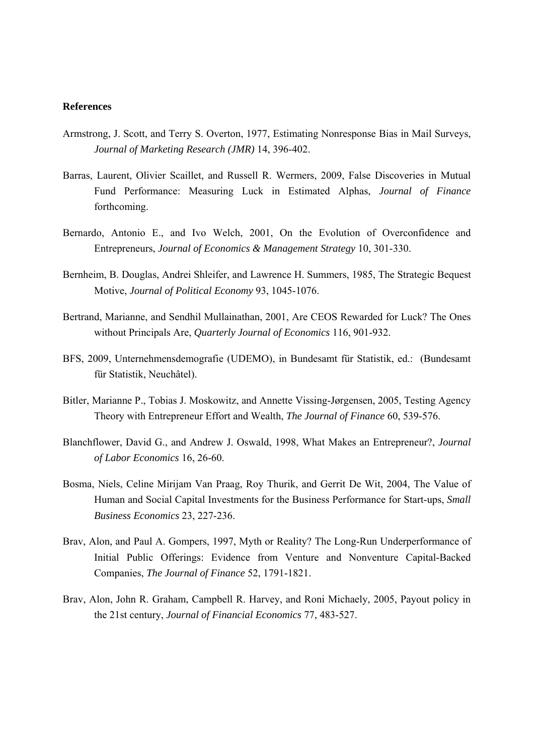**References**

Armstrong, J. Scott, and Terry S. Overton, 1977, Estimating Nonresponse Bias in Mail Surveys, *Journal of Marketing Research (JMR)* 14, 396-402.

Barras, Laurent, Olivier Scaillet, and Russell R. Wermers, 2009, False Discoveries in Mutual Fund Performance: Measuring Luck in Estimated Alphas, *Journal of Finance* forthcoming.

Bernardo, Antonio E., and Ivo Welch, 2001, On the Evolution of Overconfidence and Entrepreneurs, *Journal of Economics & Management Strategy* 10, 301-330.

Bernheim, B. Douglas, Andrei Shleifer, and Lawrence H. Summers, 1985, The Strategic Bequest Motive, *Journal of Political Economy* 93, 1045-1076.

Bertrand, Marianne, and Sendhil Mullainathan, 2001, Are CEOS Rewarded for Luck? The Ones without Principals Are, *Quarterly Journal of Economics* 116, 901-932.

BFS, 2009, Unternehmensdemografie (UDEMO), in Bundesamt für Statistik, ed.: (Bundesamt für Statistik, Neuchâtel).

Bitler, Marianne P., Tobias J. Moskowitz, and Annette Vissing-Jørgensen, 2005, Testing Agency Theory with Entrepreneur Effort and Wealth, *The Journal of Finance* 60, 539-576.

Blanchflower, David G., and Andrew J. Oswald, 1998, What Makes an Entrepreneur?, *Journal of Labor Economics* 16, 26-60.

Bosma, Niels, Celine Mirijam Van Praag, Roy Thurik, and Gerrit De Wit, 2004, The Value of Human and Social Capital Investments for the Business Performance for Start-ups, *Small Business Economics* 23, 227-236.

Brav, Alon, and Paul A. Gompers, 1997, Myth or Reality? The Long-Run Underperformance of Initial Public Offerings: Evidence from Venture and Nonventure Capital-Backed Companies, *The Journal of Finance* 52, 1791-1821.

Brav, Alon, John R. Graham, Campbell R. Harvey, and Roni Michaely, 2005, Payout policy in the 21st century, *Journal of Financial Economics* 77, 483-527.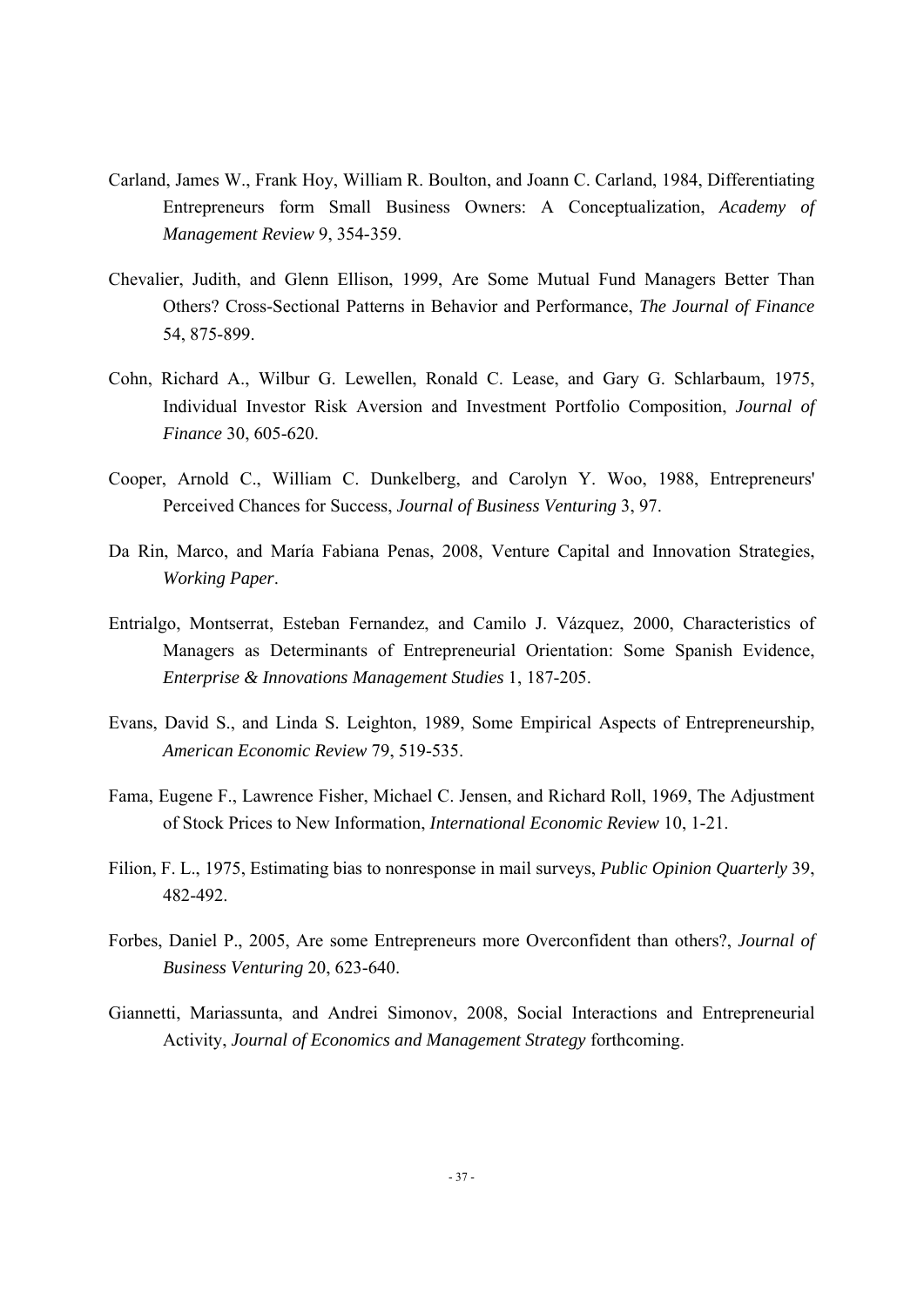Carland, James W., Frank Hoy, William R. Boulton, and Joann C. Carland, 1984, Differentiating Entrepreneurs form Small Business Owners: A Conceptualization, *Academy of Management Review* 9, 354-359.

Chevalier, Judith, and Glenn Ellison, 1999, Are Some Mutual Fund Managers Better Than Others? Cross-Sectional Patterns in Behavior and Performance, *The Journal of Finance* 54, 875-899.

Cohn, Richard A., Wilbur G. Lewellen, Ronald C. Lease, and Gary G. Schlarbaum, 1975, Individual Investor Risk Aversion and Investment Portfolio Composition, *Journal of Finance* 30, 605-620.

Cooper, Arnold C., William C. Dunkelberg, and Carolyn Y. Woo, 1988, Entrepreneurs' Perceived Chances for Success, *Journal of Business Venturing* 3, 97.

Da Rin, Marco, and María Fabiana Penas, 2008, Venture Capital and Innovation Strategies, *Working Paper*.

Entrialgo, Montserrat, Esteban Fernandez, and Camilo J. Vázquez, 2000, Characteristics of Managers as Determinants of Entrepreneurial Orientation: Some Spanish Evidence, *Enterprise & Innovations Management Studies* 1, 187-205.

Evans, David S., and Linda S. Leighton, 1989, Some Empirical Aspects of Entrepreneurship, *American Economic Review* 79, 519-535.

Fama, Eugene F., Lawrence Fisher, Michael C. Jensen, and Richard Roll, 1969, The Adjustment of Stock Prices to New Information, *International Economic Review* 10, 1-21.

Filion, F. L., 1975, Estimating bias to nonresponse in mail surveys, *Public Opinion Quarterly* 39, 482-492.

Forbes, Daniel P., 2005, Are some Entrepreneurs more Overconfident than others?, *Journal of Business Venturing* 20, 623-640.

Giannetti, Mariassunta, and Andrei Simonov, 2008, Social Interactions and Entrepreneurial Activity, *Journal of Economics and Management Strategy* forthcoming.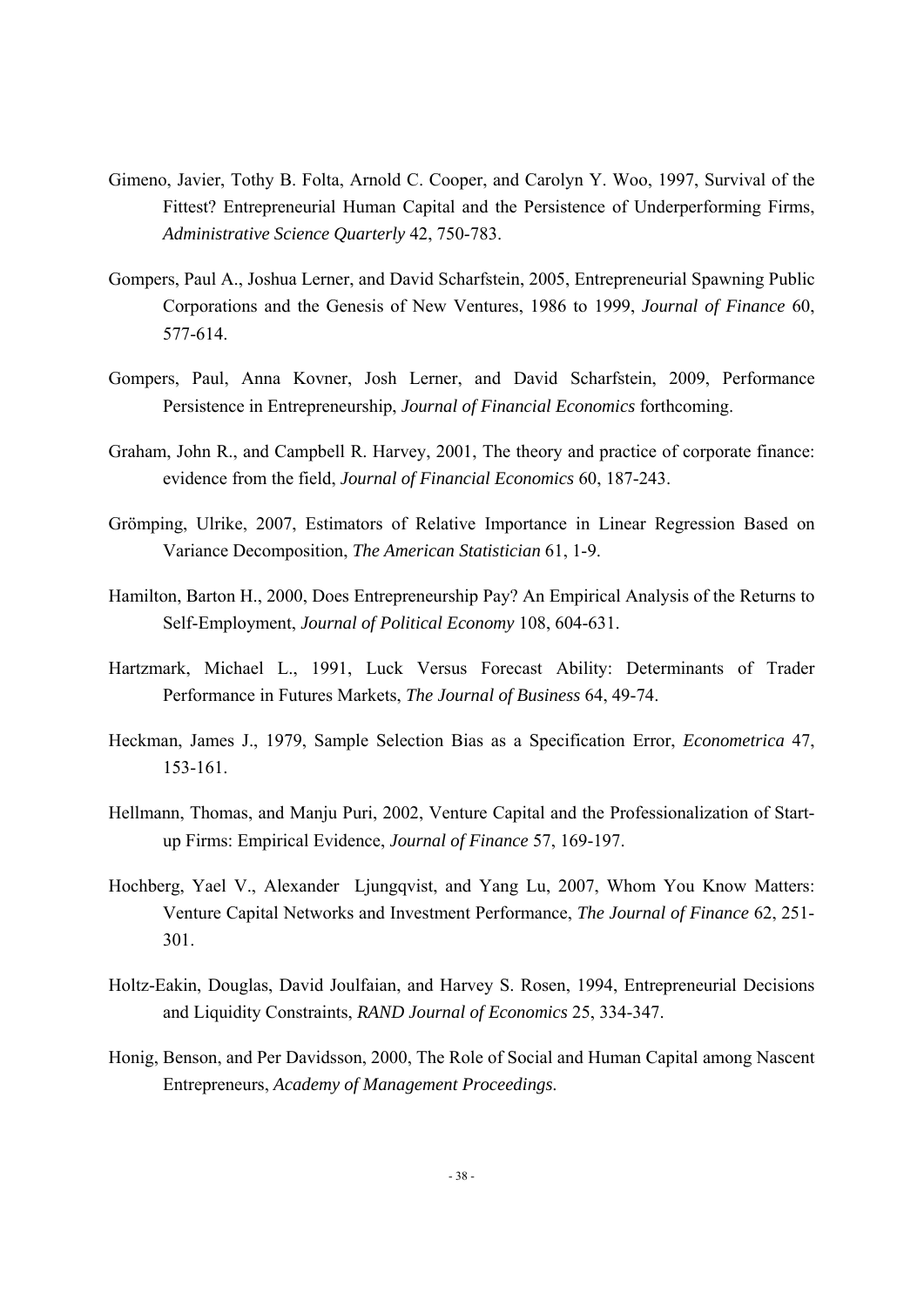Gimeno, Javier, Tothy B. Folta, Arnold C. Cooper, and Carolyn Y. Woo, 1997, Survival of the Fittest? Entrepreneurial Human Capital and the Persistence of Underperforming Firms, *Administrative Science Quarterly* 42, 750-783.

Gompers, Paul A., Joshua Lerner, and David Scharfstein, 2005, Entrepreneurial Spawning Public Corporations and the Genesis of New Ventures, 1986 to 1999, *Journal of Finance* 60, 577-614.

Gompers, Paul, Anna Kovner, Josh Lerner, and David Scharfstein, 2009, Performance Persistence in Entrepreneurship, *Journal of Financial Economics* forthcoming.

Graham, John R., and Campbell R. Harvey, 2001, The theory and practice of corporate finance: evidence from the field, *Journal of Financial Economics* 60, 187-243.

Grömping, Ulrike, 2007, Estimators of Relative Importance in Linear Regression Based on Variance Decomposition, *The American Statistician* 61, 1-9.

Hamilton, Barton H., 2000, Does Entrepreneurship Pay? An Empirical Analysis of the Returns to Self-Employment, *Journal of Political Economy* 108, 604-631.

Hartzmark, Michael L., 1991, Luck Versus Forecast Ability: Determinants of Trader Performance in Futures Markets, *The Journal of Business* 64, 49-74.

Heckman, James J., 1979, Sample Selection Bias as a Specification Error, *Econometrica* 47, 153-161.

Hellmann, Thomas, and Manju Puri, 2002, Venture Capital and the Professionalization of Start-up Firms: Empirical Evidence, *Journal of Finance* 57, 169-197.

Hochberg, Yael V., Alexander Ljungqvist, and Yang Lu, 2007, Whom You Know Matters: Venture Capital Networks and Investment Performance, *The Journal of Finance* 62, 251-301.

Holtz-Eakin, Douglas, David Joulfaian, and Harvey S. Rosen, 1994, Entrepreneurial Decisions and Liquidity Constraints, *RAND Journal of Economics* 25, 334-347.

Honig, Benson, and Per Davidsson, 2000, The Role of Social and Human Capital among Nascent Entrepreneurs, *Academy of Management Proceedings*.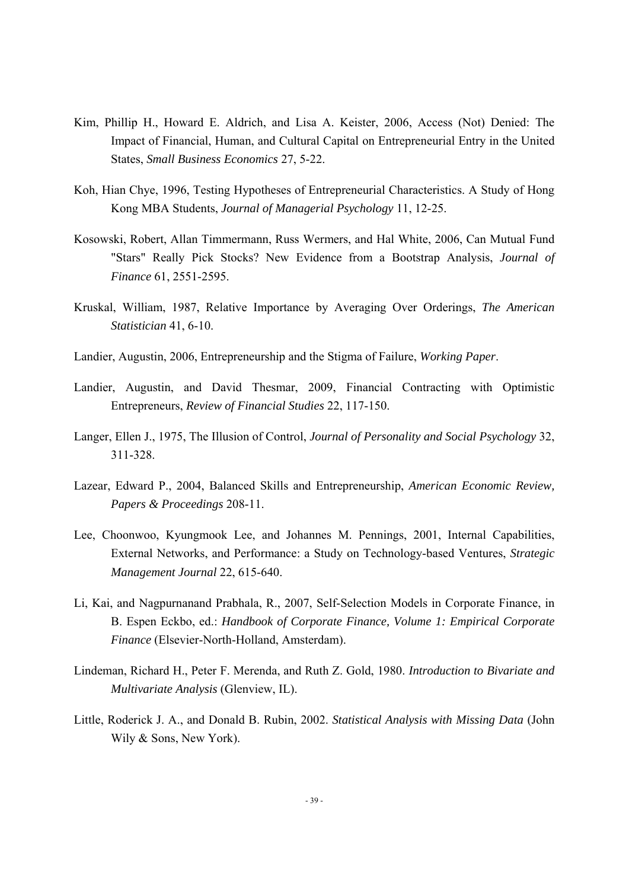Kim, Phillip H., Howard E. Aldrich, and Lisa A. Keister, 2006, Access (Not) Denied: The Impact of Financial, Human, and Cultural Capital on Entrepreneurial Entry in the United States, *Small Business Economics* 27, 5-22.

Koh, Hian Chye, 1996, Testing Hypotheses of Entrepreneurial Characteristics. A Study of Hong Kong MBA Students, *Journal of Managerial Psychology* 11, 12-25.

Kosowski, Robert, Allan Timmermann, Russ Wermers, and Hal White, 2006, Can Mutual Fund "Stars" Really Pick Stocks? New Evidence from a Bootstrap Analysis, *Journal of Finance* 61, 2551-2595.

Kruskal, William, 1987, Relative Importance by Averaging Over Orderings, *The American Statistician* 41, 6-10.

Landier, Augustin, 2006, Entrepreneurship and the Stigma of Failure, *Working Paper*.

Landier, Augustin, and David Thesmar, 2009, Financial Contracting with Optimistic Entrepreneurs, *Review of Financial Studies* 22, 117-150.

Langer, Ellen J., 1975, The Illusion of Control, *Journal of Personality and Social Psychology* 32, 311-328.

Lazear, Edward P., 2004, Balanced Skills and Entrepreneurship, *American Economic Review, Papers & Proceedings* 208-11.

Lee, Choonwoo, Kyungmook Lee, and Johannes M. Pennings, 2001, Internal Capabilities, External Networks, and Performance: a Study on Technology-based Ventures, *Strategic Management Journal* 22, 615-640.

Li, Kai, and Nagpurnanand Prabhala, R., 2007, Self-Selection Models in Corporate Finance, in B. Espen Eckbo, ed.: *Handbook of Corporate Finance, Volume 1: Empirical Corporate Finance* (Elsevier-North-Holland, Amsterdam).

Lindeman, Richard H., Peter F. Merenda, and Ruth Z. Gold, 1980. *Introduction to Bivariate and Multivariate Analysis* (Glenview, IL).

Little, Roderick J. A., and Donald B. Rubin, 2002. *Statistical Analysis with Missing Data* (John Wily & Sons, New York).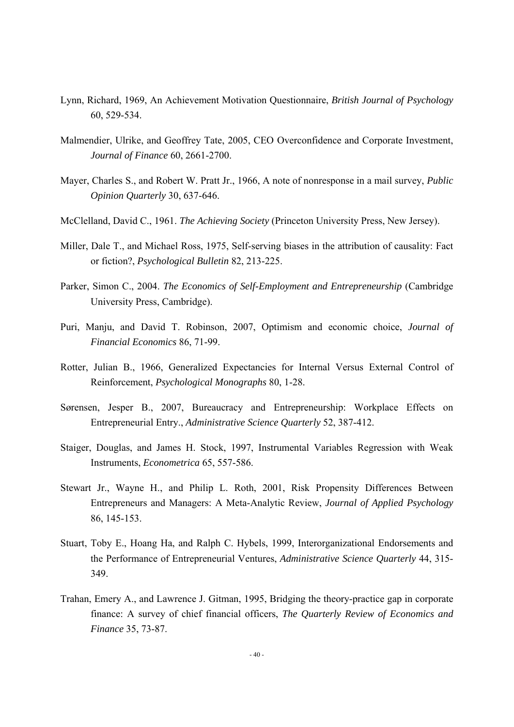Lynn, Richard, 1969, An Achievement Motivation Questionnaire, *British Journal of Psychology* 60, 529-534.

Malmendier, Ulrike, and Geoffrey Tate, 2005, CEO Overconfidence and Corporate Investment, *Journal of Finance* 60, 2661-2700.

Mayer, Charles S., and Robert W. Pratt Jr., 1966, A note of nonresponse in a mail survey, *Public Opinion Quarterly* 30, 637-646.

McClelland, David C., 1961. *The Achieving Society* (Princeton University Press, New Jersey).

Miller, Dale T., and Michael Ross, 1975, Self-serving biases in the attribution of causality: Fact or fiction?, *Psychological Bulletin* 82, 213-225.

Parker, Simon C., 2004. *The Economics of Self-Employment and Entrepreneurship* (Cambridge University Press, Cambridge).

Puri, Manju, and David T. Robinson, 2007, Optimism and economic choice, *Journal of Financial Economics* 86, 71-99.

Rotter, Julian B., 1966, Generalized Expectancies for Internal Versus External Control of Reinforcement, *Psychological Monographs* 80, 1-28.

Sørensen, Jesper B., 2007, Bureaucracy and Entrepreneurship: Workplace Effects on Entrepreneurial Entry., *Administrative Science Quarterly* 52, 387-412.

Staiger, Douglas, and James H. Stock, 1997, Instrumental Variables Regression with Weak Instruments, *Econometrica* 65, 557-586.

Stewart Jr., Wayne H., and Philip L. Roth, 2001, Risk Propensity Differences Between Entrepreneurs and Managers: A Meta-Analytic Review, *Journal of Applied Psychology* 86, 145-153.

Stuart, Toby E., Hoang Ha, and Ralph C. Hybels, 1999, Interorganizational Endorsements and the Performance of Entrepreneurial Ventures, *Administrative Science Quarterly* 44, 315-349.

Trahan, Emery A., and Lawrence J. Gitman, 1995, Bridging the theory-practice gap in corporate finance: A survey of chief financial officers, *The Quarterly Review of Economics and Finance* 35, 73-87.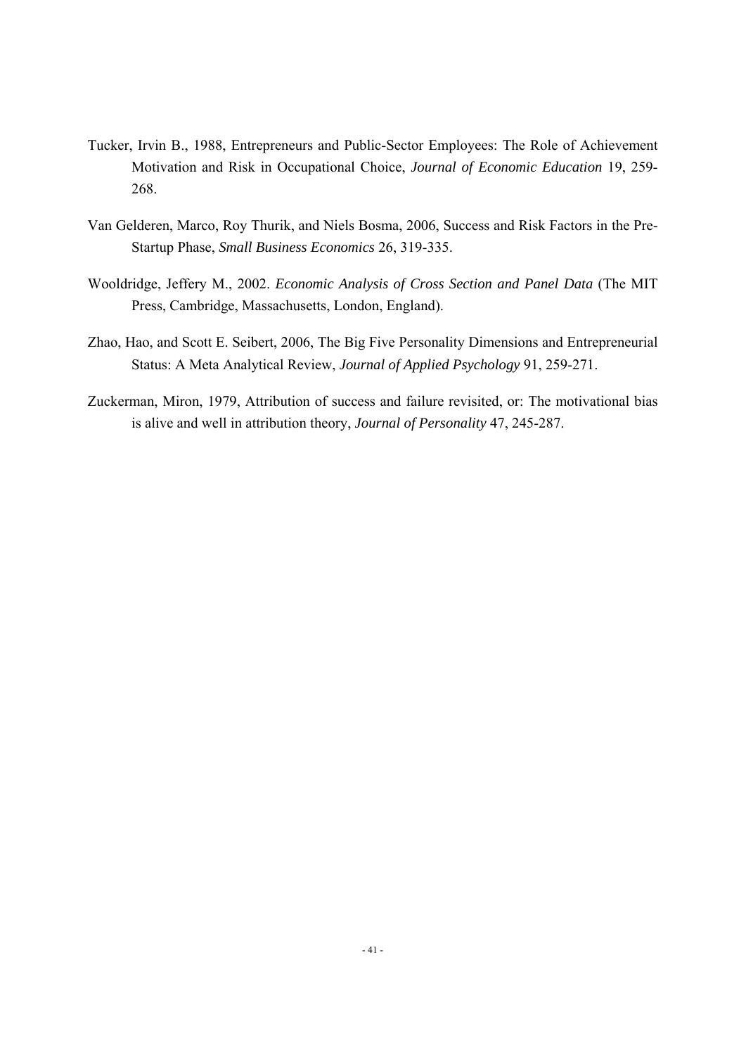Tucker, Irvin B., 1988, Entrepreneurs and Public-Sector Employees: The Role of Achievement Motivation and Risk in Occupational Choice, *Journal of Economic Education* 19, 259-268.

Van Gelderen, Marco, Roy Thurik, and Niels Bosma, 2006, Success and Risk Factors in the Pre-Startup Phase, *Small Business Economics* 26, 319-335.

Wooldridge, Jeffery M., 2002. *Economic Analysis of Cross Section and Panel Data* (The MIT Press, Cambridge, Massachusetts, London, England).

Zhao, Hao, and Scott E. Seibert, 2006, The Big Five Personality Dimensions and Entrepreneurial Status: A Meta Analytical Review, *Journal of Applied Psychology* 91, 259-271.

Zuckerman, Miron, 1979, Attribution of success and failure revisited, or: The motivational bias is alive and well in attribution theory, *Journal of Personality* 47, 245-287.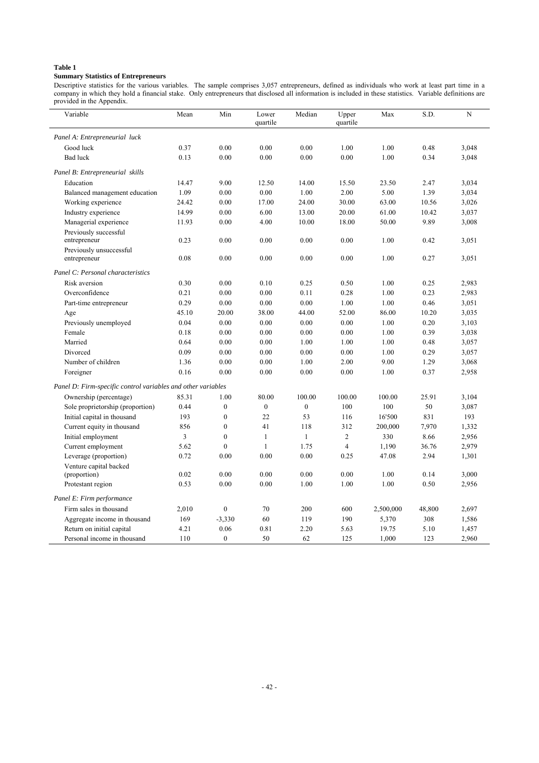**Table 1**

**Summary Statistics of Entrepreneurs**

Descriptive statistics for the various variables. The sample comprises 3,057 entrepreneurs, defined as individuals who work at least part time in a company in which they hold a financial stake. Only entrepreneurs that disclosed all information is included in these statistics. Variable definitions are provided in the Appendix.

| Variable | Mean | Min | Lower quartile | Median | Upper quartile | Max | S.D. | N |
|---|---|---|---|---|---|---|---|---|
| *Panel A: Entrepreneurial luck* | | | | | | | | |
| Good luck | 0.37 | 0.00 | 0.00 | 0.00 | 1.00 | 1.00 | 0.48 | 3,048 |
| Bad luck | 0.13 | 0.00 | 0.00 | 0.00 | 0.00 | 1.00 | 0.34 | 3,048 |
| *Panel B: Entrepreneurial skills* | | | | | | | | |
| Education | 14.47 | 9.00 | 12.50 | 14.00 | 15.50 | 23.50 | 2.47 | 3,034 |
| Balanced management education | 1.09 | 0.00 | 0.00 | 1.00 | 2.00 | 5.00 | 1.39 | 3,034 |
| Working experience | 24.42 | 0.00 | 17.00 | 24.00 | 30.00 | 63.00 | 10.56 | 3,026 |
| Industry experience | 14.99 | 0.00 | 6.00 | 13.00 | 20.00 | 61.00 | 10.42 | 3,037 |
| Managerial experience | 11.93 | 0.00 | 4.00 | 10.00 | 18.00 | 50.00 | 9.89 | 3,008 |
| Previously successful entrepreneur | 0.23 | 0.00 | 0.00 | 0.00 | 0.00 | 1.00 | 0.42 | 3,051 |
| Previously unsuccessful entrepreneur | 0.08 | 0.00 | 0.00 | 0.00 | 0.00 | 1.00 | 0.27 | 3,051 |
| *Panel C: Personal characteristics* | | | | | | | | |
| Risk aversion | 0.30 | 0.00 | 0.10 | 0.25 | 0.50 | 1.00 | 0.25 | 2,983 |
| Overconfidence | 0.21 | 0.00 | 0.00 | 0.11 | 0.28 | 1.00 | 0.23 | 2,983 |
| Part-time entrepreneur | 0.29 | 0.00 | 0.00 | 0.00 | 1.00 | 1.00 | 0.46 | 3,051 |
| Age | 45.10 | 20.00 | 38.00 | 44.00 | 52.00 | 86.00 | 10.20 | 3,035 |
| Previously unemployed | 0.04 | 0.00 | 0.00 | 0.00 | 0.00 | 1.00 | 0.20 | 3,103 |
| Female | 0.18 | 0.00 | 0.00 | 0.00 | 0.00 | 1.00 | 0.39 | 3,038 |
| Married | 0.64 | 0.00 | 0.00 | 1.00 | 1.00 | 1.00 | 0.48 | 3,057 |
| Divorced | 0.09 | 0.00 | 0.00 | 0.00 | 0.00 | 1.00 | 0.29 | 3,057 |
| Number of children | 1.36 | 0.00 | 0.00 | 1.00 | 2.00 | 9.00 | 1.29 | 3,068 |
| Foreigner | 0.16 | 0.00 | 0.00 | 0.00 | 0.00 | 1.00 | 0.37 | 2,958 |
| *Panel D: Firm-specific control variables and other variables* | | | | | | | | |
| Ownership (percentage) | 85.31 | 1.00 | 80.00 | 100.00 | 100.00 | 100.00 | 25.91 | 3,104 |
| Sole proprietorship (proportion) | 0.44 | 0 | 0 | 0 | 100 | 100 | 50 | 3,087 |
| Initial capital in thousand | 193 | 0 | 22 | 53 | 116 | 16'500 | 831 | 193 |
| Current equity in thousand | 856 | 0 | 41 | 118 | 312 | 200,000 | 7,970 | 1,332 |
| Initial employment | 3 | 0 | 1 | 1 | 2 | 330 | 8.66 | 2,956 |
| Current employment | 5.62 | 0 | 1 | 1.75 | 4 | 1,190 | 36.76 | 2,979 |
| Leverage (proportion) | 0.72 | 0.00 | 0.00 | 0.00 | 0.25 | 47.08 | 2.94 | 1,301 |
| Venture capital backed (proportion) | 0.02 | 0.00 | 0.00 | 0.00 | 0.00 | 1.00 | 0.14 | 3,000 |
| Protestant region | 0.53 | 0.00 | 0.00 | 1.00 | 1.00 | 1.00 | 0.50 | 2,956 |
| *Panel E: Firm performance* | | | | | | | | |
| Firm sales in thousand | 2,010 | 0 | 70 | 200 | 600 | 2,500,000 | 48,800 | 2,697 |
| Aggregate income in thousand | 169 | -3,330 | 60 | 119 | 190 | 5,370 | 308 | 1,586 |
| Return on initial capital | 4.21 | 0.06 | 0.81 | 2.20 | 5.63 | 19.75 | 5.10 | 1,457 |
| Personal income in thousand | 110 | 0 | 50 | 62 | 125 | 1,000 | 123 | 2,960 |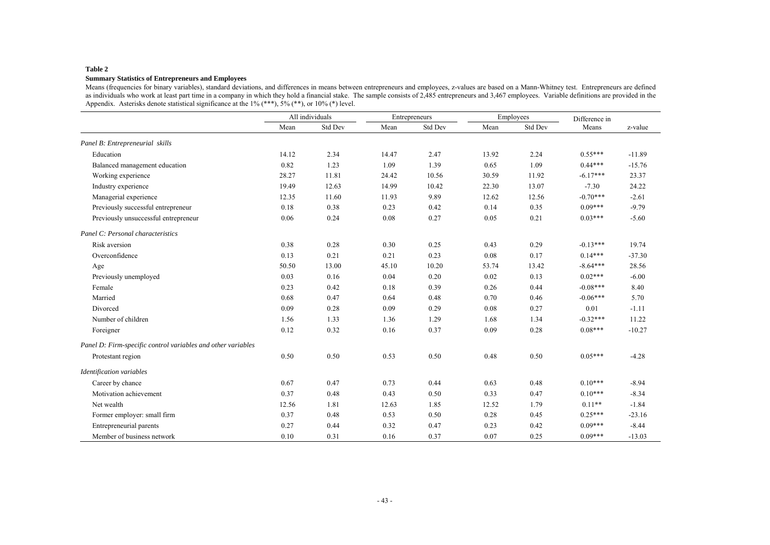**Table 2**

**Summary Statistics of Entrepreneurs and Employees**

Means (frequencies for binary variables), standard deviations, and differences in means between entrepreneurs and employees, z-values are based on a Mann-Whitney test. Entrepreneurs are defined as individuals who work at least part time in a company in which they hold a financial stake. The sample consists of 2,485 entrepreneurs and 3,467 employees. Variable definitions are provided in the Appendix. Asterisks denote statistical significance at the 1% (***), 5% (**), or 10% (*) level.

| | All individuals | | Entrepreneurs | | Employees | | Difference in | |
|---|---|---|---|---|---|---|---|---|
| | Mean | Std Dev | Mean | Std Dev | Mean | Std Dev | Means | z-value |
| *Panel B: Entrepreneurial skills* | | | | | | | | |
| Education | 14.12 | 2.34 | 14.47 | 2.47 | 13.92 | 2.24 | 0.55*** | -11.89 |
| Balanced management education | 0.82 | 1.23 | 1.09 | 1.39 | 0.65 | 1.09 | 0.44*** | -15.76 |
| Working experience | 28.27 | 11.81 | 24.42 | 10.56 | 30.59 | 11.92 | -6.17*** | 23.37 |
| Industry experience | 19.49 | 12.63 | 14.99 | 10.42 | 22.30 | 13.07 | -7.30 | 24.22 |
| Managerial experience | 12.35 | 11.60 | 11.93 | 9.89 | 12.62 | 12.56 | -0.70*** | -2.61 |
| Previously successful entrepreneur | 0.18 | 0.38 | 0.23 | 0.42 | 0.14 | 0.35 | 0.09*** | -9.79 |
| Previously unsuccessful entrepreneur | 0.06 | 0.24 | 0.08 | 0.27 | 0.05 | 0.21 | 0.03*** | -5.60 |
| *Panel C: Personal characteristics* | | | | | | | | |
| Risk aversion | 0.38 | 0.28 | 0.30 | 0.25 | 0.43 | 0.29 | -0.13*** | 19.74 |
| Overconfidence | 0.13 | 0.21 | 0.21 | 0.23 | 0.08 | 0.17 | 0.14*** | -37.30 |
| Age | 50.50 | 13.00 | 45.10 | 10.20 | 53.74 | 13.42 | -8.64*** | 28.56 |
| Previously unemployed | 0.03 | 0.16 | 0.04 | 0.20 | 0.02 | 0.13 | 0.02*** | -6.00 |
| Female | 0.23 | 0.42 | 0.18 | 0.39 | 0.26 | 0.44 | -0.08*** | 8.40 |
| Married | 0.68 | 0.47 | 0.64 | 0.48 | 0.70 | 0.46 | -0.06*** | 5.70 |
| Divorced | 0.09 | 0.28 | 0.09 | 0.29 | 0.08 | 0.27 | 0.01 | -1.11 |
| Number of children | 1.56 | 1.33 | 1.36 | 1.29 | 1.68 | 1.34 | -0.32*** | 11.22 |
| Foreigner | 0.12 | 0.32 | 0.16 | 0.37 | 0.09 | 0.28 | 0.08*** | -10.27 |
| *Panel D: Firm-specific control variables and other variables* | | | | | | | | |
| Protestant region | 0.50 | 0.50 | 0.53 | 0.50 | 0.48 | 0.50 | 0.05*** | -4.28 |
| *Identification variables* | | | | | | | | |
| Career by chance | 0.67 | 0.47 | 0.73 | 0.44 | 0.63 | 0.48 | 0.10*** | -8.94 |
| Motivation achievement | 0.37 | 0.48 | 0.43 | 0.50 | 0.33 | 0.47 | 0.10*** | -8.34 |
| Net wealth | 12.56 | 1.81 | 12.63 | 1.85 | 12.52 | 1.79 | 0.11** | -1.84 |
| Former employer: small firm | 0.37 | 0.48 | 0.53 | 0.50 | 0.28 | 0.45 | 0.25*** | -23.16 |
| Entrepreneurial parents | 0.27 | 0.44 | 0.32 | 0.47 | 0.23 | 0.42 | 0.09*** | -8.44 |
| Member of business network | 0.10 | 0.31 | 0.16 | 0.37 | 0.07 | 0.25 | 0.09*** | -13.03 |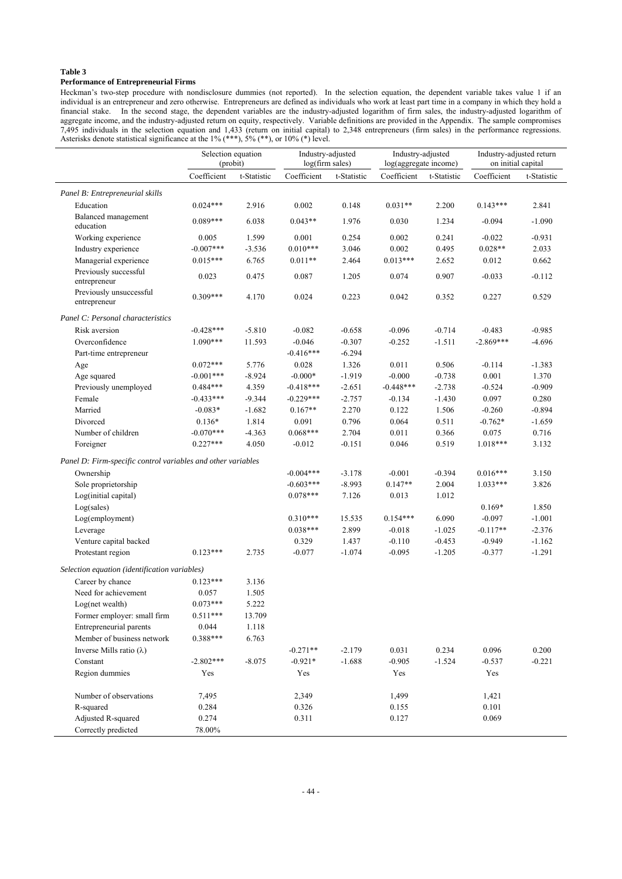**Table 3**

**Performance of Entrepreneurial Firms**

Heckman's two-step procedure with nondisclosure dummies (not reported). In the selection equation, the dependent variable takes value 1 if an individual is an entrepreneur and zero otherwise. Entrepreneurs are defined as individuals who work at least part time in a company in which they hold a financial stake. In the second stage, the dependent variables are the industry-adjusted logarithm of firm sales, the industry-adjusted logarithm of aggregate income, and the industry-adjusted return on equity, respectively. Variable definitions are provided in the Appendix. The sample compromises 7,495 individuals in the selection equation and 1,433 (return on initial capital) to 2,348 entrepreneurs (firm sales) in the performance regressions. Asterisks denote statistical significance at the 1% (***), 5% (**), or 10% (*) level.

| | Selection equation (probit) | | Industry-adjusted log(firm sales) | | Industry-adjusted log(aggregate income) | | Industry-adjusted return on initial capital | |
|---|---|---|---|---|---|---|---|---|
| | Coefficient | t-Statistic | Coefficient | t-Statistic | Coefficient | t-Statistic | Coefficient | t-Statistic |
| *Panel B: Entrepreneurial skills* | | | | | | | | |
| Education | 0.024*** | 2.916 | 0.002 | 0.148 | 0.031** | 2.200 | 0.143*** | 2.841 |
| Balanced management education | 0.089*** | 6.038 | 0.043** | 1.976 | 0.030 | 1.234 | -0.094 | -1.090 |
| Working experience | 0.005 | 1.599 | 0.001 | 0.254 | 0.002 | 0.241 | -0.022 | -0.931 |
| Industry experience | -0.007*** | -3.536 | 0.010*** | 3.046 | 0.002 | 0.495 | 0.028** | 2.033 |
| Managerial experience | 0.015*** | 6.765 | 0.011** | 2.464 | 0.013*** | 2.652 | 0.012 | 0.662 |
| Previously successful entrepreneur | 0.023 | 0.475 | 0.087 | 1.205 | 0.074 | 0.907 | -0.033 | -0.112 |
| Previously unsuccessful entrepreneur | 0.309*** | 4.170 | 0.024 | 0.223 | 0.042 | 0.352 | 0.227 | 0.529 |
| *Panel C: Personal characteristics* | | | | | | | | |
| Risk aversion | -0.428*** | -5.810 | -0.082 | -0.658 | -0.096 | -0.714 | -0.483 | -0.985 |
| Overconfidence | 1.090*** | 11.593 | -0.046 | -0.307 | -0.252 | -1.511 | -2.869*** | -4.696 |
| Part-time entrepreneur | | | -0.416*** | -6.294 | | | | |
| Age | 0.072*** | 5.776 | 0.028 | 1.326 | 0.011 | 0.506 | -0.114 | -1.383 |
| Age squared | -0.001*** | -8.924 | -0.000* | -1.919 | -0.000 | -0.738 | 0.001 | 1.370 |
| Previously unemployed | 0.484*** | 4.359 | -0.418*** | -2.651 | -0.448*** | -2.738 | -0.524 | -0.909 |
| Female | -0.433*** | -9.344 | -0.229*** | -2.757 | -0.134 | -1.430 | 0.097 | 0.280 |
| Married | -0.083* | -1.682 | 0.167** | 2.270 | 0.122 | 1.506 | -0.260 | -0.894 |
| Divorced | 0.136* | 1.814 | 0.091 | 0.796 | 0.064 | 0.511 | -0.762* | -1.659 |
| Number of children | -0.070*** | -4.363 | 0.068*** | 2.704 | 0.011 | 0.366 | 0.075 | 0.716 |
| Foreigner | 0.227*** | 4.050 | -0.012 | -0.151 | 0.046 | 0.519 | 1.018*** | 3.132 |
| *Panel D: Firm-specific control variables and other variables* | | | | | | | | |
| Ownership | | | -0.004*** | -3.178 | -0.001 | -0.394 | 0.016*** | 3.150 |
| Sole proprietorship | | | -0.603*** | -8.993 | 0.147** | 2.004 | 1.033*** | 3.826 |
| Log(initial capital) | | | 0.078*** | 7.126 | 0.013 | 1.012 | | |
| Log(sales) | | | | | | | 0.169* | 1.850 |
| Log(employment) | | | 0.310*** | 15.535 | 0.154*** | 6.090 | -0.097 | -1.001 |
| Leverage | | | 0.038*** | 2.899 | -0.018 | -1.025 | -0.117** | -2.376 |
| Venture capital backed | | | 0.329 | 1.437 | -0.110 | -0.453 | -0.949 | -1.162 |
| Protestant region | 0.123*** | 2.735 | -0.077 | -1.074 | -0.095 | -1.205 | -0.377 | -1.291 |
| *Selection equation (identification variables)* | | | | | | | | |
| Career by chance | 0.123*** | 3.136 | | | | | | |
| Need for achievement | 0.057 | 1.505 | | | | | | |
| Log(net wealth) | 0.073*** | 5.222 | | | | | | |
| Former employer: small firm | 0.511*** | 13.709 | | | | | | |
| Entrepreneurial parents | 0.044 | 1.118 | | | | | | |
| Member of business network | 0.388*** | 6.763 | | | | | | |
| Inverse Mills ratio ($\lambda$) | | | -0.271** | -2.179 | 0.031 | 0.234 | 0.096 | 0.200 |
| Constant | -2.802*** | -8.075 | -0.921* | -1.688 | -0.905 | -1.524 | -0.537 | -0.221 |
| Region dummies | Yes | | Yes | | Yes | | Yes | |
| Number of observations | 7,495 | | 2,349 | | 1,499 | | 1,421 | |
| R-squared | 0.284 | | 0.326 | | 0.155 | | 0.101 | |
| Adjusted R-squared | 0.274 | | 0.311 | | 0.127 | | 0.069 | |
| Correctly predicted | 78.00% | | | | | | | |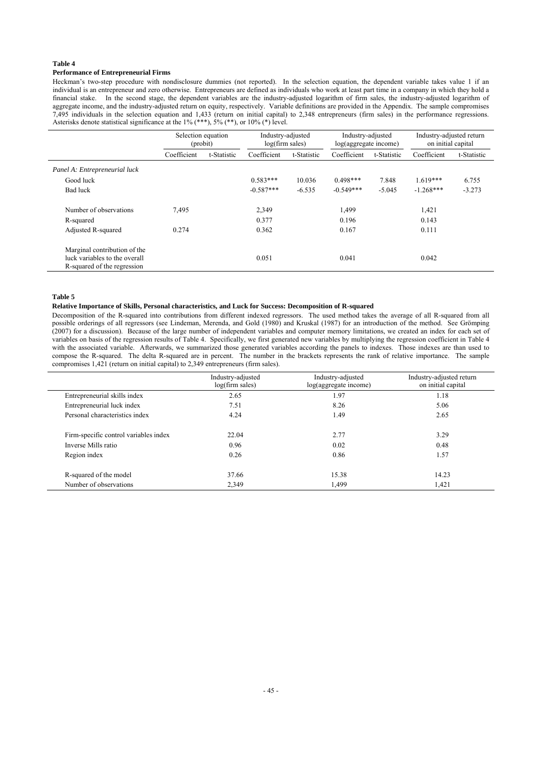**Table 4**

**Performance of Entrepreneurial Firms**

Heckman's two-step procedure with nondisclosure dummies (not reported). In the selection equation, the dependent variable takes value 1 if an individual is an entrepreneur and zero otherwise. Entrepreneurs are defined as individuals who work at least part time in a company in which they hold a financial stake. In the second stage, the dependent variables are the industry-adjusted logarithm of firm sales, the industry-adjusted logarithm of aggregate income, and the industry-adjusted return on equity, respectively. Variable definitions are provided in the Appendix. The sample compromises 7,495 individuals in the selection equation and 1,433 (return on initial capital) to 2,348 entrepreneurs (firm sales) in the performance regressions. Asterisks denote statistical significance at the 1% (\*\*\*), 5% (\*\*), or 10% (\*) level.

| | Selection equation (probit) | | Industry-adjusted log(firm sales) | | Industry-adjusted log(aggregate income) | | Industry-adjusted return on initial capital | |
|---|---|---|---|---|---|---|---|---|
| | Coefficient | t-Statistic | Coefficient | t-Statistic | Coefficient | t-Statistic | Coefficient | t-Statistic |
| *Panel A: Entrepreneurial luck* | | | | | | | | |
| Good luck | | | 0.583\*\*\* | 10.036 | 0.498\*\*\* | 7.848 | 1.619\*\*\* | 6.755 |
| Bad luck | | | -0.587\*\*\* | -6.535 | -0.549\*\*\* | -5.045 | -1.268\*\*\* | -3.273 |
| Number of observations | 7,495 | | 2,349 | | 1,499 | | 1,421 | |
| R-squared | | | 0.377 | | 0.196 | | 0.143 | |
| Adjusted R-squared | 0.274 | | 0.362 | | 0.167 | | 0.111 | |
| Marginal contribution of the luck variables to the overall R-squared of the regression | | | 0.051 | | 0.041 | | 0.042 | |

**Table 5**

**Relative Importance of Skills, Personal characteristics, and Luck for Success: Decomposition of R-squared**

Decomposition of the R-squared into contributions from different indexed regressors. The used method takes the average of all R-squared from all possible orderings of all regressors (see Lindeman, Merenda, and Gold (1980) and Kruskal (1987) for an introduction of the method. See Grömping (2007) for a discussion). Because of the large number of independent variables and computer memory limitations, we created an index for each set of variables on basis of the regression results of Table 4. Specifically, we first generated new variables by multiplying the regression coefficient in Table 4 with the associated variable. Afterwards, we summarized those generated variables according the panels to indexes. Those indexes are than used to compose the R-squared. The delta R-squared are in percent. The number in the brackets represents the rank of relative importance. The sample compromises 1,421 (return on initial capital) to 2,349 entrepreneurs (firm sales).

| | Industry-adjusted log(firm sales) | Industry-adjusted log(aggregate income) | Industry-adjusted return on initial capital |
|---|---|---|---|
| Entrepreneurial skills index | 2.65 | 1.97 | 1.18 |
| Entrepreneurial luck index | 7.51 | 8.26 | 5.06 |
| Personal characteristics index | 4.24 | 1.49 | 2.65 |
| Firm-specific control variables index | 22.04 | 2.77 | 3.29 |
| Inverse Mills ratio | 0.96 | 0.02 | 0.48 |
| Region index | 0.26 | 0.86 | 1.57 |
| R-squared of the model | 37.66 | 15.38 | 14.23 |
| Number of observations | 2,349 | 1,499 | 1,421 |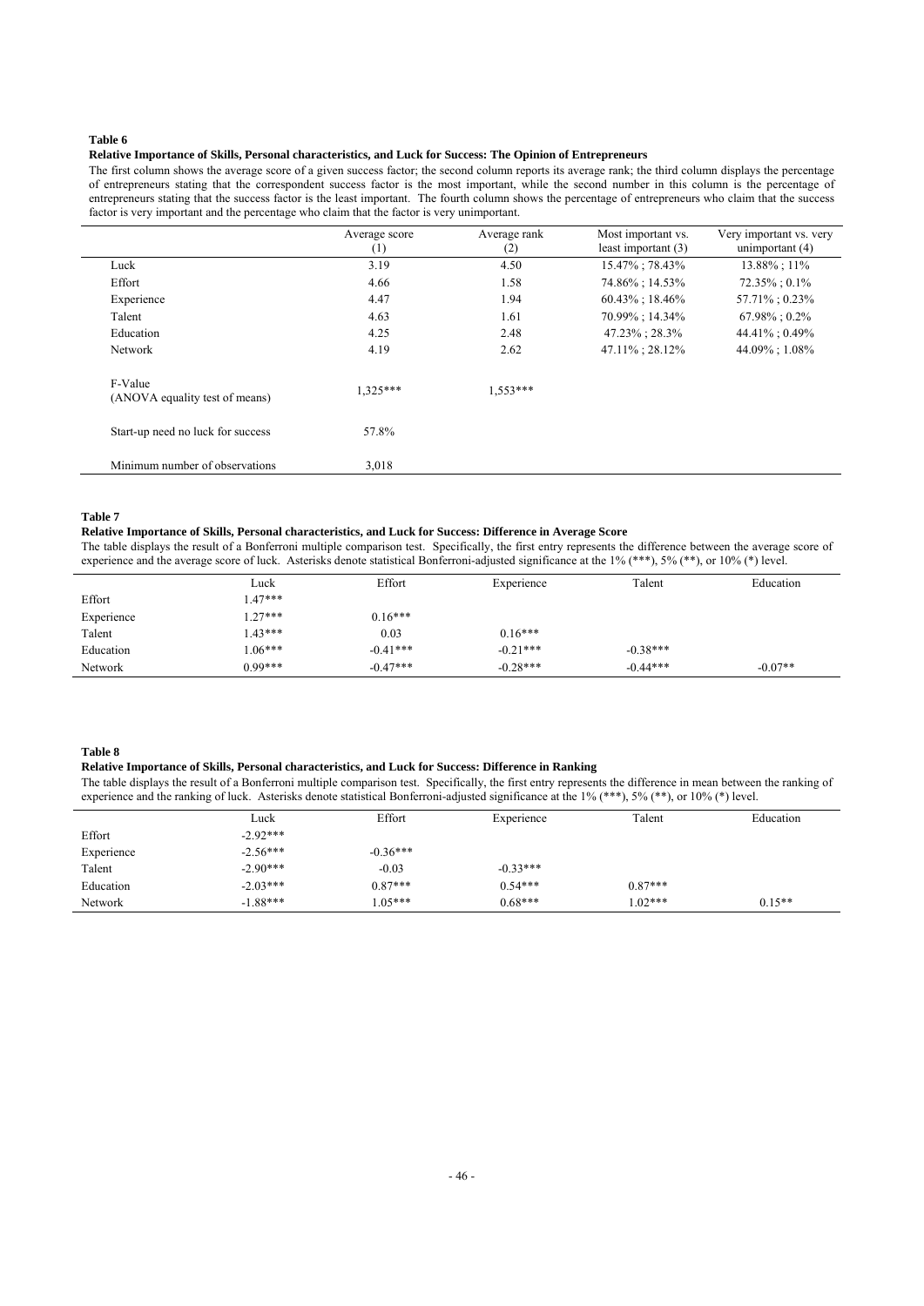**Table 6**

**Relative Importance of Skills, Personal characteristics, and Luck for Success: The Opinion of Entrepreneurs**

The first column shows the average score of a given success factor; the second column reports its average rank; the third column displays the percentage of entrepreneurs stating that the correspondent success factor is the most important, while the second number in this column is the percentage of entrepreneurs stating that the success factor is the least important. The fourth column shows the percentage of entrepreneurs who claim that the success factor is very important and the percentage who claim that the factor is very unimportant.

| | Average score (1) | Average rank (2) | Most important vs. least important (3) | Very important vs. very unimportant (4) |
|---|---|---|---|---|
| Luck | 3.19 | 4.50 | 15.47% ; 78.43% | 13.88% ; 11% |
| Effort | 4.66 | 1.58 | 74.86% ; 14.53% | 72.35% ; 0.1% |
| Experience | 4.47 | 1.94 | 60.43% ; 18.46% | 57.71% ; 0.23% |
| Talent | 4.63 | 1.61 | 70.99% ; 14.34% | 67.98% ; 0.2% |
| Education | 4.25 | 2.48 | 47.23% ; 28.3% | 44.41% ; 0.49% |
| Network | 4.19 | 2.62 | 47.11% ; 28.12% | 44.09% ; 1.08% |
| F-Value (ANOVA equality test of means) | 1,325*** | 1,553*** | | |
| Start-up need no luck for success | 57.8% | | | |
| Minimum number of observations | 3,018 | | | |

**Table 7**

**Relative Importance of Skills, Personal characteristics, and Luck for Success: Difference in Average Score**

The table displays the result of a Bonferroni multiple comparison test. Specifically, the first entry represents the difference between the average score of experience and the average score of luck. Asterisks denote statistical Bonferroni-adjusted significance at the 1% (***), 5% (**), or 10% (*) level.

| | Luck | Effort | Experience | Talent | Education |
|---|---|---|---|---|---|
| Effort | 1.47*** | | | | |
| Experience | 1.27*** | 0.16*** | | | |
| Talent | 1.43*** | 0.03 | 0.16*** | | |
| Education | 1.06*** | -0.41*** | -0.21*** | -0.38*** | |
| Network | 0.99*** | -0.47*** | -0.28*** | -0.44*** | -0.07** |

**Table 8**

**Relative Importance of Skills, Personal characteristics, and Luck for Success: Difference in Ranking**

The table displays the result of a Bonferroni multiple comparison test. Specifically, the first entry represents the difference in mean between the ranking of experience and the ranking of luck. Asterisks denote statistical Bonferroni-adjusted significance at the 1% (***), 5% (**), or 10% (*) level.

| | Luck | Effort | Experience | Talent | Education |
|---|---|---|---|---|---|
| Effort | -2.92*** | | | | |
| Experience | -2.56*** | -0.36*** | | | |
| Talent | -2.90*** | -0.03 | -0.33*** | | |
| Education | -2.03*** | 0.87*** | 0.54*** | 0.87*** | |
| Network | -1.88*** | 1.05*** | 0.68*** | 1.02*** | 0.15** |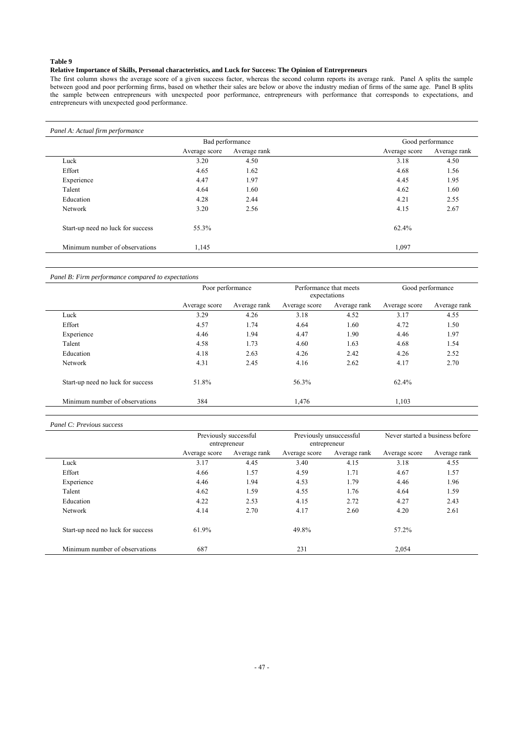**Table 9**

**Relative Importance of Skills, Personal characteristics, and Luck for Success: The Opinion of Entrepreneurs**

The first column shows the average score of a given success factor, whereas the second column reports its average rank. Panel A splits the sample between good and poor performing firms, based on whether their sales are below or above the industry median of firms of the same age. Panel B splits the sample between entrepreneurs with unexpected poor performance, entrepreneurs with performance that corresponds to expectations, and entrepreneurs with unexpected good performance.

*Panel A: Actual firm performance*

| | Bad performance | | Good performance | |
|---|---|---|---|---|
| | Average score | Average rank | Average score | Average rank |
| Luck | 3.20 | 4.50 | 3.18 | 4.50 |
| Effort | 4.65 | 1.62 | 4.68 | 1.56 |
| Experience | 4.47 | 1.97 | 4.45 | 1.95 |
| Talent | 4.64 | 1.60 | 4.62 | 1.60 |
| Education | 4.28 | 2.44 | 4.21 | 2.55 |
| Network | 3.20 | 2.56 | 4.15 | 2.67 |
| Start-up need no luck for success | 55.3% | | 62.4% | |
| Minimum number of observations | 1,145 | | 1,097 | |

*Panel B: Firm performance compared to expectations*

| | Poor performance | | Performance that meets expectations | | Good performance | |
|---|---|---|---|---|---|---|
| | Average score | Average rank | Average score | Average rank | Average score | Average rank |
| Luck | 3.29 | 4.26 | 3.18 | 4.52 | 3.17 | 4.55 |
| Effort | 4.57 | 1.74 | 4.64 | 1.60 | 4.72 | 1.50 |
| Experience | 4.46 | 1.94 | 4.47 | 1.90 | 4.46 | 1.97 |
| Talent | 4.58 | 1.73 | 4.60 | 1.63 | 4.68 | 1.54 |
| Education | 4.18 | 2.63 | 4.26 | 2.42 | 4.26 | 2.52 |
| Network | 4.31 | 2.45 | 4.16 | 2.62 | 4.17 | 2.70 |
| Start-up need no luck for success | 51.8% | | 56.3% | | 62.4% | |
| Minimum number of observations | 384 | | 1,476 | | 1,103 | |

*Panel C: Previous success*

| | Previously successful entrepreneur | | Previously unsuccessful entrepreneur | | Never started a business before | |
|---|---|---|---|---|---|---|
| | Average score | Average rank | Average score | Average rank | Average score | Average rank |
| Luck | 3.17 | 4.45 | 3.40 | 4.15 | 3.18 | 4.55 |
| Effort | 4.66 | 1.57 | 4.59 | 1.71 | 4.67 | 1.57 |
| Experience | 4.46 | 1.94 | 4.53 | 1.79 | 4.46 | 1.96 |
| Talent | 4.62 | 1.59 | 4.55 | 1.76 | 4.64 | 1.59 |
| Education | 4.22 | 2.53 | 4.15 | 2.72 | 4.27 | 2.43 |
| Network | 4.14 | 2.70 | 4.17 | 2.60 | 4.20 | 2.61 |
| Start-up need no luck for success | 61.9% | | 49.8% | | 57.2% | |
| Minimum number of observations | 687 | | 231 | | 2,054 | |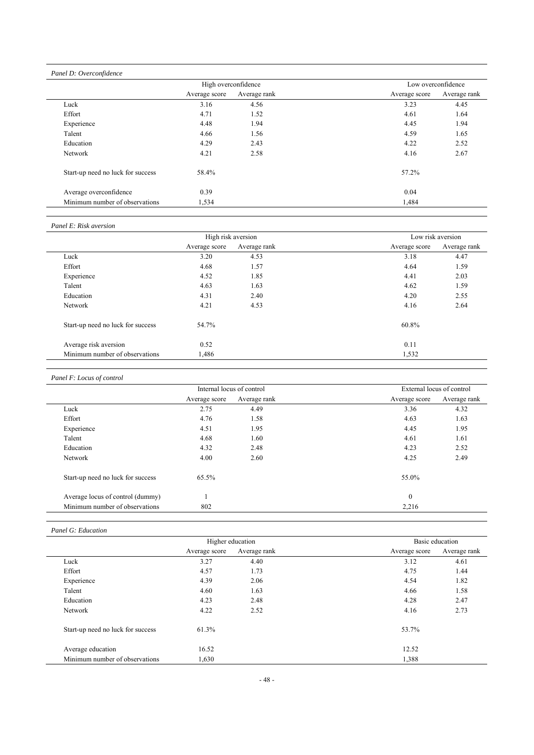*Panel D: Overconfidence*

| | High overconfidence | | Low overconfidence | |
|---|---|---|---|---|
| | Average score | Average rank | Average score | Average rank |
| Luck | 3.16 | 4.56 | 3.23 | 4.45 |
| Effort | 4.71 | 1.52 | 4.61 | 1.64 |
| Experience | 4.48 | 1.94 | 4.45 | 1.94 |
| Talent | 4.66 | 1.56 | 4.59 | 1.65 |
| Education | 4.29 | 2.43 | 4.22 | 2.52 |
| Network | 4.21 | 2.58 | 4.16 | 2.67 |
| Start-up need no luck for success | 58.4% | | 57.2% | |
| Average overconfidence | 0.39 | | 0.04 | |
| Minimum number of observations | 1,534 | | 1,484 | |

*Panel E: Risk aversion*

| | High risk aversion | | Low risk aversion | |
|---|---|---|---|---|
| | Average score | Average rank | Average score | Average rank |
| Luck | 3.20 | 4.53 | 3.18 | 4.47 |
| Effort | 4.68 | 1.57 | 4.64 | 1.59 |
| Experience | 4.52 | 1.85 | 4.41 | 2.03 |
| Talent | 4.63 | 1.63 | 4.62 | 1.59 |
| Education | 4.31 | 2.40 | 4.20 | 2.55 |
| Network | 4.21 | 4.53 | 4.16 | 2.64 |
| Start-up need no luck for success | 54.7% | | 60.8% | |
| Average risk aversion | 0.52 | | 0.11 | |
| Minimum number of observations | 1,486 | | 1,532 | |

*Panel F: Locus of control*

| | Internal locus of control | | External locus of control | |
|---|---|---|---|---|
| | Average score | Average rank | Average score | Average rank |
| Luck | 2.75 | 4.49 | 3.36 | 4.32 |
| Effort | 4.76 | 1.58 | 4.63 | 1.63 |
| Experience | 4.51 | 1.95 | 4.45 | 1.95 |
| Talent | 4.68 | 1.60 | 4.61 | 1.61 |
| Education | 4.32 | 2.48 | 4.23 | 2.52 |
| Network | 4.00 | 2.60 | 4.25 | 2.49 |
| Start-up need no luck for success | 65.5% | | 55.0% | |
| Average locus of control (dummy) | 1 | | 0 | |
| Minimum number of observations | 802 | | 2,216 | |

*Panel G: Education*

| | Higher education | | Basic education | |
|---|---|---|---|---|
| | Average score | Average rank | Average score | Average rank |
| Luck | 3.27 | 4.40 | 3.12 | 4.61 |
| Effort | 4.57 | 1.73 | 4.75 | 1.44 |
| Experience | 4.39 | 2.06 | 4.54 | 1.82 |
| Talent | 4.60 | 1.63 | 4.66 | 1.58 |
| Education | 4.23 | 2.48 | 4.28 | 2.47 |
| Network | 4.22 | 2.52 | 4.16 | 2.73 |
| Start-up need no luck for success | 61.3% | | 53.7% | |
| Average education | 16.52 | | 12.52 | |
| Minimum number of observations | 1,630 | | 1,388 | |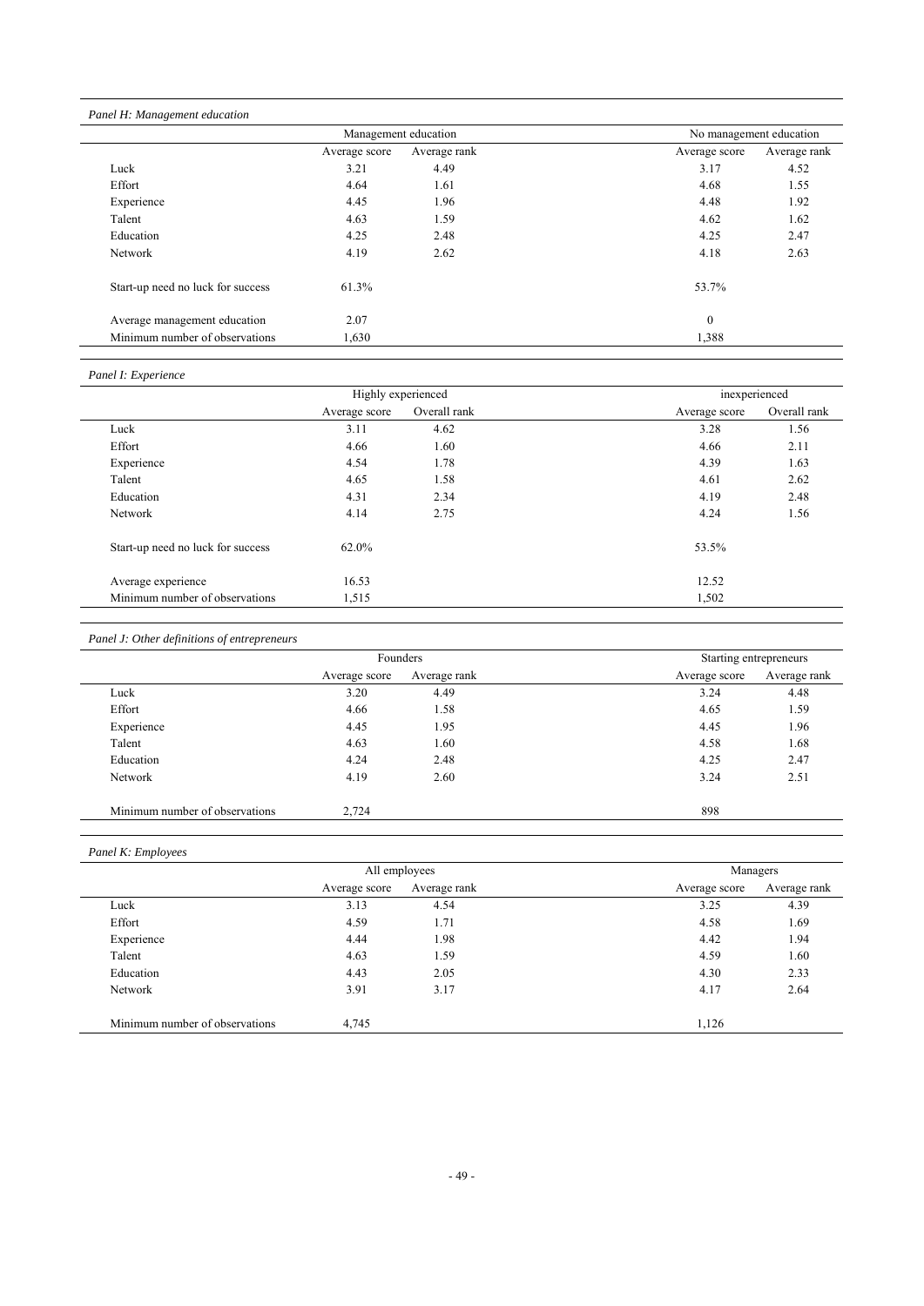*Panel H: Management education*

| | Management education | | No management education | |
|---|---|---|---|---|
| | Average score | Average rank | Average score | Average rank |
| Luck | 3.21 | 4.49 | 3.17 | 4.52 |
| Effort | 4.64 | 1.61 | 4.68 | 1.55 |
| Experience | 4.45 | 1.96 | 4.48 | 1.92 |
| Talent | 4.63 | 1.59 | 4.62 | 1.62 |
| Education | 4.25 | 2.48 | 4.25 | 2.47 |
| Network | 4.19 | 2.62 | 4.18 | 2.63 |
| Start-up need no luck for success | 61.3% | | 53.7% | |
| Average management education | 2.07 | | 0 | |
| Minimum number of observations | 1,630 | | 1,388 | |

*Panel I: Experience*

| | Highly experienced | | inexperienced | |
|---|---|---|---|---|
| | Average score | Overall rank | Average score | Overall rank |
| Luck | 3.11 | 4.62 | 3.28 | 1.56 |
| Effort | 4.66 | 1.60 | 4.66 | 2.11 |
| Experience | 4.54 | 1.78 | 4.39 | 1.63 |
| Talent | 4.65 | 1.58 | 4.61 | 2.62 |
| Education | 4.31 | 2.34 | 4.19 | 2.48 |
| Network | 4.14 | 2.75 | 4.24 | 1.56 |
| Start-up need no luck for success | 62.0% | | 53.5% | |
| Average experience | 16.53 | | 12.52 | |
| Minimum number of observations | 1,515 | | 1,502 | |

*Panel J: Other definitions of entrepreneurs*

| | Founders | | Starting entrepreneurs | |
|---|---|---|---|---|
| | Average score | Average rank | Average score | Average rank |
| Luck | 3.20 | 4.49 | 3.24 | 4.48 |
| Effort | 4.66 | 1.58 | 4.65 | 1.59 |
| Experience | 4.45 | 1.95 | 4.45 | 1.96 |
| Talent | 4.63 | 1.60 | 4.58 | 1.68 |
| Education | 4.24 | 2.48 | 4.25 | 2.47 |
| Network | 4.19 | 2.60 | 3.24 | 2.51 |
| Minimum number of observations | 2,724 | | 898 | |

*Panel K: Employees*

| | All employees | | Managers | |
|---|---|---|---|---|
| | Average score | Average rank | Average score | Average rank |
| Luck | 3.13 | 4.54 | 3.25 | 4.39 |
| Effort | 4.59 | 1.71 | 4.58 | 1.69 |
| Experience | 4.44 | 1.98 | 4.42 | 1.94 |
| Talent | 4.63 | 1.59 | 4.59 | 1.60 |
| Education | 4.43 | 2.05 | 4.30 | 2.33 |
| Network | 3.91 | 3.17 | 4.17 | 2.64 |
| Minimum number of observations | 4,745 | | 1,126 | |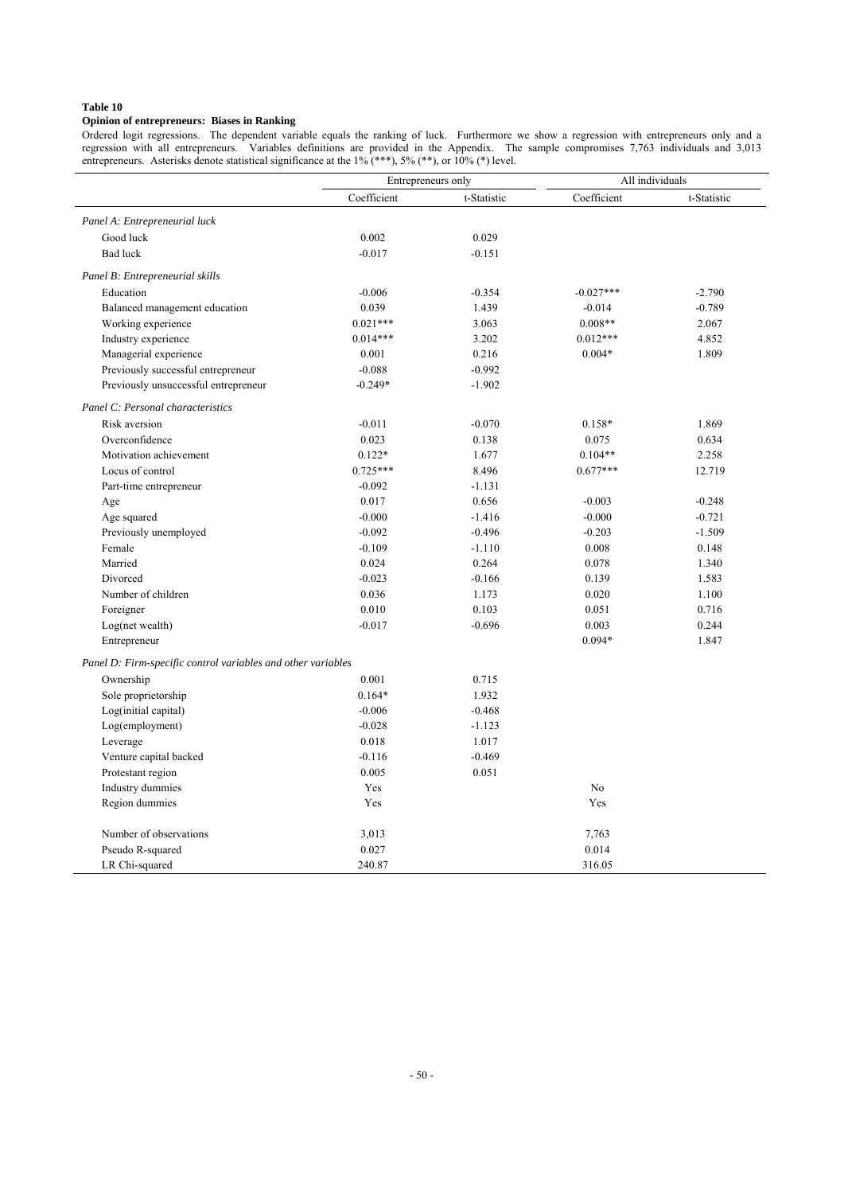**Table 10**

**Opinion of entrepreneurs: Biases in Ranking**

Ordered logit regressions. The dependent variable equals the ranking of luck. Furthermore we show a regression with entrepreneurs only and a regression with all entrepreneurs. Variables definitions are provided in the Appendix. The sample compromises 7,763 individuals and 3,013 entrepreneurs. Asterisks denote statistical significance at the 1% (***), 5% (**), or 10% (*) level.

| | Entrepreneurs only | | All individuals | |
|---|---|---|---|---|
| | Coefficient | t-Statistic | Coefficient | t-Statistic |
| *Panel A: Entrepreneurial luck* | | | | |
| Good luck | 0.002 | 0.029 | | |
| Bad luck | -0.017 | -0.151 | | |
| *Panel B: Entrepreneurial skills* | | | | |
| Education | -0.006 | -0.354 | -0.027*** | -2.790 |
| Balanced management education | 0.039 | 1.439 | -0.014 | -0.789 |
| Working experience | 0.021*** | 3.063 | 0.008** | 2.067 |
| Industry experience | 0.014*** | 3.202 | 0.012*** | 4.852 |
| Managerial experience | 0.001 | 0.216 | 0.004* | 1.809 |
| Previously successful entrepreneur | -0.088 | -0.992 | | |
| Previously unsuccessful entrepreneur | -0.249* | -1.902 | | |
| *Panel C: Personal characteristics* | | | | |
| Risk aversion | -0.011 | -0.070 | 0.158* | 1.869 |
| Overconfidence | 0.023 | 0.138 | 0.075 | 0.634 |
| Motivation achievement | 0.122* | 1.677 | 0.104** | 2.258 |
| Locus of control | 0.725*** | 8.496 | 0.677*** | 12.719 |
| Part-time entrepreneur | -0.092 | -1.131 | | |
| Age | 0.017 | 0.656 | -0.003 | -0.248 |
| Age squared | -0.000 | -1.416 | -0.000 | -0.721 |
| Previously unemployed | -0.092 | -0.496 | -0.203 | -1.509 |
| Female | -0.109 | -1.110 | 0.008 | 0.148 |
| Married | 0.024 | 0.264 | 0.078 | 1.340 |
| Divorced | -0.023 | -0.166 | 0.139 | 1.583 |
| Number of children | 0.036 | 1.173 | 0.020 | 1.100 |
| Foreigner | 0.010 | 0.103 | 0.051 | 0.716 |
| Log(net wealth) | -0.017 | -0.696 | 0.003 | 0.244 |
| Entrepreneur | | | 0.094* | 1.847 |
| *Panel D: Firm-specific control variables and other variables* | | | | |
| Ownership | 0.001 | 0.715 | | |
| Sole proprietorship | 0.164* | 1.932 | | |
| Log(initial capital) | -0.006 | -0.468 | | |
| Log(employment) | -0.028 | -1.123 | | |
| Leverage | 0.018 | 1.017 | | |
| Venture capital backed | -0.116 | -0.469 | | |
| Protestant region | 0.005 | 0.051 | | |
| Industry dummies | Yes | | No | |
| Region dummies | Yes | | Yes | |
| Number of observations | 3,013 | | 7,763 | |
| Pseudo R-squared | 0.027 | | 0.014 | |
| LR Chi-squared | 240.87 | | 316.05 | |